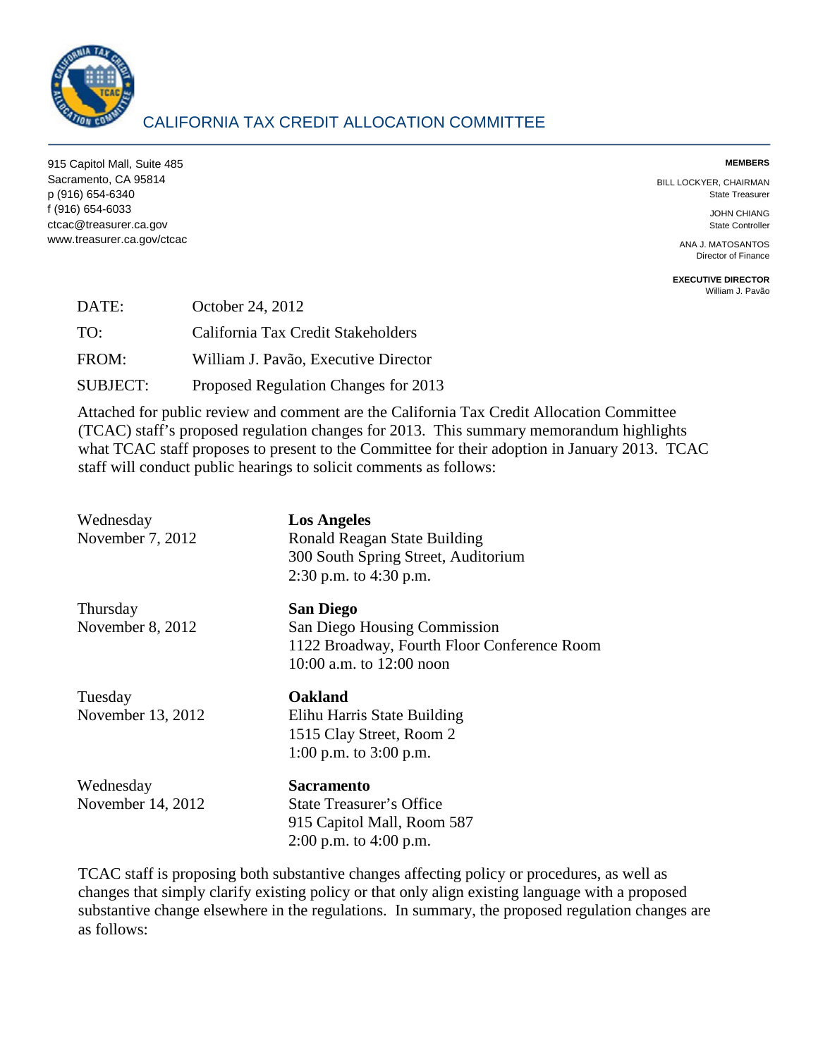# CALIFORNIA TAX CREDIT ALLOCATION COMMITTEE

915 Capitol Mall, Suite 485
Sacramento, CA 95814
p (916) 654-6340
f (916) 654-6033
ctcac@treasurer.ca.gov
www.treasurer.ca.gov/ctcac

**MEMBERS**

BILL LOCKYER, CHAIRMAN
State Treasurer

JOHN CHIANG
State Controller

ANA J. MATOSANTOS
Director of Finance

**EXECUTIVE DIRECTOR**
William J. Pavão

DATE: October 24, 2012

TO: California Tax Credit Stakeholders

FROM: William J. Pavão, Executive Director

SUBJECT: Proposed Regulation Changes for 2013

Attached for public review and comment are the California Tax Credit Allocation Committee (TCAC) staff's proposed regulation changes for 2013. This summary memorandum highlights what TCAC staff proposes to present to the Committee for their adoption in January 2013. TCAC staff will conduct public hearings to solicit comments as follows:

Wednesday
November 7, 2012

**Los Angeles**
Ronald Reagan State Building
300 South Spring Street, Auditorium
2:30 p.m. to 4:30 p.m.

Thursday
November 8, 2012

**San Diego**
San Diego Housing Commission
1122 Broadway, Fourth Floor Conference Room
10:00 a.m. to 12:00 noon

Tuesday
November 13, 2012

**Oakland**
Elihu Harris State Building
1515 Clay Street, Room 2
1:00 p.m. to 3:00 p.m.

Wednesday
November 14, 2012

**Sacramento**
State Treasurer's Office
915 Capitol Mall, Room 587
2:00 p.m. to 4:00 p.m.

TCAC staff is proposing both substantive changes affecting policy or procedures, as well as changes that simply clarify existing policy or that only align existing language with a proposed substantive change elsewhere in the regulations. In summary, the proposed regulation changes are as follows: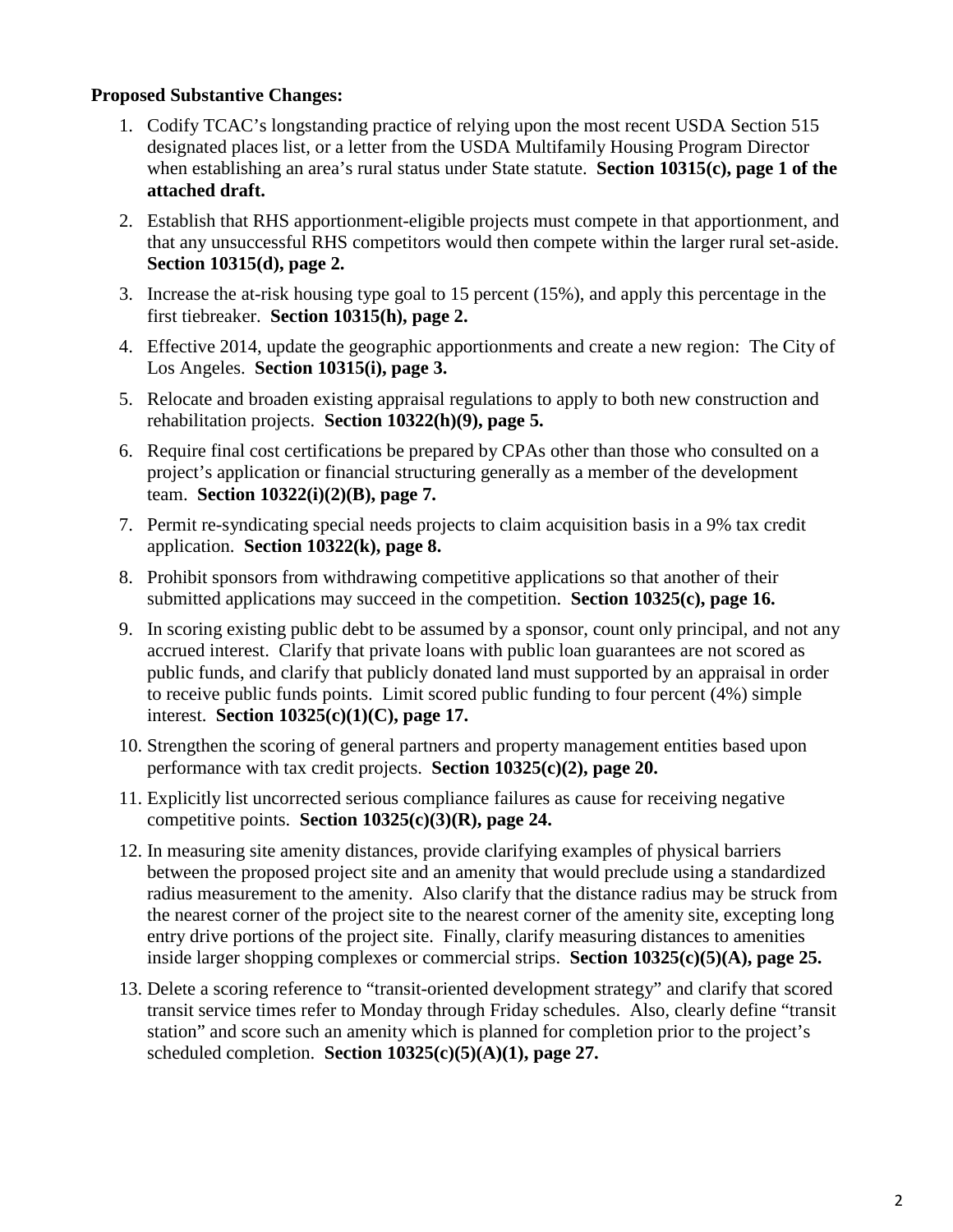**Proposed Substantive Changes:**

1. Codify TCAC's longstanding practice of relying upon the most recent USDA Section 515 designated places list, or a letter from the USDA Multifamily Housing Program Director when establishing an area's rural status under State statute. **Section 10315(c), page 1 of the attached draft.**
2. Establish that RHS apportionment-eligible projects must compete in that apportionment, and that any unsuccessful RHS competitors would then compete within the larger rural set-aside. **Section 10315(d), page 2.**
3. Increase the at-risk housing type goal to 15 percent (15%), and apply this percentage in the first tiebreaker. **Section 10315(h), page 2.**
4. Effective 2014, update the geographic apportionments and create a new region: The City of Los Angeles. **Section 10315(i), page 3.**
5. Relocate and broaden existing appraisal regulations to apply to both new construction and rehabilitation projects. **Section 10322(h)(9), page 5.**
6. Require final cost certifications be prepared by CPAs other than those who consulted on a project's application or financial structuring generally as a member of the development team. **Section 10322(i)(2)(B), page 7.**
7. Permit re-syndicating special needs projects to claim acquisition basis in a 9% tax credit application. **Section 10322(k), page 8.**
8. Prohibit sponsors from withdrawing competitive applications so that another of their submitted applications may succeed in the competition. **Section 10325(c), page 16.**
9. In scoring existing public debt to be assumed by a sponsor, count only principal, and not any accrued interest. Clarify that private loans with public loan guarantees are not scored as public funds, and clarify that publicly donated land must supported by an appraisal in order to receive public funds points. Limit scored public funding to four percent (4%) simple interest. **Section 10325(c)(1)(C), page 17.**
10. Strengthen the scoring of general partners and property management entities based upon performance with tax credit projects. **Section 10325(c)(2), page 20.**
11. Explicitly list uncorrected serious compliance failures as cause for receiving negative competitive points. **Section 10325(c)(3)(R), page 24.**
12. In measuring site amenity distances, provide clarifying examples of physical barriers between the proposed project site and an amenity that would preclude using a standardized radius measurement to the amenity. Also clarify that the distance radius may be struck from the nearest corner of the project site to the nearest corner of the amenity site, excepting long entry drive portions of the project site. Finally, clarify measuring distances to amenities inside larger shopping complexes or commercial strips. **Section 10325(c)(5)(A), page 25.**
13. Delete a scoring reference to "transit-oriented development strategy" and clarify that scored transit service times refer to Monday through Friday schedules. Also, clearly define "transit station" and score such an amenity which is planned for completion prior to the project's scheduled completion. **Section 10325(c)(5)(A)(1), page 27.**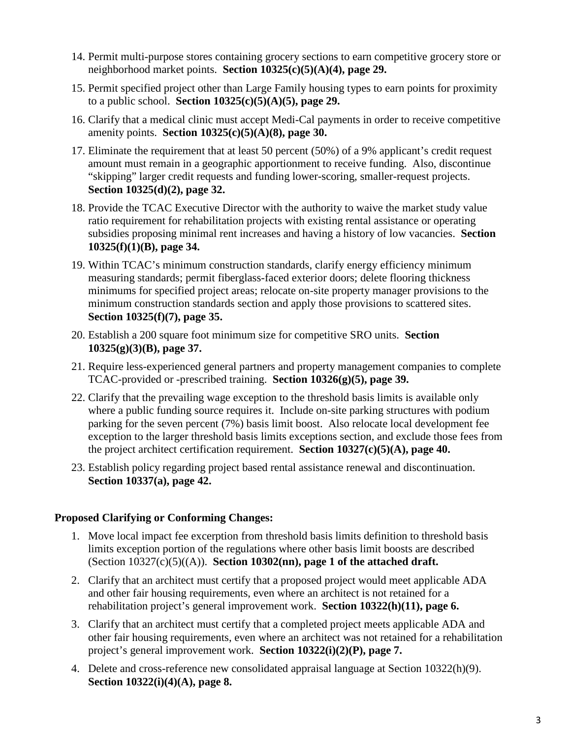14. Permit multi-purpose stores containing grocery sections to earn competitive grocery store or neighborhood market points. **Section 10325(c)(5)(A)(4), page 29.**

15. Permit specified project other than Large Family housing types to earn points for proximity to a public school. **Section 10325(c)(5)(A)(5), page 29.**

16. Clarify that a medical clinic must accept Medi-Cal payments in order to receive competitive amenity points. **Section 10325(c)(5)(A)(8), page 30.**

17. Eliminate the requirement that at least 50 percent (50%) of a 9% applicant's credit request amount must remain in a geographic apportionment to receive funding. Also, discontinue "skipping" larger credit requests and funding lower-scoring, smaller-request projects. **Section 10325(d)(2), page 32.**

18. Provide the TCAC Executive Director with the authority to waive the market study value ratio requirement for rehabilitation projects with existing rental assistance or operating subsidies proposing minimal rent increases and having a history of low vacancies. **Section 10325(f)(1)(B), page 34.**

19. Within TCAC's minimum construction standards, clarify energy efficiency minimum measuring standards; permit fiberglass-faced exterior doors; delete flooring thickness minimums for specified project areas; relocate on-site property manager provisions to the minimum construction standards section and apply those provisions to scattered sites. **Section 10325(f)(7), page 35.**

20. Establish a 200 square foot minimum size for competitive SRO units. **Section 10325(g)(3)(B), page 37.**

21. Require less-experienced general partners and property management companies to complete TCAC-provided or -prescribed training. **Section 10326(g)(5), page 39.**

22. Clarify that the prevailing wage exception to the threshold basis limits is available only where a public funding source requires it. Include on-site parking structures with podium parking for the seven percent (7%) basis limit boost. Also relocate local development fee exception to the larger threshold basis limits exceptions section, and exclude those fees from the project architect certification requirement. **Section 10327(c)(5)(A), page 40.**

23. Establish policy regarding project based rental assistance renewal and discontinuation. **Section 10337(a), page 42.**

**Proposed Clarifying or Conforming Changes:**

1. Move local impact fee excerption from threshold basis limits definition to threshold basis limits exception portion of the regulations where other basis limit boosts are described (Section 10327(c)(5)((A)). **Section 10302(nn), page 1 of the attached draft.**

2. Clarify that an architect must certify that a proposed project would meet applicable ADA and other fair housing requirements, even where an architect is not retained for a rehabilitation project's general improvement work. **Section 10322(h)(11), page 6.**

3. Clarify that an architect must certify that a completed project meets applicable ADA and other fair housing requirements, even where an architect was not retained for a rehabilitation project's general improvement work. **Section 10322(i)(2)(P), page 7.**

4. Delete and cross-reference new consolidated appraisal language at Section 10322(h)(9). **Section 10322(i)(4)(A), page 8.**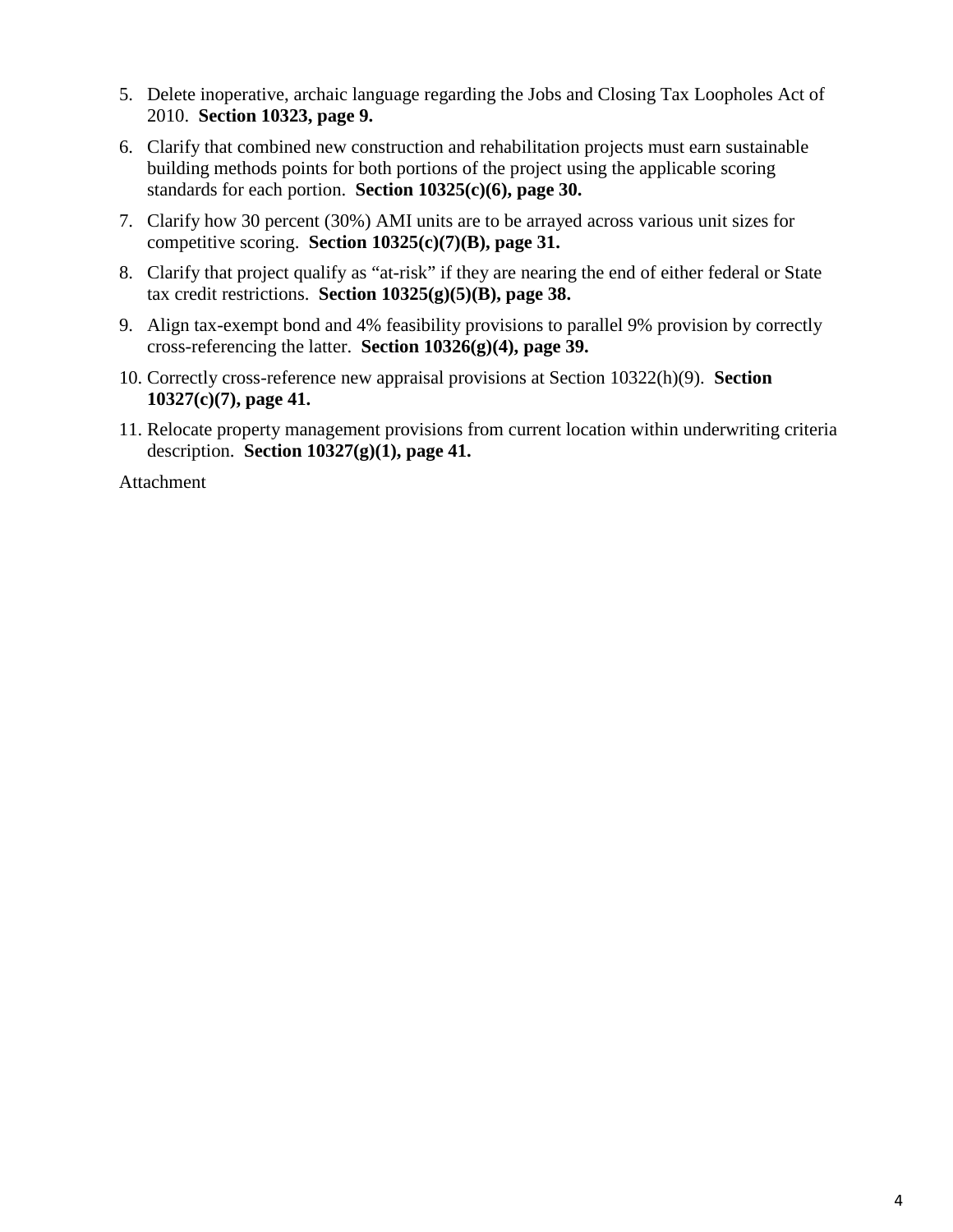5. Delete inoperative, archaic language regarding the Jobs and Closing Tax Loopholes Act of 2010. **Section 10323, page 9.**
6. Clarify that combined new construction and rehabilitation projects must earn sustainable building methods points for both portions of the project using the applicable scoring standards for each portion. **Section 10325(c)(6), page 30.**
7. Clarify how 30 percent (30%) AMI units are to be arrayed across various unit sizes for competitive scoring. **Section 10325(c)(7)(B), page 31.**
8. Clarify that project qualify as "at-risk" if they are nearing the end of either federal or State tax credit restrictions. **Section 10325(g)(5)(B), page 38.**
9. Align tax-exempt bond and 4% feasibility provisions to parallel 9% provision by correctly cross-referencing the latter. **Section 10326(g)(4), page 39.**
10. Correctly cross-reference new appraisal provisions at Section 10322(h)(9). **Section 10327(c)(7), page 41.**
11. Relocate property management provisions from current location within underwriting criteria description. **Section 10327(g)(1), page 41.**

Attachment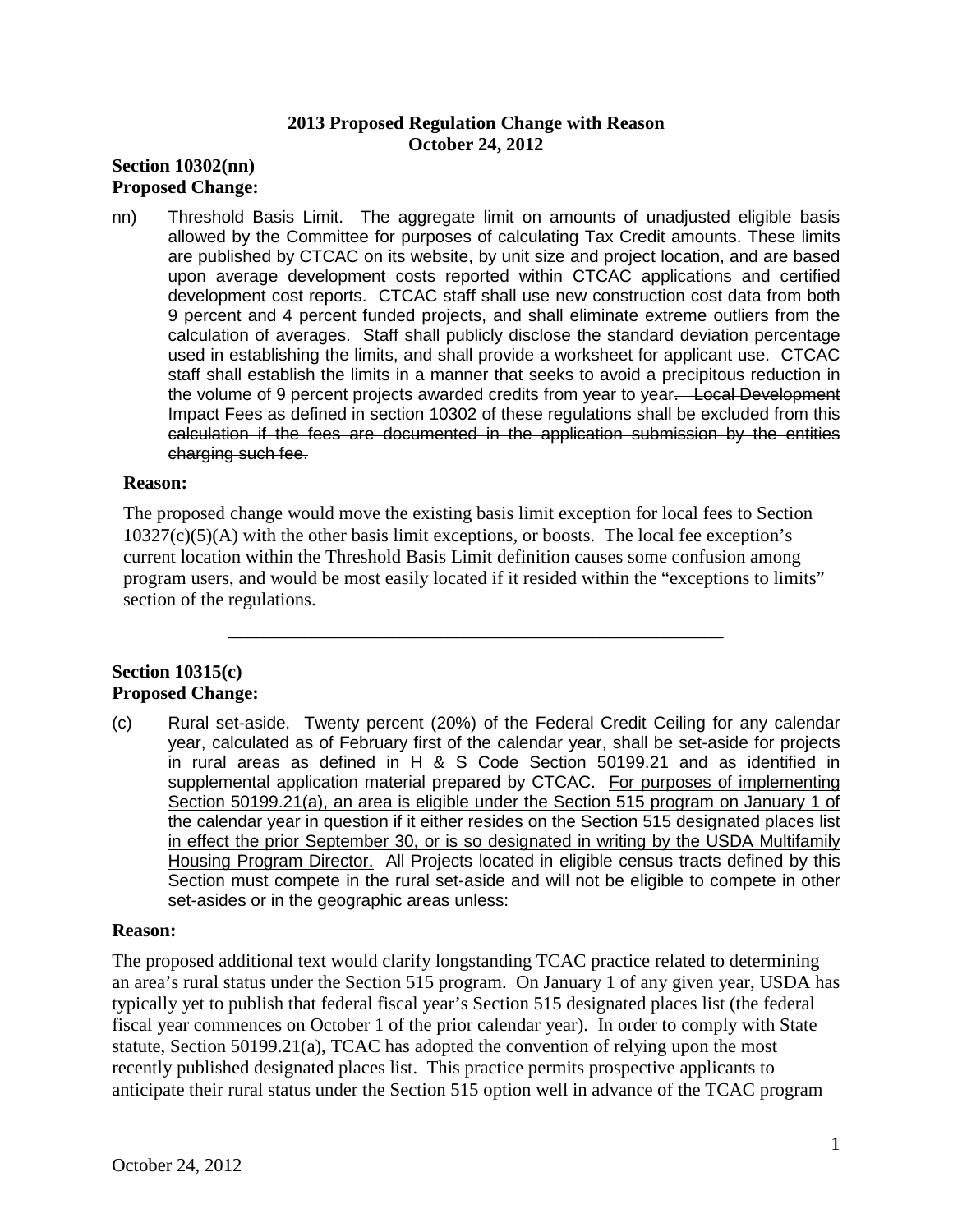**2013 Proposed Regulation Change with Reason**
**October 24, 2012**

**Section 10302(nn)**
**Proposed Change:**

nn) Threshold Basis Limit. The aggregate limit on amounts of unadjusted eligible basis allowed by the Committee for purposes of calculating Tax Credit amounts. These limits are published by CTCAC on its website, by unit size and project location, and are based upon average development costs reported within CTCAC applications and certified development cost reports. CTCAC staff shall use new construction cost data from both 9 percent and 4 percent funded projects, and shall eliminate extreme outliers from the calculation of averages. Staff shall publicly disclose the standard deviation percentage used in establishing the limits, and shall provide a worksheet for applicant use. CTCAC staff shall establish the limits in a manner that seeks to avoid a precipitous reduction in the volume of 9 percent projects awarded credits from year to year~~. Local Development Impact Fees as defined in section 10302 of these regulations shall be excluded from this calculation if the fees are documented in the application submission by the entities charging such fee.~~

**Reason:**

The proposed change would move the existing basis limit exception for local fees to Section 10327(c)(5)(A) with the other basis limit exceptions, or boosts. The local fee exception's current location within the Threshold Basis Limit definition causes some confusion among program users, and would be most easily located if it resided within the "exceptions to limits" section of the regulations.

---

**Section 10315(c)**
**Proposed Change:**

(c) Rural set-aside. Twenty percent (20%) of the Federal Credit Ceiling for any calendar year, calculated as of February first of the calendar year, shall be set-aside for projects in rural areas as defined in H & S Code Section 50199.21 and as identified in supplemental application material prepared by CTCAC. <u>For purposes of implementing Section 50199.21(a), an area is eligible under the Section 515 program on January 1 of the calendar year in question if it either resides on the Section 515 designated places list in effect the prior September 30, or is so designated in writing by the USDA Multifamily Housing Program Director.</u> All Projects located in eligible census tracts defined by this Section must compete in the rural set-aside and will not be eligible to compete in other set-asides or in the geographic areas unless:

**Reason:**

The proposed additional text would clarify longstanding TCAC practice related to determining an area's rural status under the Section 515 program. On January 1 of any given year, USDA has typically yet to publish that federal fiscal year's Section 515 designated places list (the federal fiscal year commences on October 1 of the prior calendar year). In order to comply with State statute, Section 50199.21(a), TCAC has adopted the convention of relying upon the most recently published designated places list. This practice permits prospective applicants to anticipate their rural status under the Section 515 option well in advance of the TCAC program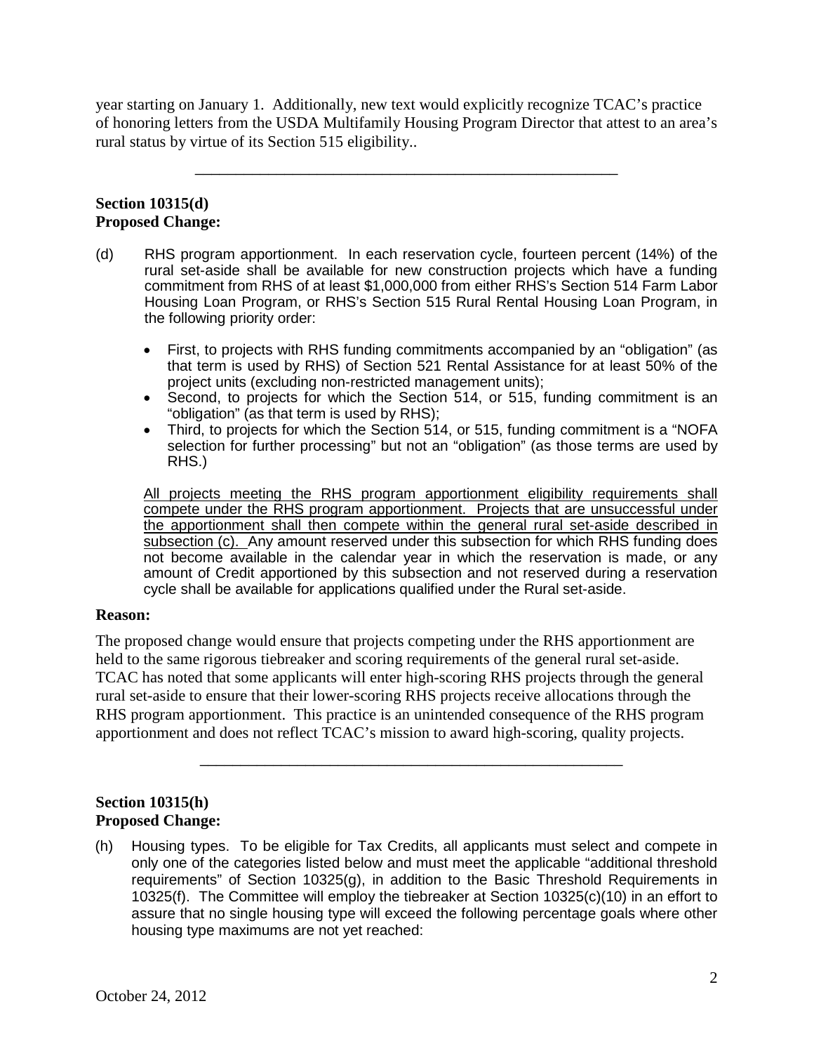year starting on January 1. Additionally, new text would explicitly recognize TCAC's practice of honoring letters from the USDA Multifamily Housing Program Director that attest to an area's rural status by virtue of its Section 515 eligibility..

---

**Section 10315(d)**
**Proposed Change:**

(d) RHS program apportionment. In each reservation cycle, fourteen percent (14%) of the rural set-aside shall be available for new construction projects which have a funding commitment from RHS of at least $1,000,000 from either RHS's Section 514 Farm Labor Housing Loan Program, or RHS's Section 515 Rural Rental Housing Loan Program, in the following priority order:

- First, to projects with RHS funding commitments accompanied by an "obligation" (as that term is used by RHS) of Section 521 Rental Assistance for at least 50% of the project units (excluding non-restricted management units);
- Second, to projects for which the Section 514, or 515, funding commitment is an "obligation" (as that term is used by RHS);
- Third, to projects for which the Section 514, or 515, funding commitment is a "NOFA selection for further processing" but not an "obligation" (as those terms are used by RHS.)

<u>All projects meeting the RHS program apportionment eligibility requirements shall compete under the RHS program apportionment. Projects that are unsuccessful under the apportionment shall then compete within the general rural set-aside described in subsection (c).</u> Any amount reserved under this subsection for which RHS funding does not become available in the calendar year in which the reservation is made, or any amount of Credit apportioned by this subsection and not reserved during a reservation cycle shall be available for applications qualified under the Rural set-aside.

**Reason:**

The proposed change would ensure that projects competing under the RHS apportionment are held to the same rigorous tiebreaker and scoring requirements of the general rural set-aside. TCAC has noted that some applicants will enter high-scoring RHS projects through the general rural set-aside to ensure that their lower-scoring RHS projects receive allocations through the RHS program apportionment. This practice is an unintended consequence of the RHS program apportionment and does not reflect TCAC's mission to award high-scoring, quality projects.

---

**Section 10315(h)**
**Proposed Change:**

(h) Housing types. To be eligible for Tax Credits, all applicants must select and compete in only one of the categories listed below and must meet the applicable "additional threshold requirements" of Section 10325(g), in addition to the Basic Threshold Requirements in 10325(f). The Committee will employ the tiebreaker at Section 10325(c)(10) in an effort to assure that no single housing type will exceed the following percentage goals where other housing type maximums are not yet reached: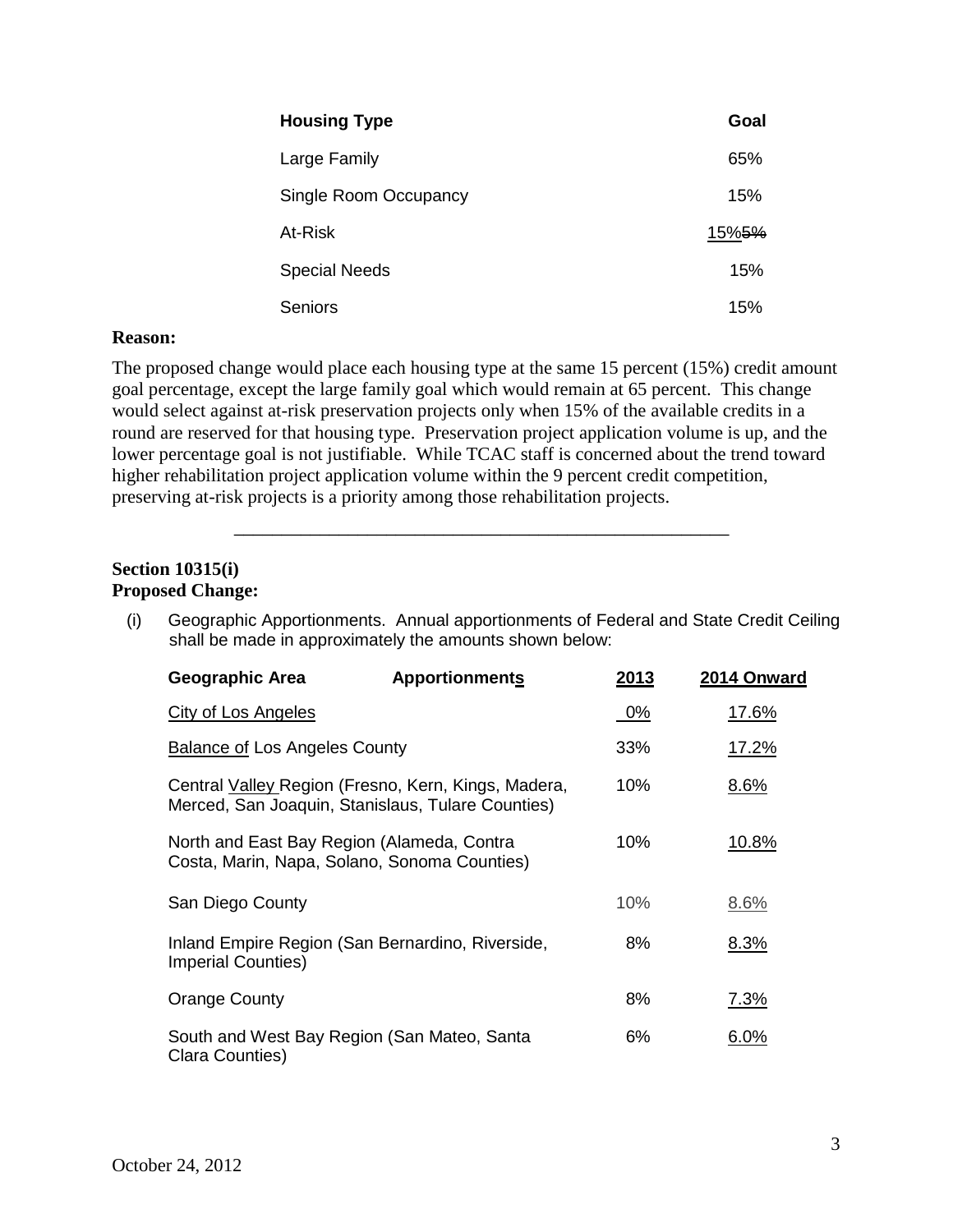| Housing Type | Goal |
|---|---|
| Large Family | 65% |
| Single Room Occupancy | 15% |
| At-Risk | 15% ~~5%~~ |
| Special Needs | 15% |
| Seniors | 15% |

**Reason:**

The proposed change would place each housing type at the same 15 percent (15%) credit amount goal percentage, except the large family goal which would remain at 65 percent. This change would select against at-risk preservation projects only when 15% of the available credits in a round are reserved for that housing type. Preservation project application volume is up, and the lower percentage goal is not justifiable. While TCAC staff is concerned about the trend toward higher rehabilitation project application volume within the 9 percent credit competition, preserving at-risk projects is a priority among those rehabilitation projects.

---

**Section 10315(i)**
**Proposed Change:**

(i) Geographic Apportionments. Annual apportionments of Federal and State Credit Ceiling shall be made in approximately the amounts shown below:

| Geographic Area Apportionments | 2013 | 2014 Onward |
|---|---|---|
| City of Los Angeles | 0% | 17.6% |
| Balance of Los Angeles County | 33% | 17.2% |
| Central Valley Region (Fresno, Kern, Kings, Madera, Merced, San Joaquin, Stanislaus, Tulare Counties) | 10% | 8.6% |
| North and East Bay Region (Alameda, Contra Costa, Marin, Napa, Solano, Sonoma Counties) | 10% | 10.8% |
| San Diego County | 10% | 8.6% |
| Inland Empire Region (San Bernardino, Riverside, Imperial Counties) | 8% | 8.3% |
| Orange County | 8% | 7.3% |
| South and West Bay Region (San Mateo, Santa Clara Counties) | 6% | 6.0% |

October 24, 2012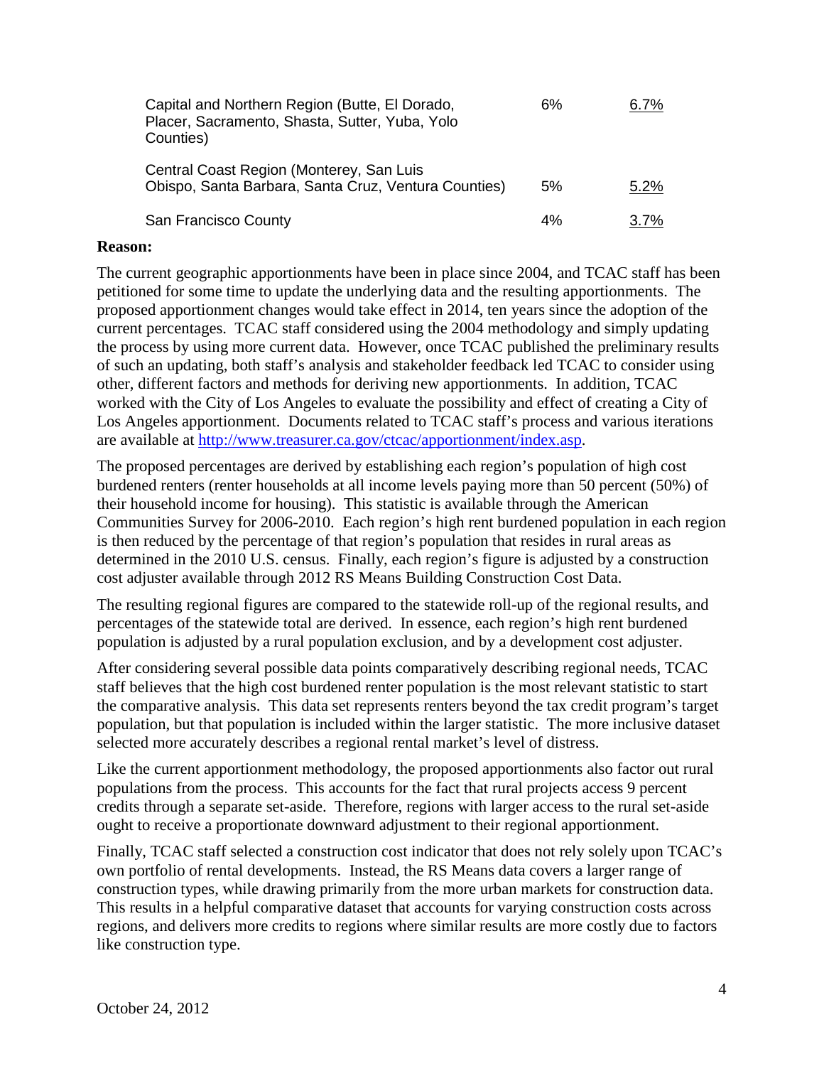| | | |
|---|---|---|
| Capital and Northern Region (Butte, El Dorado, Placer, Sacramento, Shasta, Sutter, Yuba, Yolo Counties) | 6% | 6.7% |
| Central Coast Region (Monterey, San Luis Obispo, Santa Barbara, Santa Cruz, Ventura Counties) | 5% | 5.2% |
| San Francisco County | 4% | 3.7% |

**Reason:**

The current geographic apportionments have been in place since 2004, and TCAC staff has been petitioned for some time to update the underlying data and the resulting apportionments. The proposed apportionment changes would take effect in 2014, ten years since the adoption of the current percentages. TCAC staff considered using the 2004 methodology and simply updating the process by using more current data. However, once TCAC published the preliminary results of such an updating, both staff's analysis and stakeholder feedback led TCAC to consider using other, different factors and methods for deriving new apportionments. In addition, TCAC worked with the City of Los Angeles to evaluate the possibility and effect of creating a City of Los Angeles apportionment. Documents related to TCAC staff's process and various iterations are available at http://www.treasurer.ca.gov/ctcac/apportionment/index.asp.

The proposed percentages are derived by establishing each region's population of high cost burdened renters (renter households at all income levels paying more than 50 percent (50%) of their household income for housing). This statistic is available through the American Communities Survey for 2006-2010. Each region's high rent burdened population in each region is then reduced by the percentage of that region's population that resides in rural areas as determined in the 2010 U.S. census. Finally, each region's figure is adjusted by a construction cost adjuster available through 2012 RS Means Building Construction Cost Data.

The resulting regional figures are compared to the statewide roll-up of the regional results, and percentages of the statewide total are derived. In essence, each region's high rent burdened population is adjusted by a rural population exclusion, and by a development cost adjuster.

After considering several possible data points comparatively describing regional needs, TCAC staff believes that the high cost burdened renter population is the most relevant statistic to start the comparative analysis. This data set represents renters beyond the tax credit program's target population, but that population is included within the larger statistic. The more inclusive dataset selected more accurately describes a regional rental market's level of distress.

Like the current apportionment methodology, the proposed apportionments also factor out rural populations from the process. This accounts for the fact that rural projects access 9 percent credits through a separate set-aside. Therefore, regions with larger access to the rural set-aside ought to receive a proportionate downward adjustment to their regional apportionment.

Finally, TCAC staff selected a construction cost indicator that does not rely solely upon TCAC's own portfolio of rental developments. Instead, the RS Means data covers a larger range of construction types, while drawing primarily from the more urban markets for construction data. This results in a helpful comparative dataset that accounts for varying construction costs across regions, and delivers more credits to regions where similar results are more costly due to factors like construction type.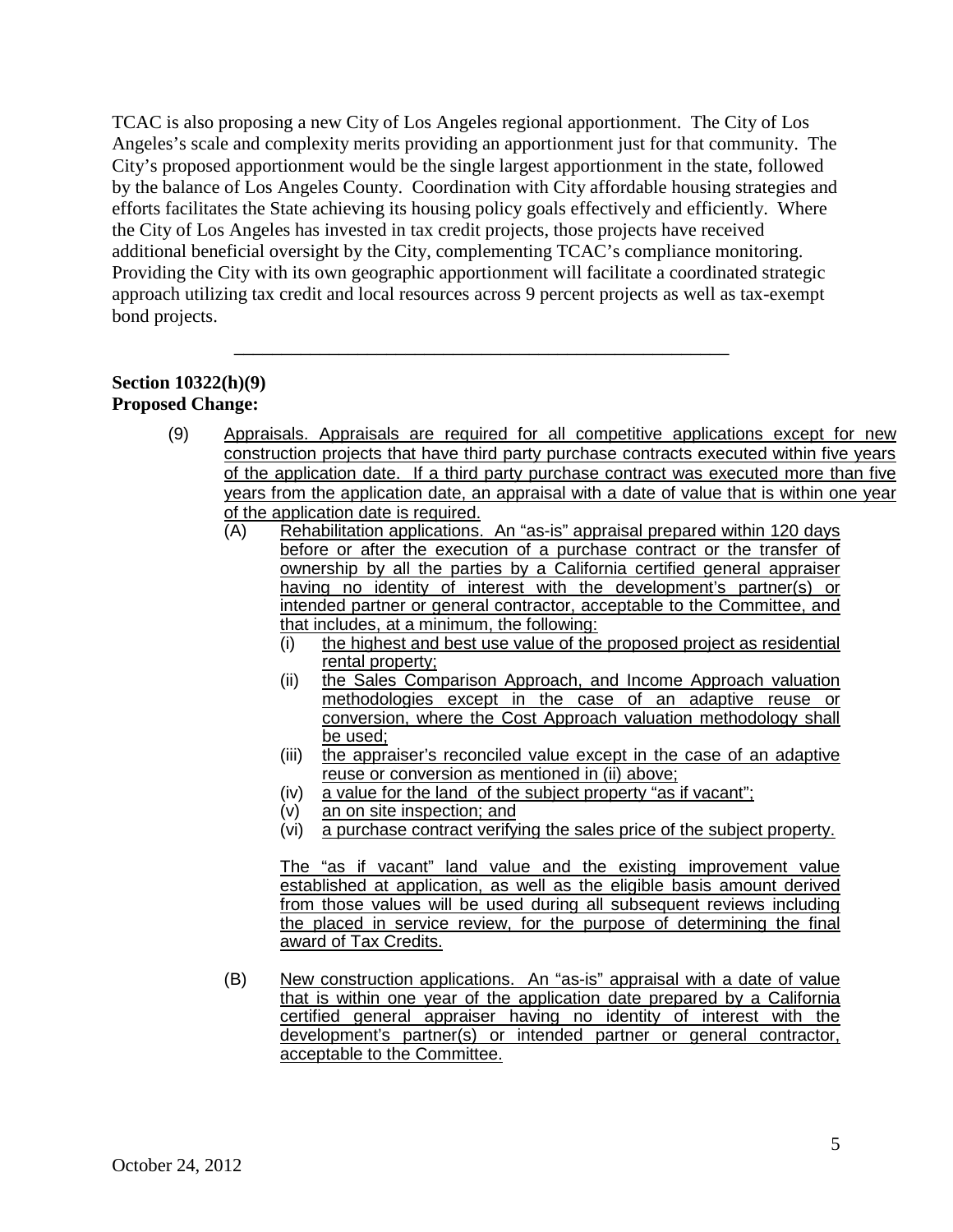TCAC is also proposing a new City of Los Angeles regional apportionment. The City of Los Angeles's scale and complexity merits providing an apportionment just for that community. The City's proposed apportionment would be the single largest apportionment in the state, followed by the balance of Los Angeles County. Coordination with City affordable housing strategies and efforts facilitates the State achieving its housing policy goals effectively and efficiently. Where the City of Los Angeles has invested in tax credit projects, those projects have received additional beneficial oversight by the City, complementing TCAC's compliance monitoring. Providing the City with its own geographic apportionment will facilitate a coordinated strategic approach utilizing tax credit and local resources across 9 percent projects as well as tax-exempt bond projects.

---

**Section 10322(h)(9)**
**Proposed Change:**

(9) Appraisals. Appraisals are required for all competitive applications except for new construction projects that have third party purchase contracts executed within five years of the application date. If a third party purchase contract was executed more than five years from the application date, an appraisal with a date of value that is within one year of the application date is required.

(A) Rehabilitation applications. An "as-is" appraisal prepared within 120 days before or after the execution of a purchase contract or the transfer of ownership by all the parties by a California certified general appraiser having no identity of interest with the development's partner(s) or intended partner or general contractor, acceptable to the Committee, and that includes, at a minimum, the following:

(i) the highest and best use value of the proposed project as residential rental property;

(ii) the Sales Comparison Approach, and Income Approach valuation methodologies except in the case of an adaptive reuse or conversion, where the Cost Approach valuation methodology shall be used;

(iii) the appraiser's reconciled value except in the case of an adaptive reuse or conversion as mentioned in (ii) above;

(iv) a value for the land of the subject property "as if vacant";

(v) an on site inspection; and

(vi) a purchase contract verifying the sales price of the subject property.

The "as if vacant" land value and the existing improvement value established at application, as well as the eligible basis amount derived from those values will be used during all subsequent reviews including the placed in service review, for the purpose of determining the final award of Tax Credits.

(B) New construction applications. An "as-is" appraisal with a date of value that is within one year of the application date prepared by a California certified general appraiser having no identity of interest with the development's partner(s) or intended partner or general contractor, acceptable to the Committee.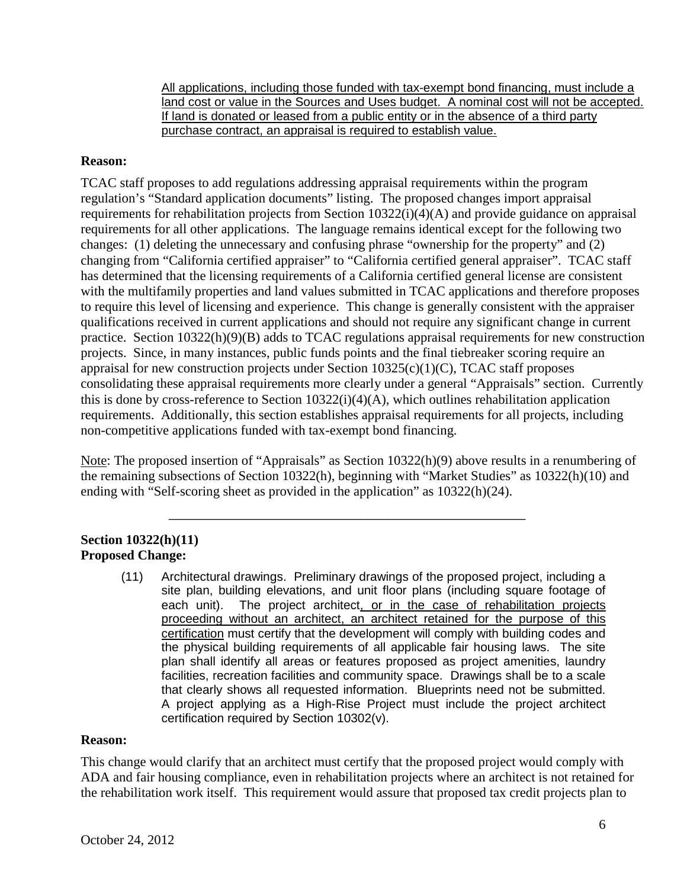<u>All applications, including those funded with tax-exempt bond financing, must include a land cost or value in the Sources and Uses budget. A nominal cost will not be accepted. If land is donated or leased from a public entity or in the absence of a third party purchase contract, an appraisal is required to establish value.</u>

**Reason:**

TCAC staff proposes to add regulations addressing appraisal requirements within the program regulation's "Standard application documents" listing. The proposed changes import appraisal requirements for rehabilitation projects from Section 10322(i)(4)(A) and provide guidance on appraisal requirements for all other applications. The language remains identical except for the following two changes: (1) deleting the unnecessary and confusing phrase "ownership for the property" and (2) changing from "California certified appraiser" to "California certified general appraiser". TCAC staff has determined that the licensing requirements of a California certified general license are consistent with the multifamily properties and land values submitted in TCAC applications and therefore proposes to require this level of licensing and experience. This change is generally consistent with the appraiser qualifications received in current applications and should not require any significant change in current practice. Section 10322(h)(9)(B) adds to TCAC regulations appraisal requirements for new construction projects. Since, in many instances, public funds points and the final tiebreaker scoring require an appraisal for new construction projects under Section 10325(c)(1)(C), TCAC staff proposes consolidating these appraisal requirements more clearly under a general "Appraisals" section. Currently this is done by cross-reference to Section 10322(i)(4)(A), which outlines rehabilitation application requirements. Additionally, this section establishes appraisal requirements for all projects, including non-competitive applications funded with tax-exempt bond financing.

<u>Note</u>: The proposed insertion of "Appraisals" as Section 10322(h)(9) above results in a renumbering of the remaining subsections of Section 10322(h), beginning with "Market Studies" as 10322(h)(10) and ending with "Self-scoring sheet as provided in the application" as 10322(h)(24).

---

**Section 10322(h)(11)**
**Proposed Change:**

(11) Architectural drawings. Preliminary drawings of the proposed project, including a site plan, building elevations, and unit floor plans (including square footage of each unit). The project architect<u>, or in the case of rehabilitation projects proceeding without an architect, an architect retained for the purpose of this certification</u> must certify that the development will comply with building codes and the physical building requirements of all applicable fair housing laws. The site plan shall identify all areas or features proposed as project amenities, laundry facilities, recreation facilities and community space. Drawings shall be to a scale that clearly shows all requested information. Blueprints need not be submitted. A project applying as a High-Rise Project must include the project architect certification required by Section 10302(v).

**Reason:**

This change would clarify that an architect must certify that the proposed project would comply with ADA and fair housing compliance, even in rehabilitation projects where an architect is not retained for the rehabilitation work itself. This requirement would assure that proposed tax credit projects plan to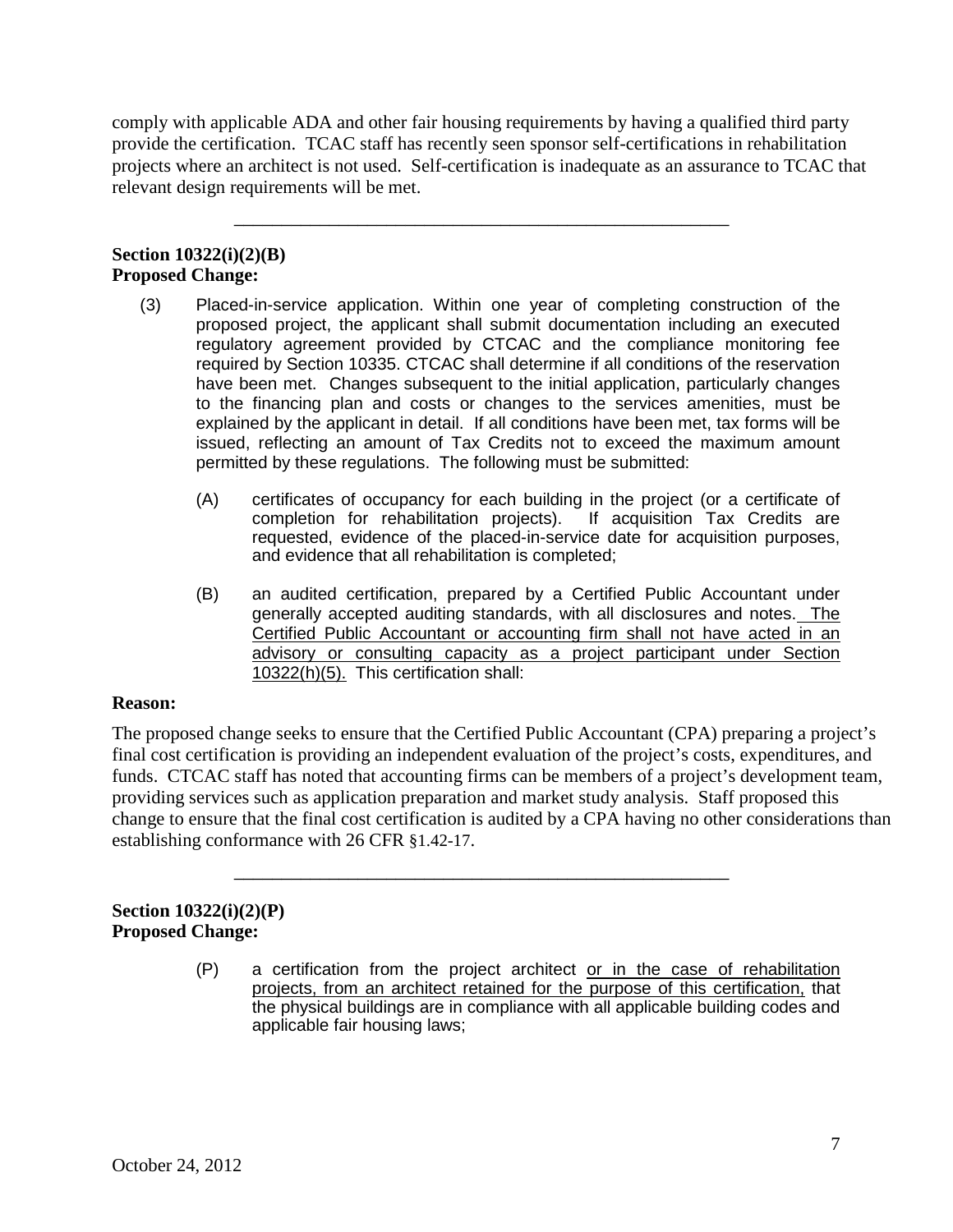comply with applicable ADA and other fair housing requirements by having a qualified third party provide the certification. TCAC staff has recently seen sponsor self-certifications in rehabilitation projects where an architect is not used. Self-certification is inadequate as an assurance to TCAC that relevant design requirements will be met.

---

**Section 10322(i)(2)(B)**
**Proposed Change:**

(3) Placed-in-service application. Within one year of completing construction of the proposed project, the applicant shall submit documentation including an executed regulatory agreement provided by CTCAC and the compliance monitoring fee required by Section 10335. CTCAC shall determine if all conditions of the reservation have been met. Changes subsequent to the initial application, particularly changes to the financing plan and costs or changes to the services amenities, must be explained by the applicant in detail. If all conditions have been met, tax forms will be issued, reflecting an amount of Tax Credits not to exceed the maximum amount permitted by these regulations. The following must be submitted:

> (A) certificates of occupancy for each building in the project (or a certificate of completion for rehabilitation projects). If acquisition Tax Credits are requested, evidence of the placed-in-service date for acquisition purposes, and evidence that all rehabilitation is completed;
>
> (B) an audited certification, prepared by a Certified Public Accountant under generally accepted auditing standards, with all disclosures and notes. <u>The Certified Public Accountant or accounting firm shall not have acted in an advisory or consulting capacity as a project participant under Section 10322(h)(5).</u> This certification shall:

**Reason:**

The proposed change seeks to ensure that the Certified Public Accountant (CPA) preparing a project's final cost certification is providing an independent evaluation of the project's costs, expenditures, and funds. CTCAC staff has noted that accounting firms can be members of a project's development team, providing services such as application preparation and market study analysis. Staff proposed this change to ensure that the final cost certification is audited by a CPA having no other considerations than establishing conformance with 26 CFR §1.42-17.

---

**Section 10322(i)(2)(P)**
**Proposed Change:**

> (P) a certification from the project architect <u>or in the case of rehabilitation projects, from an architect retained for the purpose of this certification,</u> that the physical buildings are in compliance with all applicable building codes and applicable fair housing laws;

October 24, 2012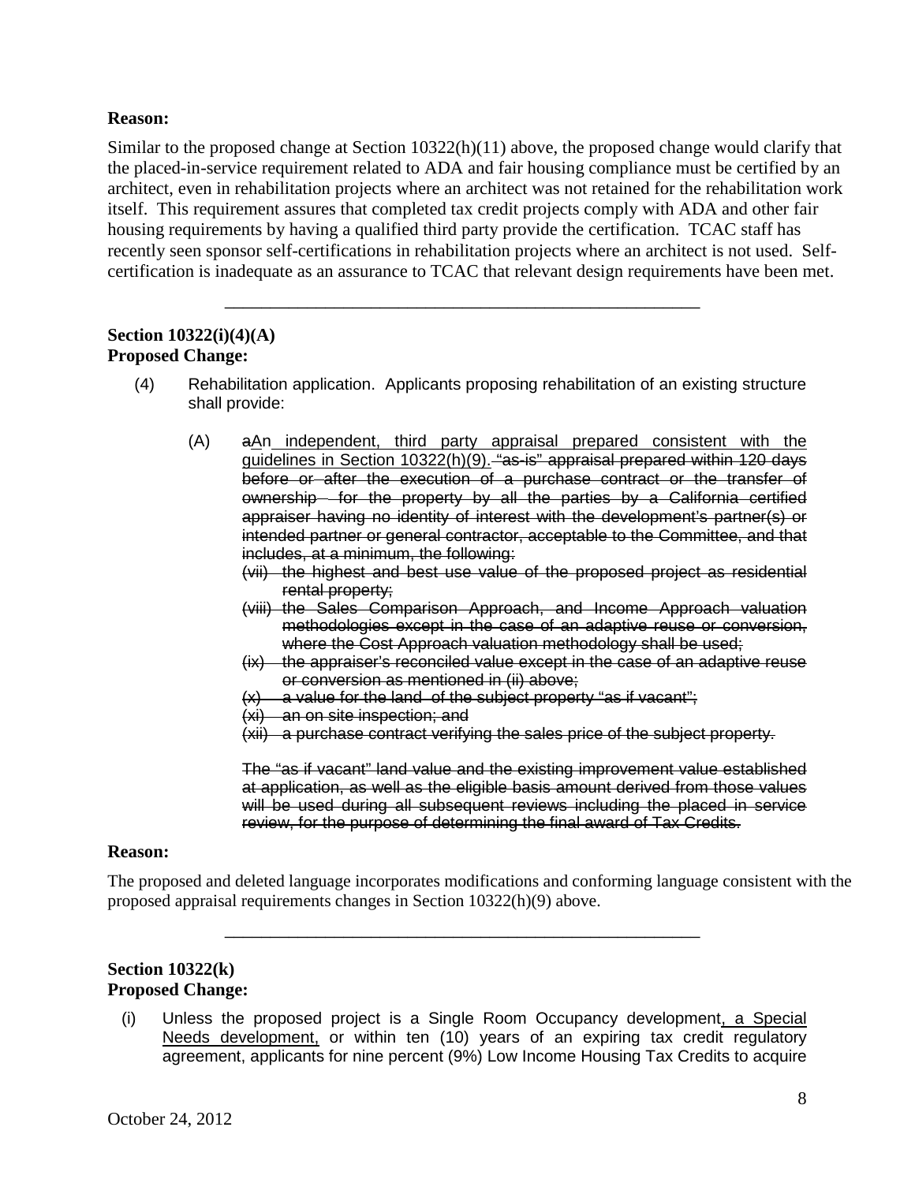**Reason:**

Similar to the proposed change at Section 10322(h)(11) above, the proposed change would clarify that the placed-in-service requirement related to ADA and fair housing compliance must be certified by an architect, even in rehabilitation projects where an architect was not retained for the rehabilitation work itself. This requirement assures that completed tax credit projects comply with ADA and other fair housing requirements by having a qualified third party provide the certification. TCAC staff has recently seen sponsor self-certifications in rehabilitation projects where an architect is not used. Self-certification is inadequate as an assurance to TCAC that relevant design requirements have been met.

---

**Section 10322(i)(4)(A)**
**Proposed Change:**

(4) Rehabilitation application. Applicants proposing rehabilitation of an existing structure shall provide:

(A) ~~a~~<u>A</u>n <u>independent, third party appraisal prepared consistent with the guidelines in Section 10322(h)(9).</u> ~~"as-is" appraisal prepared within 120 days before or after the execution of a purchase contract or the transfer of ownership for the property by all the parties by a California certified appraiser having no identity of interest with the development's partner(s) or intended partner or general contractor, acceptable to the Committee, and that includes, at a minimum, the following:~~

~~(vii) the highest and best use value of the proposed project as residential rental property;~~

~~(viii) the Sales Comparison Approach, and Income Approach valuation methodologies except in the case of an adaptive reuse or conversion, where the Cost Approach valuation methodology shall be used;~~

~~(ix) the appraiser's reconciled value except in the case of an adaptive reuse or conversion as mentioned in (ii) above;~~

~~(x) a value for the land of the subject property "as if vacant";~~

~~(xi) an on site inspection; and~~

~~(xii) a purchase contract verifying the sales price of the subject property.~~

~~The "as if vacant" land value and the existing improvement value established at application, as well as the eligible basis amount derived from those values will be used during all subsequent reviews including the placed in service review, for the purpose of determining the final award of Tax Credits.~~

**Reason:**

The proposed and deleted language incorporates modifications and conforming language consistent with the proposed appraisal requirements changes in Section 10322(h)(9) above.

---

**Section 10322(k)**
**Proposed Change:**

(i) Unless the proposed project is a Single Room Occupancy development<u>, a Special Needs development,</u> or within ten (10) years of an expiring tax credit regulatory agreement, applicants for nine percent (9%) Low Income Housing Tax Credits to acquire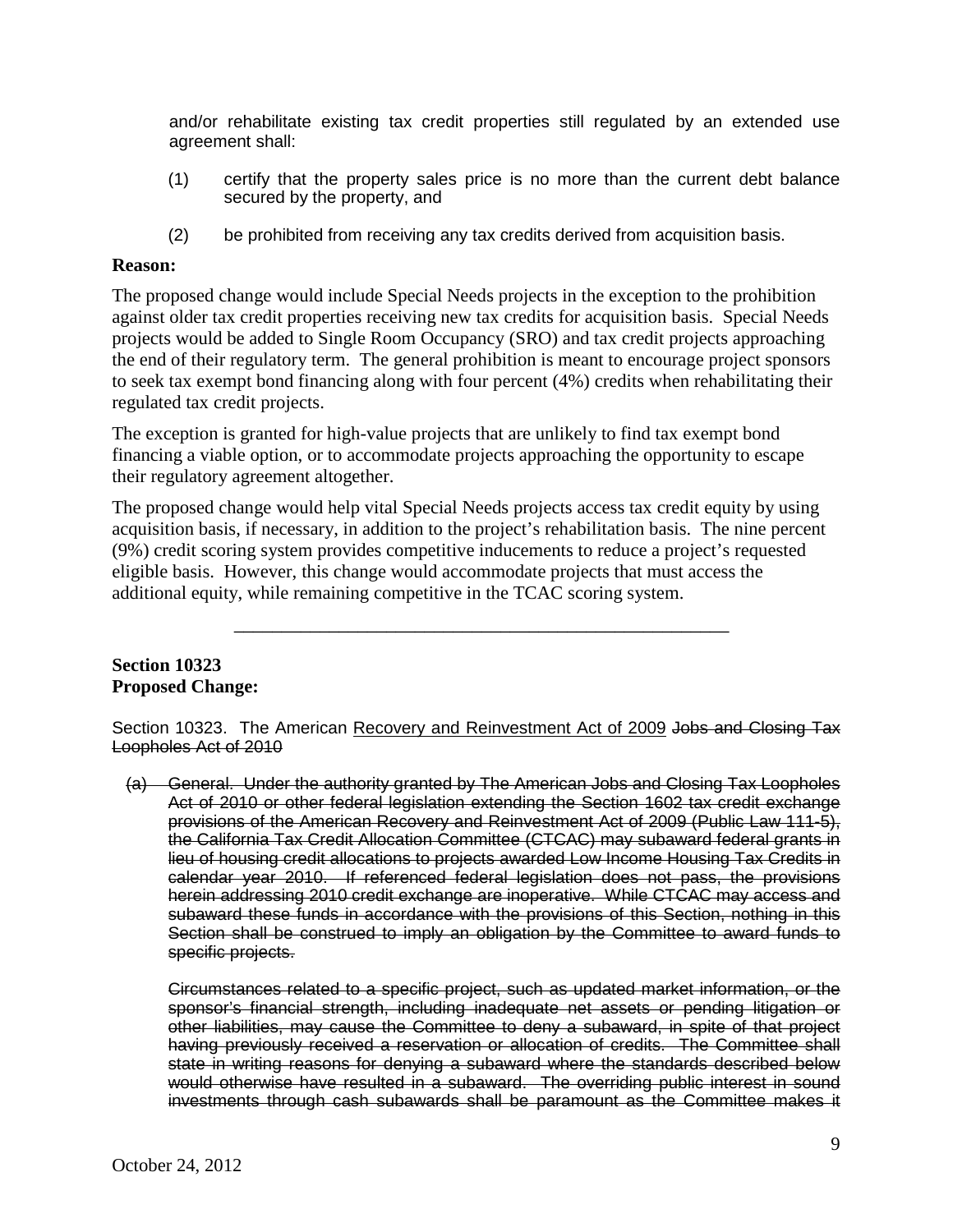and/or rehabilitate existing tax credit properties still regulated by an extended use agreement shall:

(1) certify that the property sales price is no more than the current debt balance secured by the property, and

(2) be prohibited from receiving any tax credits derived from acquisition basis.

**Reason:**

The proposed change would include Special Needs projects in the exception to the prohibition against older tax credit properties receiving new tax credits for acquisition basis. Special Needs projects would be added to Single Room Occupancy (SRO) and tax credit projects approaching the end of their regulatory term. The general prohibition is meant to encourage project sponsors to seek tax exempt bond financing along with four percent (4%) credits when rehabilitating their regulated tax credit projects.

The exception is granted for high-value projects that are unlikely to find tax exempt bond financing a viable option, or to accommodate projects approaching the opportunity to escape their regulatory agreement altogether.

The proposed change would help vital Special Needs projects access tax credit equity by using acquisition basis, if necessary, in addition to the project's rehabilitation basis. The nine percent (9%) credit scoring system provides competitive inducements to reduce a project's requested eligible basis. However, this change would accommodate projects that must access the additional equity, while remaining competitive in the TCAC scoring system.

---

**Section 10323**
**Proposed Change:**

Section 10323. The American <u>Recovery and Reinvestment Act of 2009</u> ~~Jobs and Closing Tax Loopholes Act of 2010~~

~~(a) General. Under the authority granted by The American Jobs and Closing Tax Loopholes Act of 2010 or other federal legislation extending the Section 1602 tax credit exchange provisions of the American Recovery and Reinvestment Act of 2009 (Public Law 111-5), the California Tax Credit Allocation Committee (CTCAC) may subaward federal grants in lieu of housing credit allocations to projects awarded Low Income Housing Tax Credits in calendar year 2010. If referenced federal legislation does not pass, the provisions herein addressing 2010 credit exchange are inoperative. While CTCAC may access and subaward these funds in accordance with the provisions of this Section, nothing in this Section shall be construed to imply an obligation by the Committee to award funds to specific projects.~~

~~Circumstances related to a specific project, such as updated market information, or the sponsor's financial strength, including inadequate net assets or pending litigation or other liabilities, may cause the Committee to deny a subaward, in spite of that project having previously received a reservation or allocation of credits. The Committee shall state in writing reasons for denying a subaward where the standards described below would otherwise have resulted in a subaward. The overriding public interest in sound investments through cash subawards shall be paramount as the Committee makes it~~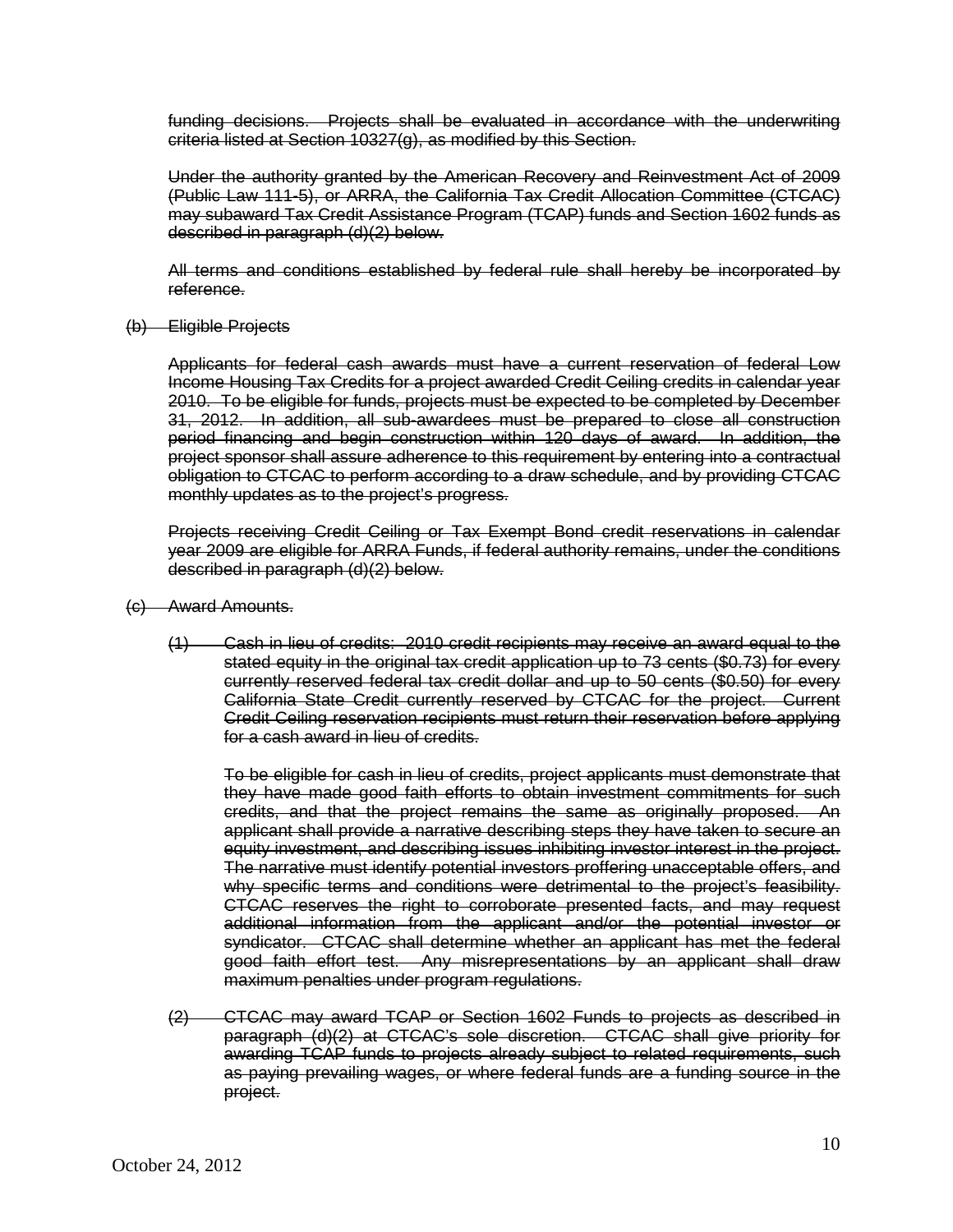~~funding decisions. Projects shall be evaluated in accordance with the underwriting criteria listed at Section 10327(g), as modified by this Section.~~

~~Under the authority granted by the American Recovery and Reinvestment Act of 2009 (Public Law 111-5), or ARRA, the California Tax Credit Allocation Committee (CTCAC) may subaward Tax Credit Assistance Program (TCAP) funds and Section 1602 funds as described in paragraph (d)(2) below.~~

~~All terms and conditions established by federal rule shall hereby be incorporated by reference.~~

~~(b) Eligible Projects~~

~~Applicants for federal cash awards must have a current reservation of federal Low Income Housing Tax Credits for a project awarded Credit Ceiling credits in calendar year 2010. To be eligible for funds, projects must be expected to be completed by December 31, 2012. In addition, all sub-awardees must be prepared to close all construction period financing and begin construction within 120 days of award. In addition, the project sponsor shall assure adherence to this requirement by entering into a contractual obligation to CTCAC to perform according to a draw schedule, and by providing CTCAC monthly updates as to the project's progress.~~

~~Projects receiving Credit Ceiling or Tax Exempt Bond credit reservations in calendar year 2009 are eligible for ARRA Funds, if federal authority remains, under the conditions described in paragraph (d)(2) below.~~

~~(c) Award Amounts.~~

~~(1) Cash in lieu of credits: 2010 credit recipients may receive an award equal to the stated equity in the original tax credit application up to 73 cents ($0.73) for every currently reserved federal tax credit dollar and up to 50 cents ($0.50) for every California State Credit currently reserved by CTCAC for the project. Current Credit Ceiling reservation recipients must return their reservation before applying for a cash award in lieu of credits.~~

~~To be eligible for cash in lieu of credits, project applicants must demonstrate that they have made good faith efforts to obtain investment commitments for such credits, and that the project remains the same as originally proposed. An applicant shall provide a narrative describing steps they have taken to secure an equity investment, and describing issues inhibiting investor interest in the project. The narrative must identify potential investors proffering unacceptable offers, and why specific terms and conditions were detrimental to the project's feasibility. CTCAC reserves the right to corroborate presented facts, and may request additional information from the applicant and/or the potential investor or syndicator. CTCAC shall determine whether an applicant has met the federal good faith effort test. Any misrepresentations by an applicant shall draw maximum penalties under program regulations.~~

~~(2) CTCAC may award TCAP or Section 1602 Funds to projects as described in paragraph (d)(2) at CTCAC's sole discretion. CTCAC shall give priority for awarding TCAP funds to projects already subject to related requirements, such as paying prevailing wages, or where federal funds are a funding source in the project.~~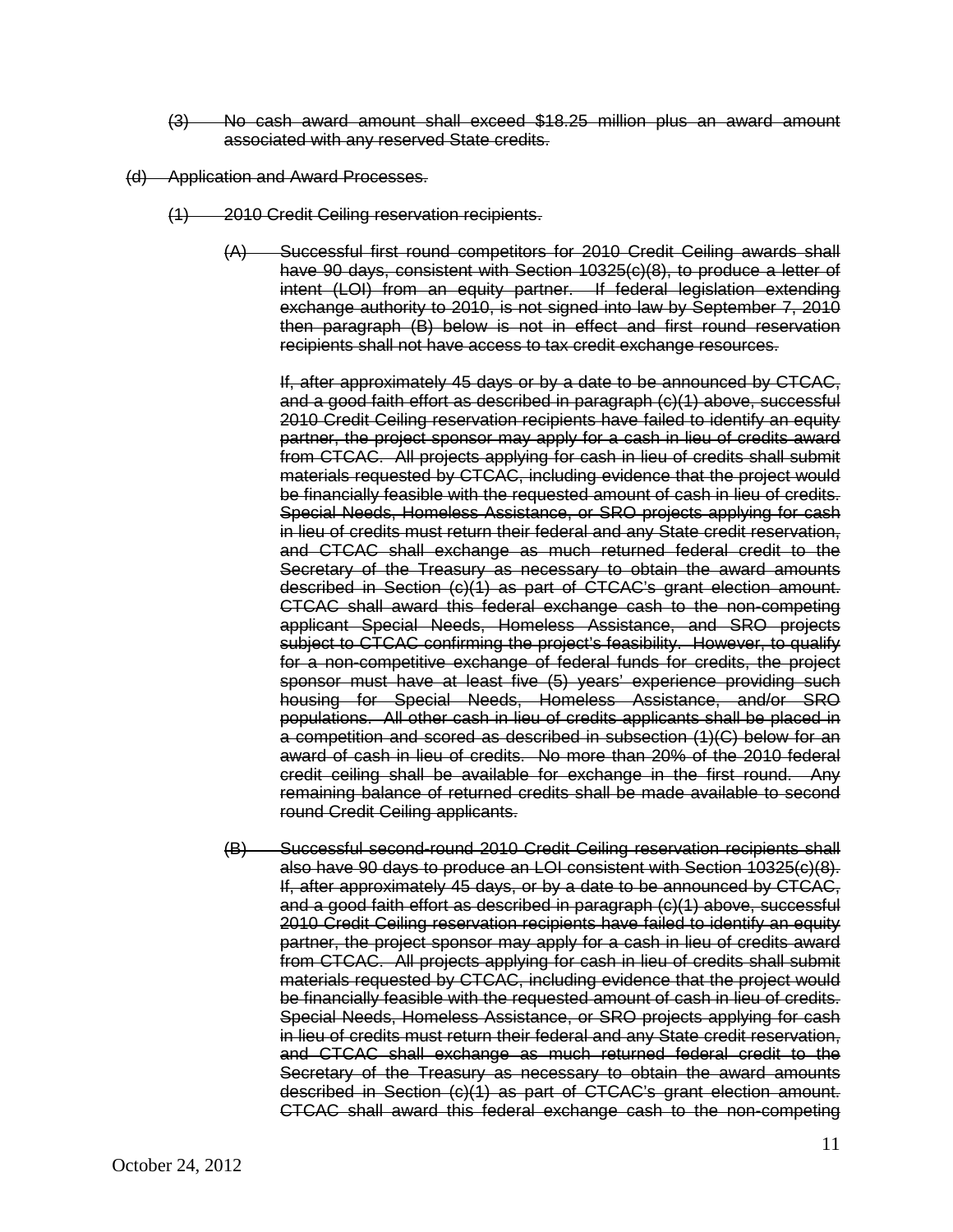~~(3) No cash award amount shall exceed $18.25 million plus an award amount associated with any reserved State credits.~~

~~(d) Application and Award Processes.~~

~~(1) 2010 Credit Ceiling reservation recipients.~~

~~(A) Successful first round competitors for 2010 Credit Ceiling awards shall have 90 days, consistent with Section 10325(c)(8), to produce a letter of intent (LOI) from an equity partner. If federal legislation extending exchange authority to 2010, is not signed into law by September 7, 2010 then paragraph (B) below is not in effect and first round reservation recipients shall not have access to tax credit exchange resources.~~

~~If, after approximately 45 days or by a date to be announced by CTCAC, and a good faith effort as described in paragraph (c)(1) above, successful 2010 Credit Ceiling reservation recipients have failed to identify an equity partner, the project sponsor may apply for a cash in lieu of credits award from CTCAC. All projects applying for cash in lieu of credits shall submit materials requested by CTCAC, including evidence that the project would be financially feasible with the requested amount of cash in lieu of credits. Special Needs, Homeless Assistance, or SRO projects applying for cash in lieu of credits must return their federal and any State credit reservation, and CTCAC shall exchange as much returned federal credit to the Secretary of the Treasury as necessary to obtain the award amounts described in Section (c)(1) as part of CTCAC's grant election amount. CTCAC shall award this federal exchange cash to the non-competing applicant Special Needs, Homeless Assistance, and SRO projects subject to CTCAC confirming the project's feasibility. However, to qualify for a non-competitive exchange of federal funds for credits, the project sponsor must have at least five (5) years' experience providing such housing for Special Needs, Homeless Assistance, and/or SRO populations. All other cash in lieu of credits applicants shall be placed in a competition and scored as described in subsection (1)(C) below for an award of cash in lieu of credits. No more than 20% of the 2010 federal credit ceiling shall be available for exchange in the first round. Any remaining balance of returned credits shall be made available to second round Credit Ceiling applicants.~~

~~(B) Successful second-round 2010 Credit Ceiling reservation recipients shall also have 90 days to produce an LOI consistent with Section 10325(c)(8). If, after approximately 45 days, or by a date to be announced by CTCAC, and a good faith effort as described in paragraph (c)(1) above, successful 2010 Credit Ceiling reservation recipients have failed to identify an equity partner, the project sponsor may apply for a cash in lieu of credits award from CTCAC. All projects applying for cash in lieu of credits shall submit materials requested by CTCAC, including evidence that the project would be financially feasible with the requested amount of cash in lieu of credits. Special Needs, Homeless Assistance, or SRO projects applying for cash in lieu of credits must return their federal and any State credit reservation, and CTCAC shall exchange as much returned federal credit to the Secretary of the Treasury as necessary to obtain the award amounts described in Section (c)(1) as part of CTCAC's grant election amount. CTCAC shall award this federal exchange cash to the non-competing~~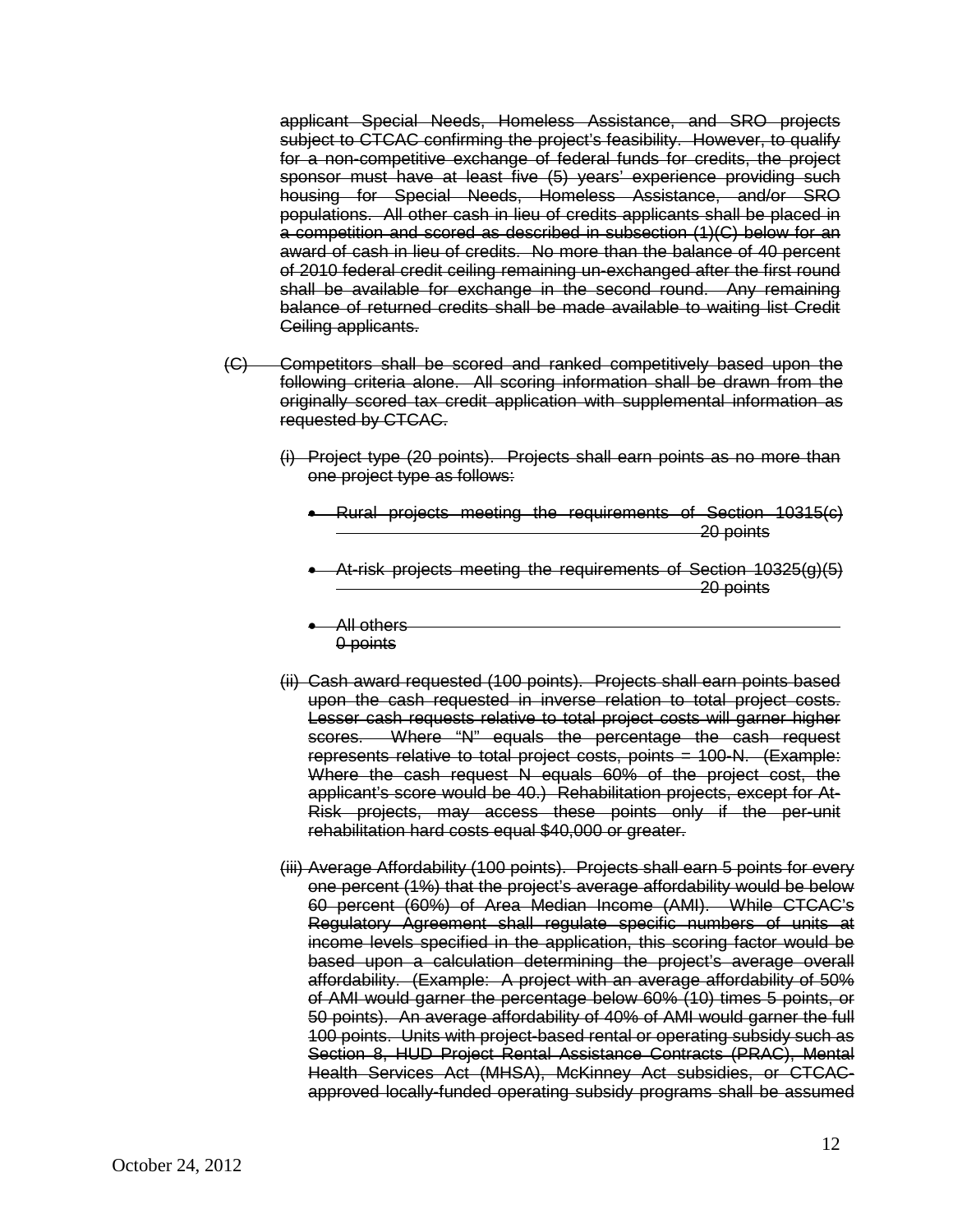~~applicant Special Needs, Homeless Assistance, and SRO projects subject to CTCAC confirming the project's feasibility. However, to qualify for a non-competitive exchange of federal funds for credits, the project sponsor must have at least five (5) years' experience providing such housing for Special Needs, Homeless Assistance, and/or SRO populations. All other cash in lieu of credits applicants shall be placed in a competition and scored as described in subsection (1)(C) below for an award of cash in lieu of credits. No more than the balance of 40 percent of 2010 federal credit ceiling remaining un-exchanged after the first round shall be available for exchange in the second round. Any remaining balance of returned credits shall be made available to waiting list Credit Ceiling applicants.~~

~~(C) Competitors shall be scored and ranked competitively based upon the following criteria alone. All scoring information shall be drawn from the originally scored tax credit application with supplemental information as requested by CTCAC.~~

~~(i) Project type (20 points). Projects shall earn points as no more than one project type as follows:~~

- ~~Rural projects meeting the requirements of Section 10315(c) ____ 20 points~~
- ~~At-risk projects meeting the requirements of Section 10325(g)(5) ____ 20 points~~
- ~~All others ____ 0 points~~

~~(ii) Cash award requested (100 points). Projects shall earn points based upon the cash requested in inverse relation to total project costs. Lesser cash requests relative to total project costs will garner higher scores. Where "N" equals the percentage the cash request represents relative to total project costs, points = 100-N. (Example: Where the cash request N equals 60% of the project cost, the applicant's score would be 40.) Rehabilitation projects, except for At-Risk projects, may access these points only if the per-unit rehabilitation hard costs equal $40,000 or greater.~~

~~(iii) Average Affordability (100 points). Projects shall earn 5 points for every one percent (1%) that the project's average affordability would be below 60 percent (60%) of Area Median Income (AMI). While CTCAC's Regulatory Agreement shall regulate specific numbers of units at income levels specified in the application, this scoring factor would be based upon a calculation determining the project's average overall affordability. (Example: A project with an average affordability of 50% of AMI would garner the percentage below 60% (10) times 5 points, or 50 points). An average affordability of 40% of AMI would garner the full 100 points. Units with project-based rental or operating subsidy such as Section 8, HUD Project Rental Assistance Contracts (PRAC), Mental Health Services Act (MHSA), McKinney Act subsidies, or CTCAC-approved locally-funded operating subsidy programs shall be assumed~~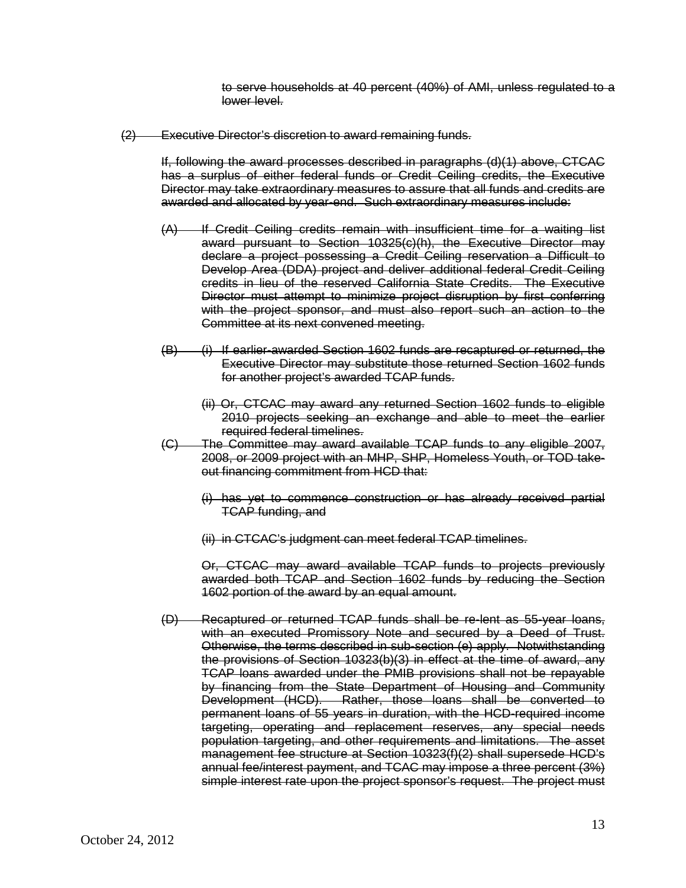~~to serve households at 40 percent (40%) of AMI, unless regulated to a lower level.~~

~~(2) Executive Director's discretion to award remaining funds.~~

~~If, following the award processes described in paragraphs (d)(1) above, CTCAC has a surplus of either federal funds or Credit Ceiling credits, the Executive Director may take extraordinary measures to assure that all funds and credits are awarded and allocated by year-end. Such extraordinary measures include:~~

~~(A) If Credit Ceiling credits remain with insufficient time for a waiting list award pursuant to Section 10325(c)(h), the Executive Director may declare a project possessing a Credit Ceiling reservation a Difficult to Develop Area (DDA) project and deliver additional federal Credit Ceiling credits in lieu of the reserved California State Credits. The Executive Director must attempt to minimize project disruption by first conferring with the project sponsor, and must also report such an action to the Committee at its next convened meeting.~~

~~(B) (i) If earlier-awarded Section 1602 funds are recaptured or returned, the Executive Director may substitute those returned Section 1602 funds for another project's awarded TCAP funds.~~

~~(ii) Or, CTCAC may award any returned Section 1602 funds to eligible 2010 projects seeking an exchange and able to meet the earlier required federal timelines.~~

~~(C) The Committee may award available TCAP funds to any eligible 2007, 2008, or 2009 project with an MHP, SHP, Homeless Youth, or TOD take-out financing commitment from HCD that:~~

~~(i) has yet to commence construction or has already received partial TCAP funding, and~~

~~(ii) in CTCAC's judgment can meet federal TCAP timelines.~~

~~Or, CTCAC may award available TCAP funds to projects previously awarded both TCAP and Section 1602 funds by reducing the Section 1602 portion of the award by an equal amount.~~

~~(D) Recaptured or returned TCAP funds shall be re-lent as 55-year loans, with an executed Promissory Note and secured by a Deed of Trust. Otherwise, the terms described in sub-section (e) apply. Notwithstanding the provisions of Section 10323(b)(3) in effect at the time of award, any TCAP loans awarded under the PMIB provisions shall not be repayable by financing from the State Department of Housing and Community Development (HCD). Rather, those loans shall be converted to permanent loans of 55 years in duration, with the HCD-required income targeting, operating and replacement reserves, any special needs population targeting, and other requirements and limitations. The asset management fee structure at Section 10323(f)(2) shall supersede HCD's annual fee/interest payment, and TCAC may impose a three percent (3%) simple interest rate upon the project sponsor's request. The project must~~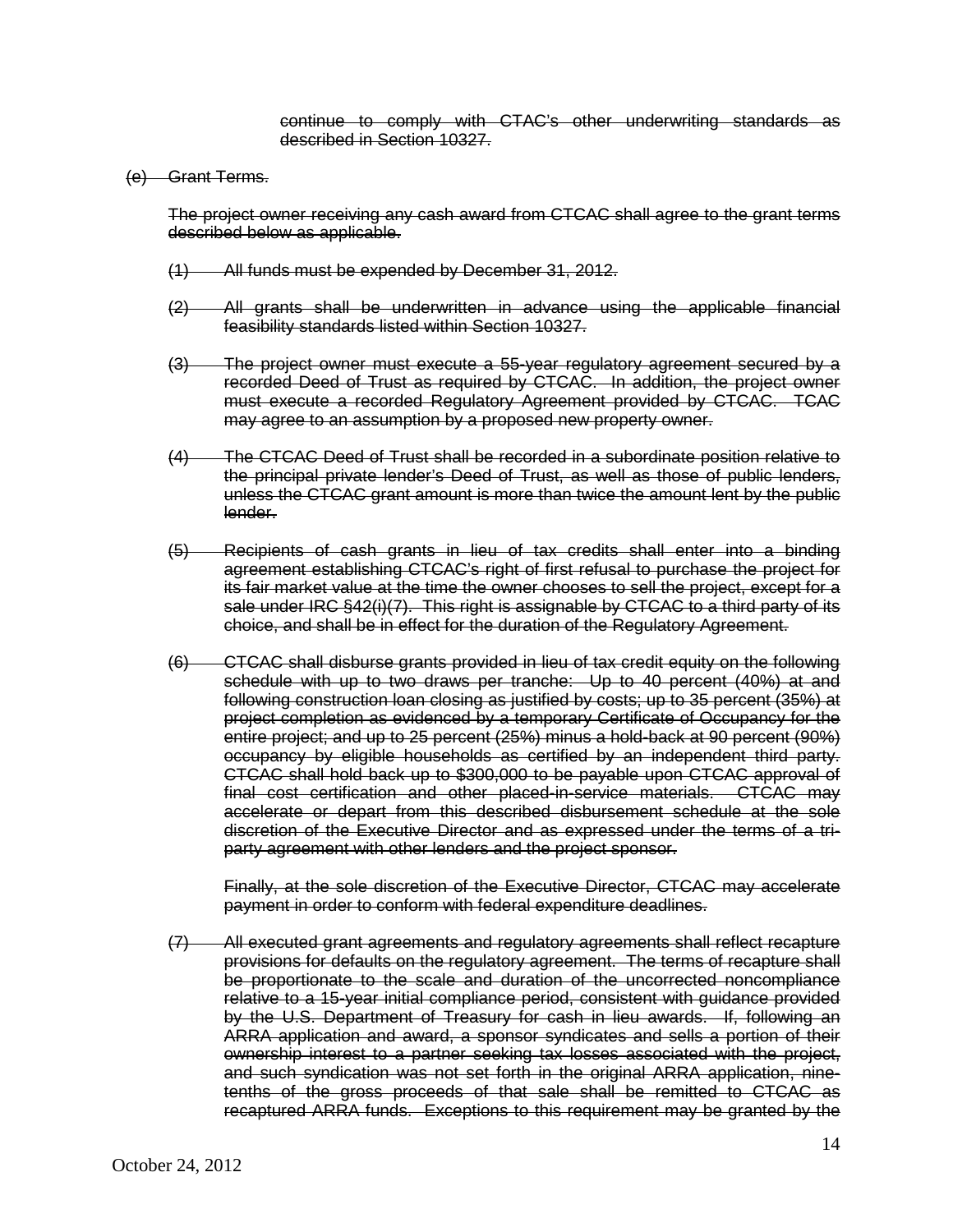~~continue to comply with CTAC's other underwriting standards as described in Section 10327.~~

~~(e) Grant Terms.~~

~~The project owner receiving any cash award from CTCAC shall agree to the grant terms described below as applicable.~~

~~(1) All funds must be expended by December 31, 2012.~~

~~(2) All grants shall be underwritten in advance using the applicable financial feasibility standards listed within Section 10327.~~

~~(3) The project owner must execute a 55-year regulatory agreement secured by a recorded Deed of Trust as required by CTCAC. In addition, the project owner must execute a recorded Regulatory Agreement provided by CTCAC. TCAC may agree to an assumption by a proposed new property owner.~~

~~(4) The CTCAC Deed of Trust shall be recorded in a subordinate position relative to the principal private lender's Deed of Trust, as well as those of public lenders, unless the CTCAC grant amount is more than twice the amount lent by the public lender.~~

~~(5) Recipients of cash grants in lieu of tax credits shall enter into a binding agreement establishing CTCAC's right of first refusal to purchase the project for its fair market value at the time the owner chooses to sell the project, except for a sale under IRC §42(i)(7). This right is assignable by CTCAC to a third party of its choice, and shall be in effect for the duration of the Regulatory Agreement.~~

~~(6) CTCAC shall disburse grants provided in lieu of tax credit equity on the following schedule with up to two draws per tranche: Up to 40 percent (40%) at and following construction loan closing as justified by costs; up to 35 percent (35%) at project completion as evidenced by a temporary Certificate of Occupancy for the entire project; and up to 25 percent (25%) minus a hold-back at 90 percent (90%) occupancy by eligible households as certified by an independent third party. CTCAC shall hold back up to $300,000 to be payable upon CTCAC approval of final cost certification and other placed-in-service materials. CTCAC may accelerate or depart from this described disbursement schedule at the sole discretion of the Executive Director and as expressed under the terms of a tri-party agreement with other lenders and the project sponsor.~~

~~Finally, at the sole discretion of the Executive Director, CTCAC may accelerate payment in order to conform with federal expenditure deadlines.~~

~~(7) All executed grant agreements and regulatory agreements shall reflect recapture provisions for defaults on the regulatory agreement. The terms of recapture shall be proportionate to the scale and duration of the uncorrected noncompliance relative to a 15-year initial compliance period, consistent with guidance provided by the U.S. Department of Treasury for cash in lieu awards. If, following an ARRA application and award, a sponsor syndicates and sells a portion of their ownership interest to a partner seeking tax losses associated with the project, and such syndication was not set forth in the original ARRA application, nine-tenths of the gross proceeds of that sale shall be remitted to CTCAC as recaptured ARRA funds. Exceptions to this requirement may be granted by the~~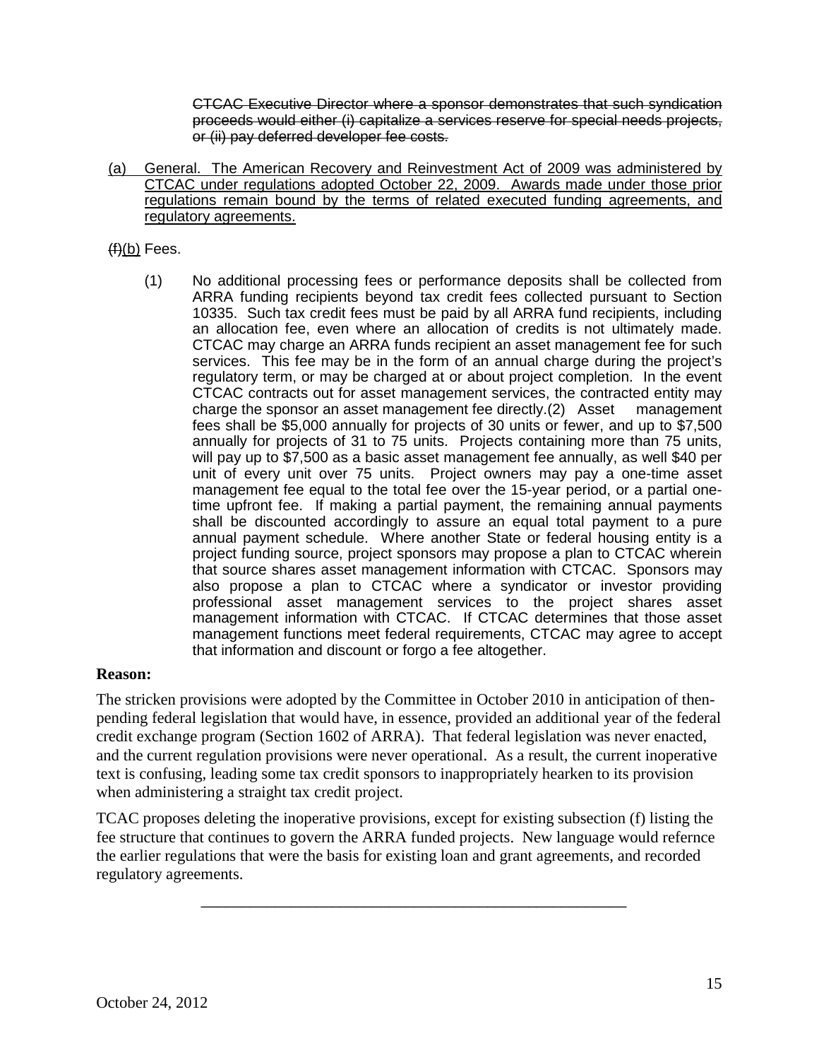~~CTCAC Executive Director where a sponsor demonstrates that such syndication proceeds would either (i) capitalize a services reserve for special needs projects, or (ii) pay deferred developer fee costs.~~

<u>(a) General. The American Recovery and Reinvestment Act of 2009 was administered by CTCAC under regulations adopted October 22, 2009. Awards made under those prior regulations remain bound by the terms of related executed funding agreements, and regulatory agreements.</u>

~~(f)~~<u>(b)</u> Fees.

(1) No additional processing fees or performance deposits shall be collected from ARRA funding recipients beyond tax credit fees collected pursuant to Section 10335. Such tax credit fees must be paid by all ARRA fund recipients, including an allocation fee, even where an allocation of credits is not ultimately made. CTCAC may charge an ARRA funds recipient an asset management fee for such services. This fee may be in the form of an annual charge during the project's regulatory term, or may be charged at or about project completion. In the event CTCAC contracts out for asset management services, the contracted entity may charge the sponsor an asset management fee directly.(2) Asset management fees shall be $5,000 annually for projects of 30 units or fewer, and up to $7,500 annually for projects of 31 to 75 units. Projects containing more than 75 units, will pay up to $7,500 as a basic asset management fee annually, as well $40 per unit of every unit over 75 units. Project owners may pay a one-time asset management fee equal to the total fee over the 15-year period, or a partial one-time upfront fee. If making a partial payment, the remaining annual payments shall be discounted accordingly to assure an equal total payment to a pure annual payment schedule. Where another State or federal housing entity is a project funding source, project sponsors may propose a plan to CTCAC wherein that source shares asset management information with CTCAC. Sponsors may also propose a plan to CTCAC where a syndicator or investor providing professional asset management services to the project shares asset management information with CTCAC. If CTCAC determines that those asset management functions meet federal requirements, CTCAC may agree to accept that information and discount or forgo a fee altogether.

**Reason:**

The stricken provisions were adopted by the Committee in October 2010 in anticipation of then-pending federal legislation that would have, in essence, provided an additional year of the federal credit exchange program (Section 1602 of ARRA). That federal legislation was never enacted, and the current regulation provisions were never operational. As a result, the current inoperative text is confusing, leading some tax credit sponsors to inappropriately hearken to its provision when administering a straight tax credit project.

TCAC proposes deleting the inoperative provisions, except for existing subsection (f) listing the fee structure that continues to govern the ARRA funded projects. New language would refernce the earlier regulations that were the basis for existing loan and grant agreements, and recorded regulatory agreements.

---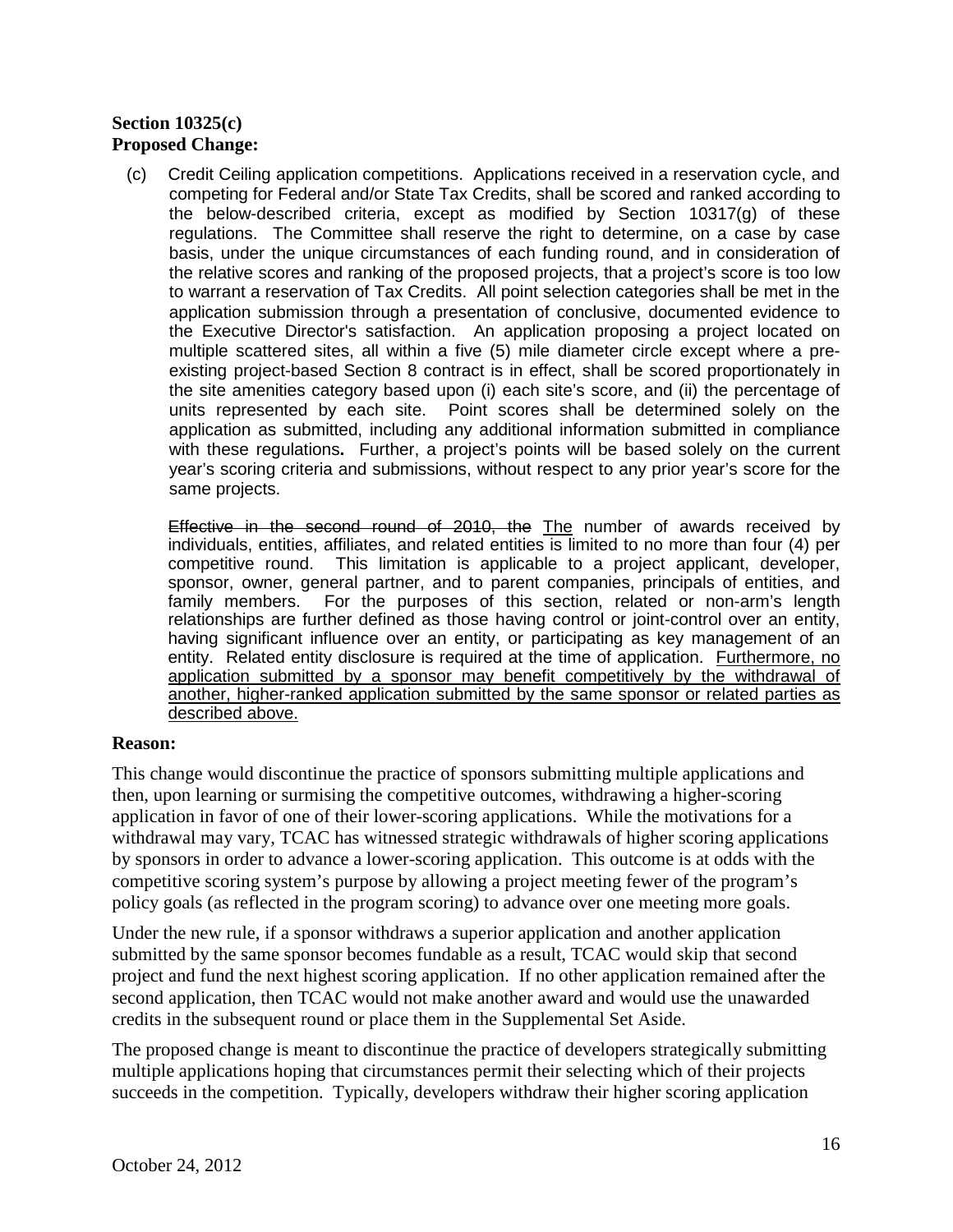**Section 10325(c)**
**Proposed Change:**

(c) Credit Ceiling application competitions. Applications received in a reservation cycle, and competing for Federal and/or State Tax Credits, shall be scored and ranked according to the below-described criteria, except as modified by Section 10317(g) of these regulations. The Committee shall reserve the right to determine, on a case by case basis, under the unique circumstances of each funding round, and in consideration of the relative scores and ranking of the proposed projects, that a project's score is too low to warrant a reservation of Tax Credits. All point selection categories shall be met in the application submission through a presentation of conclusive, documented evidence to the Executive Director's satisfaction. An application proposing a project located on multiple scattered sites, all within a five (5) mile diameter circle except where a pre-existing project-based Section 8 contract is in effect, shall be scored proportionately in the site amenities category based upon (i) each site's score, and (ii) the percentage of units represented by each site. Point scores shall be determined solely on the application as submitted, including any additional information submitted in compliance with these regulations**.** Further, a project's points will be based solely on the current year's scoring criteria and submissions, without respect to any prior year's score for the same projects.

~~Effective in the second round of 2010, the~~ <u>The</u> number of awards received by individuals, entities, affiliates, and related entities is limited to no more than four (4) per competitive round. This limitation is applicable to a project applicant, developer, sponsor, owner, general partner, and to parent companies, principals of entities, and family members. For the purposes of this section, related or non-arm's length relationships are further defined as those having control or joint-control over an entity, having significant influence over an entity, or participating as key management of an entity. Related entity disclosure is required at the time of application. <u>Furthermore, no application submitted by a sponsor may benefit competitively by the withdrawal of another, higher-ranked application submitted by the same sponsor or related parties as described above.</u>

**Reason:**

This change would discontinue the practice of sponsors submitting multiple applications and then, upon learning or surmising the competitive outcomes, withdrawing a higher-scoring application in favor of one of their lower-scoring applications. While the motivations for a withdrawal may vary, TCAC has witnessed strategic withdrawals of higher scoring applications by sponsors in order to advance a lower-scoring application. This outcome is at odds with the competitive scoring system's purpose by allowing a project meeting fewer of the program's policy goals (as reflected in the program scoring) to advance over one meeting more goals.

Under the new rule, if a sponsor withdraws a superior application and another application submitted by the same sponsor becomes fundable as a result, TCAC would skip that second project and fund the next highest scoring application. If no other application remained after the second application, then TCAC would not make another award and would use the unawarded credits in the subsequent round or place them in the Supplemental Set Aside.

The proposed change is meant to discontinue the practice of developers strategically submitting multiple applications hoping that circumstances permit their selecting which of their projects succeeds in the competition. Typically, developers withdraw their higher scoring application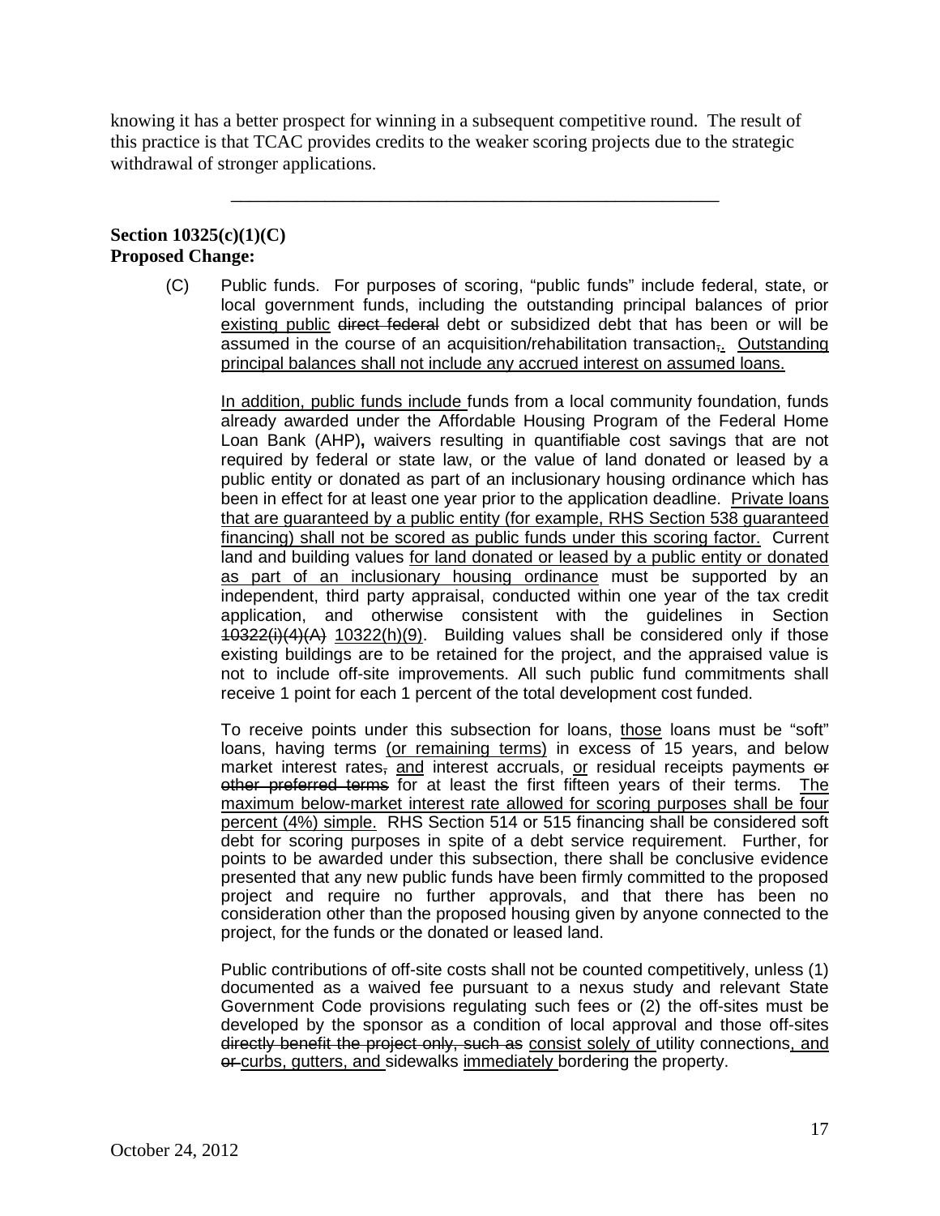knowing it has a better prospect for winning in a subsequent competitive round. The result of this practice is that TCAC provides credits to the weaker scoring projects due to the strategic withdrawal of stronger applications.

---

**Section 10325(c)(1)(C)**
**Proposed Change:**

(C) Public funds. For purposes of scoring, "public funds" include federal, state, or local government funds, including the outstanding principal balances of prior <u>existing public</u> ~~direct federal~~ debt or subsidized debt that has been or will be assumed in the course of an acquisition/rehabilitation transaction~~,~~<u>.</u> <u>Outstanding principal balances shall not include any accrued interest on assumed loans.</u>

<u>In addition, public funds include</u> funds from a local community foundation, funds already awarded under the Affordable Housing Program of the Federal Home Loan Bank (AHP)**,** waivers resulting in quantifiable cost savings that are not required by federal or state law, or the value of land donated or leased by a public entity or donated as part of an inclusionary housing ordinance which has been in effect for at least one year prior to the application deadline. <u>Private loans that are guaranteed by a public entity (for example, RHS Section 538 guaranteed financing) shall not be scored as public funds under this scoring factor.</u> Current land and building values <u>for land donated or leased by a public entity or donated as part of an inclusionary housing ordinance</u> must be supported by an independent, third party appraisal, conducted within one year of the tax credit application, and otherwise consistent with the guidelines in Section ~~10322(i)(4)(A)~~ <u>10322(h)(9)</u>. Building values shall be considered only if those existing buildings are to be retained for the project, and the appraised value is not to include off-site improvements. All such public fund commitments shall receive 1 point for each 1 percent of the total development cost funded.

To receive points under this subsection for loans, <u>those</u> loans must be "soft" loans, having terms <u>(or remaining terms)</u> in excess of 15 years, and below market interest rates~~,~~ <u>and</u> interest accruals, <u>or</u> residual receipts payments ~~or other preferred terms~~ for at least the first fifteen years of their terms. <u>The maximum below-market interest rate allowed for scoring purposes shall be four percent (4%) simple.</u> RHS Section 514 or 515 financing shall be considered soft debt for scoring purposes in spite of a debt service requirement. Further, for points to be awarded under this subsection, there shall be conclusive evidence presented that any new public funds have been firmly committed to the proposed project and require no further approvals, and that there has been no consideration other than the proposed housing given by anyone connected to the project, for the funds or the donated or leased land.

Public contributions of off-site costs shall not be counted competitively, unless (1) documented as a waived fee pursuant to a nexus study and relevant State Government Code provisions regulating such fees or (2) the off-sites must be developed by the sponsor as a condition of local approval and those off-sites ~~directly benefit the project only, such as~~ <u>consist solely of</u> utility connections<u>, and</u> ~~or~~ <u>curbs, gutters, and</u> sidewalks <u>immediately</u> bordering the property.

October 24, 2012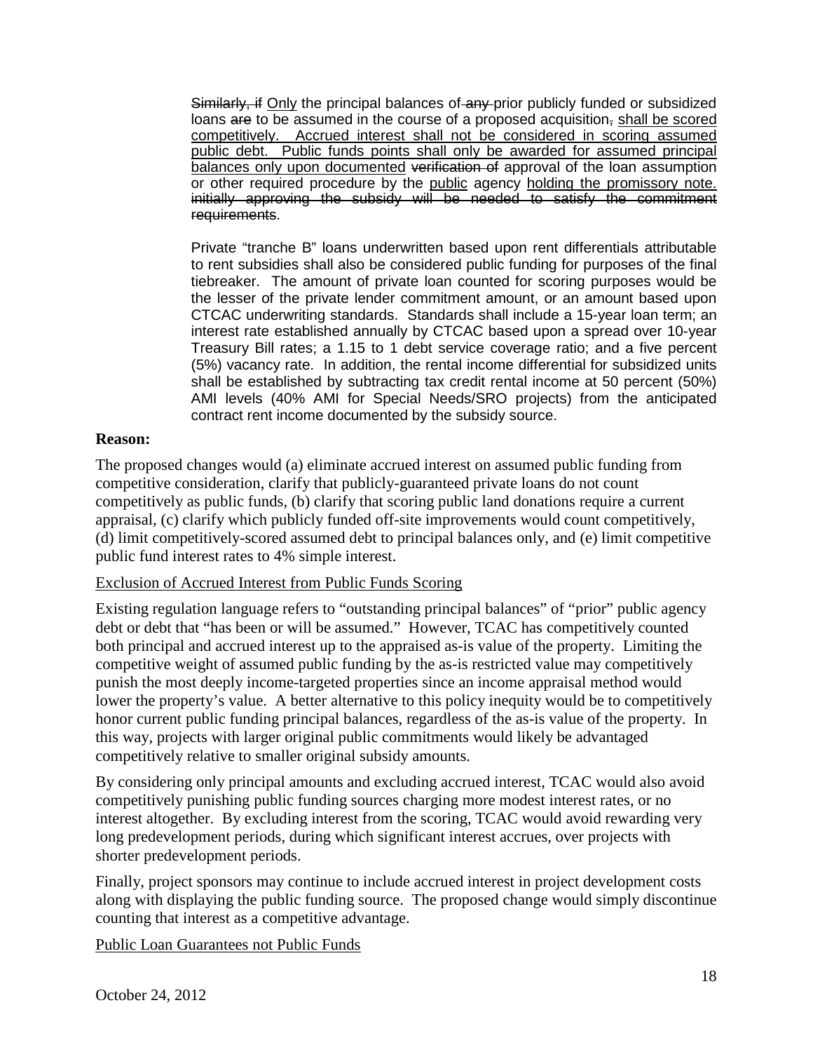~~Similarly, if~~ <u>Only</u> the principal balances of ~~any~~ prior publicly funded or subsidized loans ~~are~~ to be assumed in the course of a proposed acquisition~~,~~ <u>shall be scored competitively. Accrued interest shall not be considered in scoring assumed public debt. Public funds points shall only be awarded for assumed principal balances only upon documented</u> ~~verification of~~ approval of the loan assumption or other required procedure by the <u>public</u> agency <u>holding the promissory note.</u> ~~initially approving the subsidy will be needed to satisfy the commitment requirements~~.

Private "tranche B" loans underwritten based upon rent differentials attributable to rent subsidies shall also be considered public funding for purposes of the final tiebreaker. The amount of private loan counted for scoring purposes would be the lesser of the private lender commitment amount, or an amount based upon CTCAC underwriting standards. Standards shall include a 15-year loan term; an interest rate established annually by CTCAC based upon a spread over 10-year Treasury Bill rates; a 1.15 to 1 debt service coverage ratio; and a five percent (5%) vacancy rate. In addition, the rental income differential for subsidized units shall be established by subtracting tax credit rental income at 50 percent (50%) AMI levels (40% AMI for Special Needs/SRO projects) from the anticipated contract rent income documented by the subsidy source.

**Reason:**

The proposed changes would (a) eliminate accrued interest on assumed public funding from competitive consideration, clarify that publicly-guaranteed private loans do not count competitively as public funds, (b) clarify that scoring public land donations require a current appraisal, (c) clarify which publicly funded off-site improvements would count competitively, (d) limit competitively-scored assumed debt to principal balances only, and (e) limit competitive public fund interest rates to 4% simple interest.

<u>Exclusion of Accrued Interest from Public Funds Scoring</u>

Existing regulation language refers to "outstanding principal balances" of "prior" public agency debt or debt that "has been or will be assumed." However, TCAC has competitively counted both principal and accrued interest up to the appraised as-is value of the property. Limiting the competitive weight of assumed public funding by the as-is restricted value may competitively punish the most deeply income-targeted properties since an income appraisal method would lower the property's value. A better alternative to this policy inequity would be to competitively honor current public funding principal balances, regardless of the as-is value of the property. In this way, projects with larger original public commitments would likely be advantaged competitively relative to smaller original subsidy amounts.

By considering only principal amounts and excluding accrued interest, TCAC would also avoid competitively punishing public funding sources charging more modest interest rates, or no interest altogether. By excluding interest from the scoring, TCAC would avoid rewarding very long predevelopment periods, during which significant interest accrues, over projects with shorter predevelopment periods.

Finally, project sponsors may continue to include accrued interest in project development costs along with displaying the public funding source. The proposed change would simply discontinue counting that interest as a competitive advantage.

<u>Public Loan Guarantees not Public Funds</u>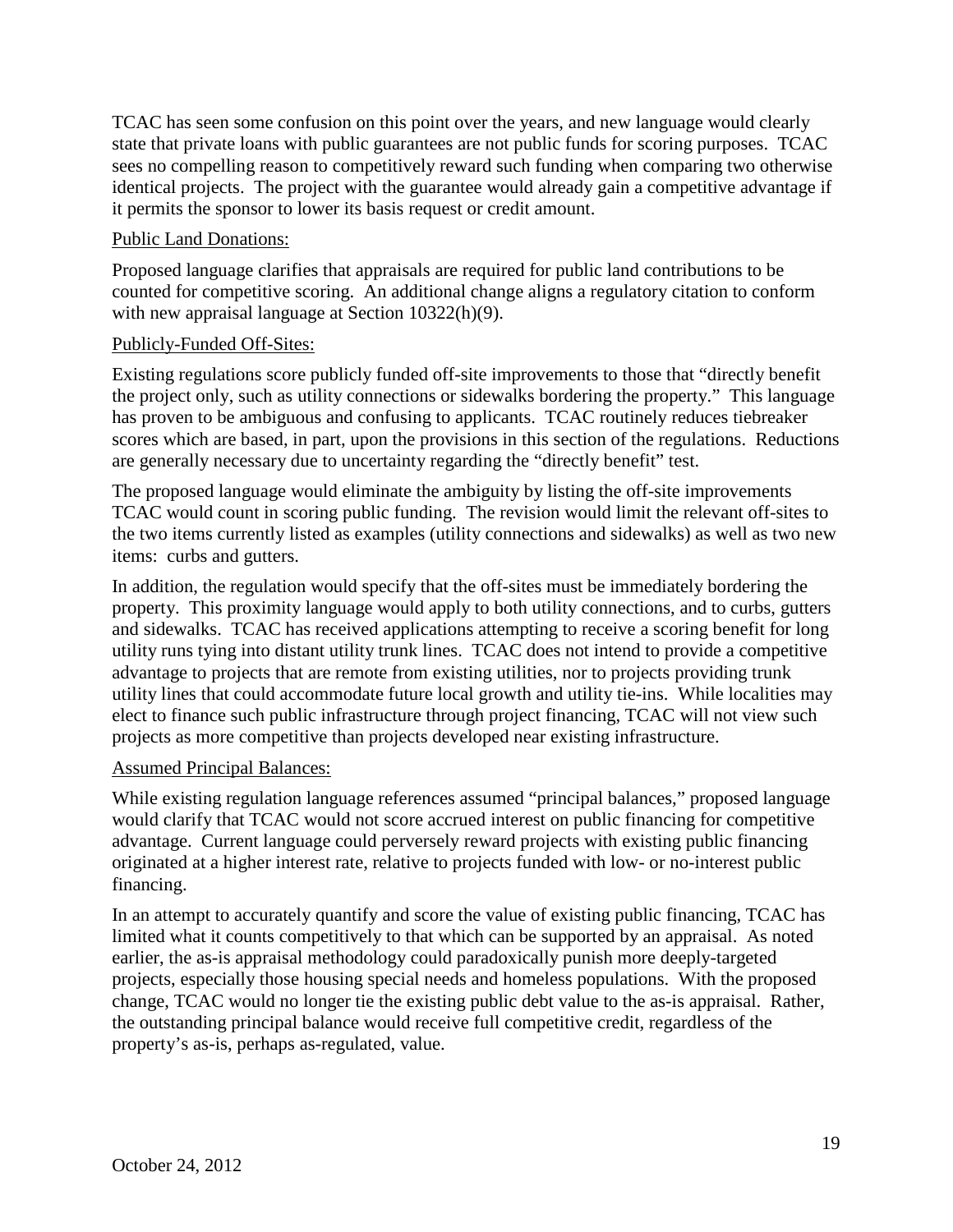TCAC has seen some confusion on this point over the years, and new language would clearly state that private loans with public guarantees are not public funds for scoring purposes. TCAC sees no compelling reason to competitively reward such funding when comparing two otherwise identical projects. The project with the guarantee would already gain a competitive advantage if it permits the sponsor to lower its basis request or credit amount.

Public Land Donations:

Proposed language clarifies that appraisals are required for public land contributions to be counted for competitive scoring. An additional change aligns a regulatory citation to conform with new appraisal language at Section 10322(h)(9).

Publicly-Funded Off-Sites:

Existing regulations score publicly funded off-site improvements to those that "directly benefit the project only, such as utility connections or sidewalks bordering the property." This language has proven to be ambiguous and confusing to applicants. TCAC routinely reduces tiebreaker scores which are based, in part, upon the provisions in this section of the regulations. Reductions are generally necessary due to uncertainty regarding the "directly benefit" test.

The proposed language would eliminate the ambiguity by listing the off-site improvements TCAC would count in scoring public funding. The revision would limit the relevant off-sites to the two items currently listed as examples (utility connections and sidewalks) as well as two new items: curbs and gutters.

In addition, the regulation would specify that the off-sites must be immediately bordering the property. This proximity language would apply to both utility connections, and to curbs, gutters and sidewalks. TCAC has received applications attempting to receive a scoring benefit for long utility runs tying into distant utility trunk lines. TCAC does not intend to provide a competitive advantage to projects that are remote from existing utilities, nor to projects providing trunk utility lines that could accommodate future local growth and utility tie-ins. While localities may elect to finance such public infrastructure through project financing, TCAC will not view such projects as more competitive than projects developed near existing infrastructure.

Assumed Principal Balances:

While existing regulation language references assumed "principal balances," proposed language would clarify that TCAC would not score accrued interest on public financing for competitive advantage. Current language could perversely reward projects with existing public financing originated at a higher interest rate, relative to projects funded with low- or no-interest public financing.

In an attempt to accurately quantify and score the value of existing public financing, TCAC has limited what it counts competitively to that which can be supported by an appraisal. As noted earlier, the as-is appraisal methodology could paradoxically punish more deeply-targeted projects, especially those housing special needs and homeless populations. With the proposed change, TCAC would no longer tie the existing public debt value to the as-is appraisal. Rather, the outstanding principal balance would receive full competitive credit, regardless of the property's as-is, perhaps as-regulated, value.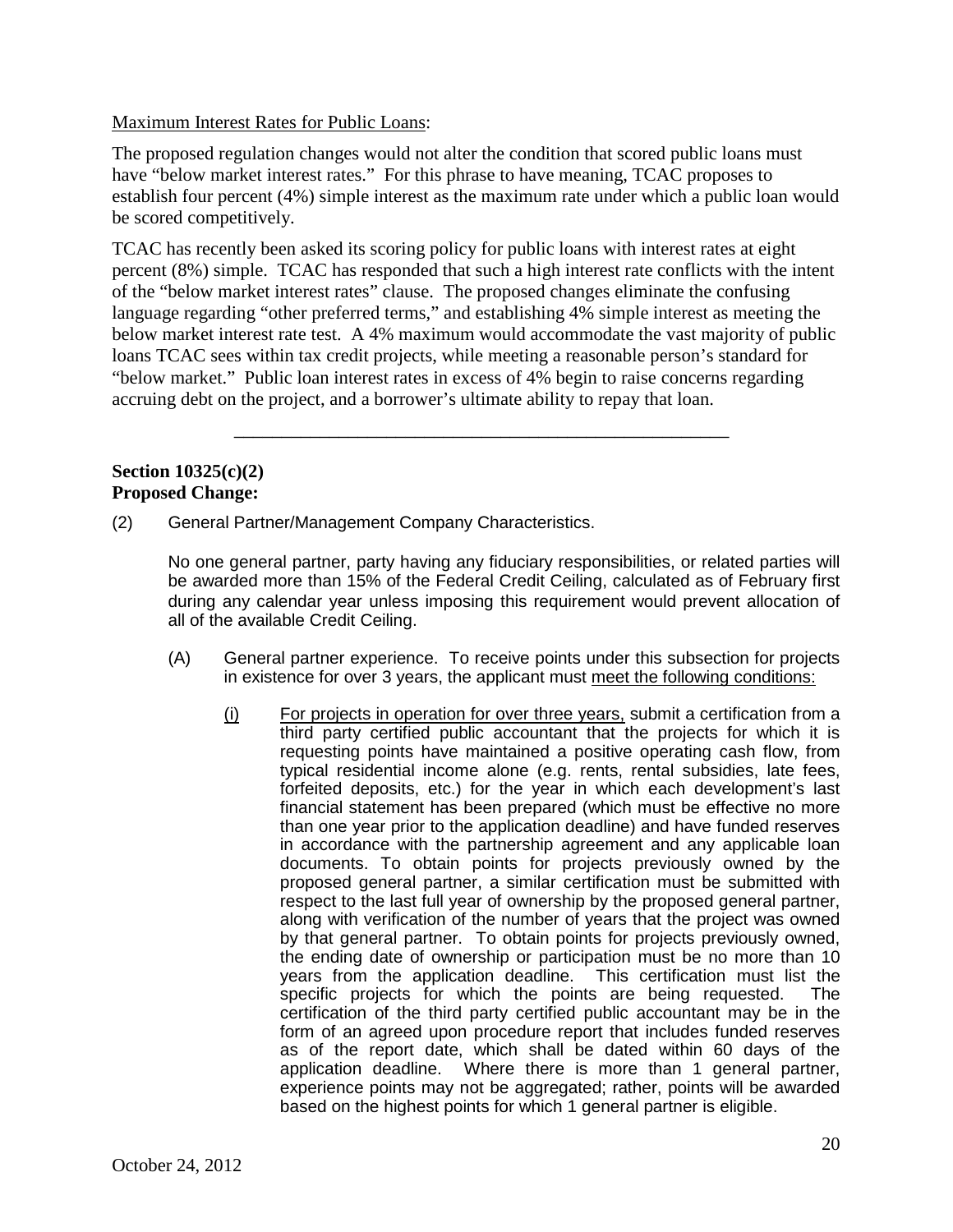Maximum Interest Rates for Public Loans:

The proposed regulation changes would not alter the condition that scored public loans must have "below market interest rates." For this phrase to have meaning, TCAC proposes to establish four percent (4%) simple interest as the maximum rate under which a public loan would be scored competitively.

TCAC has recently been asked its scoring policy for public loans with interest rates at eight percent (8%) simple. TCAC has responded that such a high interest rate conflicts with the intent of the "below market interest rates" clause. The proposed changes eliminate the confusing language regarding "other preferred terms," and establishing 4% simple interest as meeting the below market interest rate test. A 4% maximum would accommodate the vast majority of public loans TCAC sees within tax credit projects, while meeting a reasonable person's standard for "below market." Public loan interest rates in excess of 4% begin to raise concerns regarding accruing debt on the project, and a borrower's ultimate ability to repay that loan.

---

**Section 10325(c)(2)**
**Proposed Change:**

(2) General Partner/Management Company Characteristics.

No one general partner, party having any fiduciary responsibilities, or related parties will be awarded more than 15% of the Federal Credit Ceiling, calculated as of February first during any calendar year unless imposing this requirement would prevent allocation of all of the available Credit Ceiling.

(A) General partner experience. To receive points under this subsection for projects in existence for over 3 years, the applicant must meet the following conditions:

(i) For projects in operation for over three years, submit a certification from a third party certified public accountant that the projects for which it is requesting points have maintained a positive operating cash flow, from typical residential income alone (e.g. rents, rental subsidies, late fees, forfeited deposits, etc.) for the year in which each development's last financial statement has been prepared (which must be effective no more than one year prior to the application deadline) and have funded reserves in accordance with the partnership agreement and any applicable loan documents. To obtain points for projects previously owned by the proposed general partner, a similar certification must be submitted with respect to the last full year of ownership by the proposed general partner, along with verification of the number of years that the project was owned by that general partner. To obtain points for projects previously owned, the ending date of ownership or participation must be no more than 10 years from the application deadline. This certification must list the specific projects for which the points are being requested. The certification of the third party certified public accountant may be in the form of an agreed upon procedure report that includes funded reserves as of the report date, which shall be dated within 60 days of the application deadline. Where there is more than 1 general partner, experience points may not be aggregated; rather, points will be awarded based on the highest points for which 1 general partner is eligible.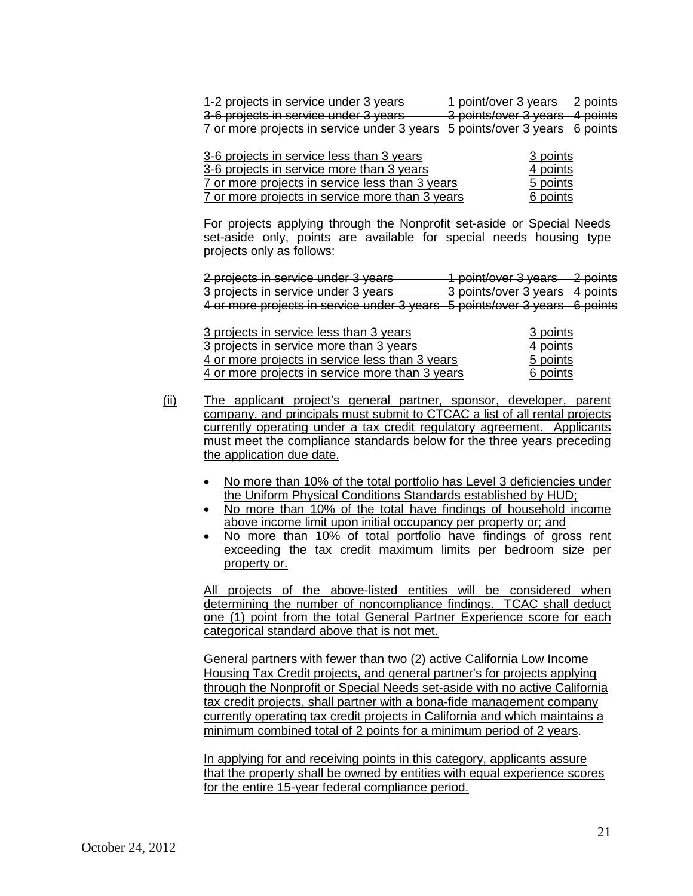~~1-2 projects in service under 3 years 1 point/over 3 years 2 points~~
~~3-6 projects in service under 3 years 3 points/over 3 years 4 points~~
~~7 or more projects in service under 3 years 5 points/over 3 years 6 points~~

| | |
|---|---|
| <u>3-6 projects in service less than 3 years</u> | <u>3 points</u> |
| <u>3-6 projects in service more than 3 years</u> | <u>4 points</u> |
| <u>7 or more projects in service less than 3 years</u> | <u>5 points</u> |
| <u>7 or more projects in service more than 3 years</u> | <u>6 points</u> |

For projects applying through the Nonprofit set-aside or Special Needs set-aside only, points are available for special needs housing type projects only as follows:

~~2 projects in service under 3 years 1 point/over 3 years 2 points~~
~~3 projects in service under 3 years 3 points/over 3 years 4 points~~
~~4 or more projects in service under 3 years 5 points/over 3 years 6 points~~

| | |
|---|---|
| <u>3 projects in service less than 3 years</u> | <u>3 points</u> |
| <u>3 projects in service more than 3 years</u> | <u>4 points</u> |
| <u>4 or more projects in service less than 3 years</u> | <u>5 points</u> |
| <u>4 or more projects in service more than 3 years</u> | <u>6 points</u> |

<u>(ii)</u> <u>The applicant project's general partner, sponsor, developer, parent company, and principals must submit to CTCAC a list of all rental projects currently operating under a tax credit regulatory agreement. Applicants must meet the compliance standards below for the three years preceding the application due date.</u>

- <u>No more than 10% of the total portfolio has Level 3 deficiencies under the Uniform Physical Conditions Standards established by HUD;</u>
- <u>No more than 10% of the total have findings of household income above income limit upon initial occupancy per property or; and</u>
- <u>No more than 10% of total portfolio have findings of gross rent exceeding the tax credit maximum limits per bedroom size per property or.</u>

<u>All projects of the above-listed entities will be considered when determining the number of noncompliance findings. TCAC shall deduct one (1) point from the total General Partner Experience score for each categorical standard above that is not met.</u>

<u>General partners with fewer than two (2) active California Low Income Housing Tax Credit projects, and general partner's for projects applying through the Nonprofit or Special Needs set-aside with no active California tax credit projects, shall partner with a bona-fide management company currently operating tax credit projects in California and which maintains a minimum combined total of 2 points for a minimum period of 2 years</u>.

<u>In applying for and receiving points in this category, applicants assure that the property shall be owned by entities with equal experience scores for the entire 15-year federal compliance period.</u>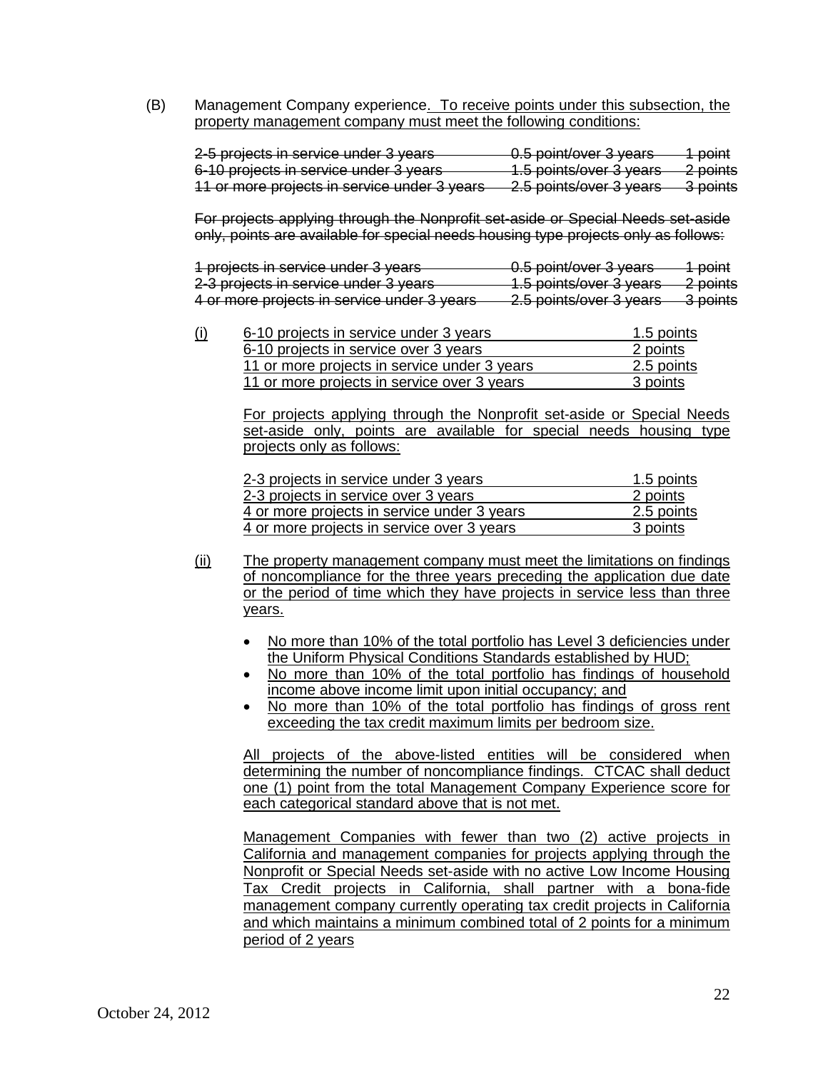(B) Management Company experience. To receive points under this subsection, the property management company must meet the following conditions:

~~2-5 projects in service under 3 years 0.5 point/over 3 years 1 point~~
~~6-10 projects in service under 3 years 1.5 points/over 3 years 2 points~~
~~11 or more projects in service under 3 years 2.5 points/over 3 years 3 points~~

~~For projects applying through the Nonprofit set-aside or Special Needs set-aside only, points are available for special needs housing type projects only as follows:~~

~~1 projects in service under 3 years 0.5 point/over 3 years 1 point~~
~~2-3 projects in service under 3 years 1.5 points/over 3 years 2 points~~
~~4 or more projects in service under 3 years 2.5 points/over 3 years 3 points~~

(i)

| | |
|---|---|
| 6-10 projects in service under 3 years | 1.5 points |
| 6-10 projects in service over 3 years | 2 points |
| 11 or more projects in service under 3 years | 2.5 points |
| 11 or more projects in service over 3 years | 3 points |

For projects applying through the Nonprofit set-aside or Special Needs set-aside only, points are available for special needs housing type projects only as follows:

| | |
|---|---|
| 2-3 projects in service under 3 years | 1.5 points |
| 2-3 projects in service over 3 years | 2 points |
| 4 or more projects in service under 3 years | 2.5 points |
| 4 or more projects in service over 3 years | 3 points |

(ii) The property management company must meet the limitations on findings of noncompliance for the three years preceding the application due date or the period of time which they have projects in service less than three years.

- No more than 10% of the total portfolio has Level 3 deficiencies under the Uniform Physical Conditions Standards established by HUD;
- No more than 10% of the total portfolio has findings of household income above income limit upon initial occupancy; and
- No more than 10% of the total portfolio has findings of gross rent exceeding the tax credit maximum limits per bedroom size.

All projects of the above-listed entities will be considered when determining the number of noncompliance findings. CTCAC shall deduct one (1) point from the total Management Company Experience score for each categorical standard above that is not met.

Management Companies with fewer than two (2) active projects in California and management companies for projects applying through the Nonprofit or Special Needs set-aside with no active Low Income Housing Tax Credit projects in California, shall partner with a bona-fide management company currently operating tax credit projects in California and which maintains a minimum combined total of 2 points for a minimum period of 2 years

October 24, 2012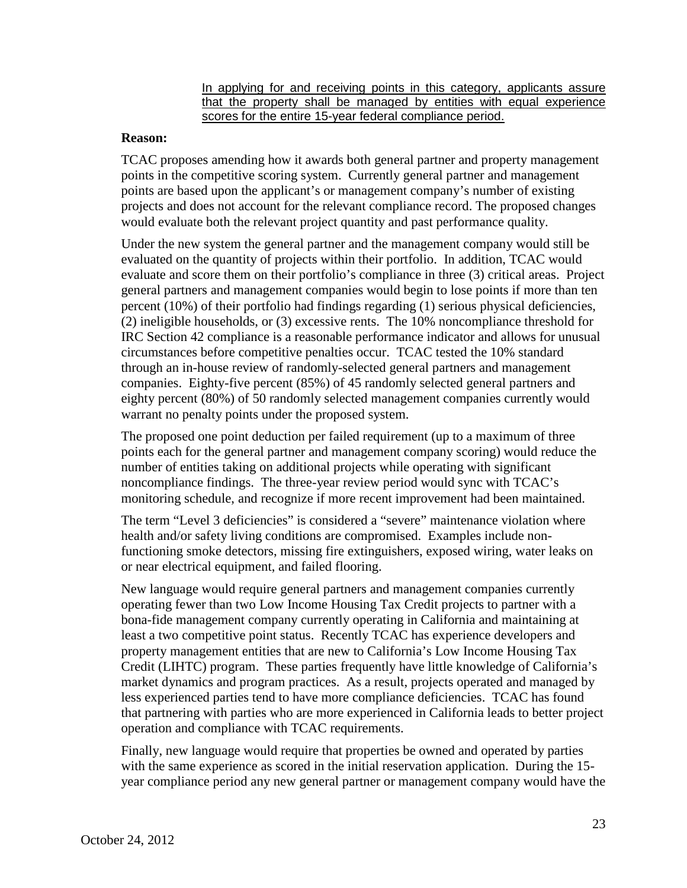<u>In applying for and receiving points in this category, applicants assure that the property shall be managed by entities with equal experience scores for the entire 15-year federal compliance period.</u>

**Reason:**

TCAC proposes amending how it awards both general partner and property management points in the competitive scoring system. Currently general partner and management points are based upon the applicant's or management company's number of existing projects and does not account for the relevant compliance record. The proposed changes would evaluate both the relevant project quantity and past performance quality.

Under the new system the general partner and the management company would still be evaluated on the quantity of projects within their portfolio. In addition, TCAC would evaluate and score them on their portfolio's compliance in three (3) critical areas. Project general partners and management companies would begin to lose points if more than ten percent (10%) of their portfolio had findings regarding (1) serious physical deficiencies, (2) ineligible households, or (3) excessive rents. The 10% noncompliance threshold for IRC Section 42 compliance is a reasonable performance indicator and allows for unusual circumstances before competitive penalties occur. TCAC tested the 10% standard through an in-house review of randomly-selected general partners and management companies. Eighty-five percent (85%) of 45 randomly selected general partners and eighty percent (80%) of 50 randomly selected management companies currently would warrant no penalty points under the proposed system.

The proposed one point deduction per failed requirement (up to a maximum of three points each for the general partner and management company scoring) would reduce the number of entities taking on additional projects while operating with significant noncompliance findings. The three-year review period would sync with TCAC's monitoring schedule, and recognize if more recent improvement had been maintained.

The term "Level 3 deficiencies" is considered a "severe" maintenance violation where health and/or safety living conditions are compromised. Examples include non-functioning smoke detectors, missing fire extinguishers, exposed wiring, water leaks on or near electrical equipment, and failed flooring.

New language would require general partners and management companies currently operating fewer than two Low Income Housing Tax Credit projects to partner with a bona-fide management company currently operating in California and maintaining at least a two competitive point status. Recently TCAC has experience developers and property management entities that are new to California's Low Income Housing Tax Credit (LIHTC) program. These parties frequently have little knowledge of California's market dynamics and program practices. As a result, projects operated and managed by less experienced parties tend to have more compliance deficiencies. TCAC has found that partnering with parties who are more experienced in California leads to better project operation and compliance with TCAC requirements.

Finally, new language would require that properties be owned and operated by parties with the same experience as scored in the initial reservation application. During the 15-year compliance period any new general partner or management company would have the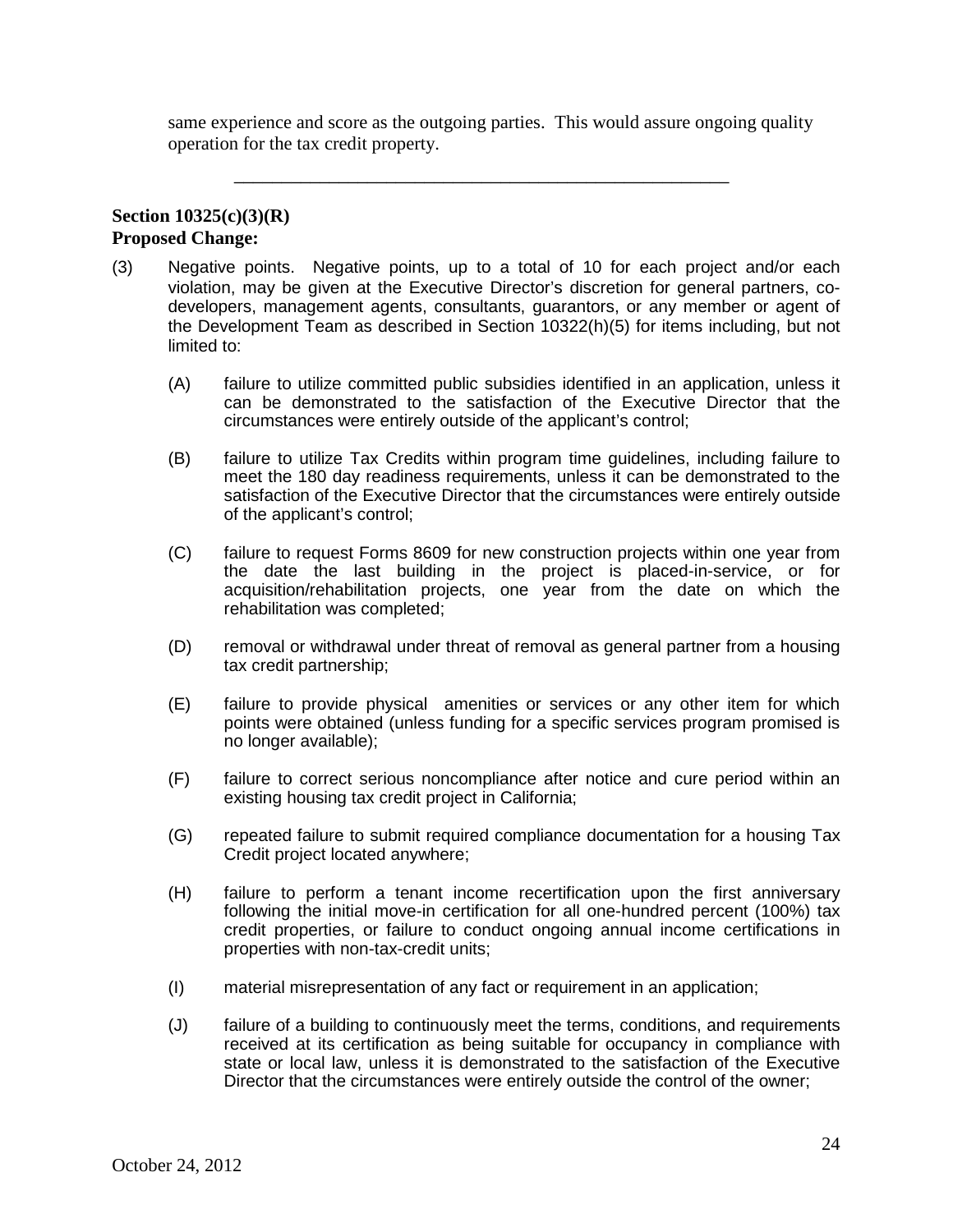same experience and score as the outgoing parties. This would assure ongoing quality operation for the tax credit property.

---

**Section 10325(c)(3)(R)**
**Proposed Change:**

(3) Negative points. Negative points, up to a total of 10 for each project and/or each violation, may be given at the Executive Director's discretion for general partners, co-developers, management agents, consultants, guarantors, or any member or agent of the Development Team as described in Section 10322(h)(5) for items including, but not limited to:

(A) failure to utilize committed public subsidies identified in an application, unless it can be demonstrated to the satisfaction of the Executive Director that the circumstances were entirely outside of the applicant's control;

(B) failure to utilize Tax Credits within program time guidelines, including failure to meet the 180 day readiness requirements, unless it can be demonstrated to the satisfaction of the Executive Director that the circumstances were entirely outside of the applicant's control;

(C) failure to request Forms 8609 for new construction projects within one year from the date the last building in the project is placed-in-service, or for acquisition/rehabilitation projects, one year from the date on which the rehabilitation was completed;

(D) removal or withdrawal under threat of removal as general partner from a housing tax credit partnership;

(E) failure to provide physical amenities or services or any other item for which points were obtained (unless funding for a specific services program promised is no longer available);

(F) failure to correct serious noncompliance after notice and cure period within an existing housing tax credit project in California;

(G) repeated failure to submit required compliance documentation for a housing Tax Credit project located anywhere;

(H) failure to perform a tenant income recertification upon the first anniversary following the initial move-in certification for all one-hundred percent (100%) tax credit properties, or failure to conduct ongoing annual income certifications in properties with non-tax-credit units;

(I) material misrepresentation of any fact or requirement in an application;

(J) failure of a building to continuously meet the terms, conditions, and requirements received at its certification as being suitable for occupancy in compliance with state or local law, unless it is demonstrated to the satisfaction of the Executive Director that the circumstances were entirely outside the control of the owner;

October 24, 2012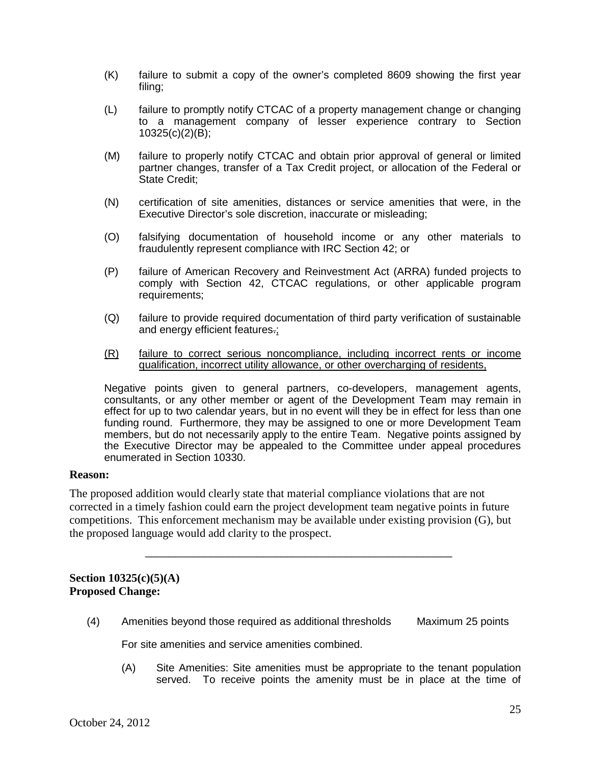(K) failure to submit a copy of the owner's completed 8609 showing the first year filing;

(L) failure to promptly notify CTCAC of a property management change or changing to a management company of lesser experience contrary to Section 10325(c)(2)(B);

(M) failure to properly notify CTCAC and obtain prior approval of general or limited partner changes, transfer of a Tax Credit project, or allocation of the Federal or State Credit;

(N) certification of site amenities, distances or service amenities that were, in the Executive Director's sole discretion, inaccurate or misleading;

(O) falsifying documentation of household income or any other materials to fraudulently represent compliance with IRC Section 42; or

(P) failure of American Recovery and Reinvestment Act (ARRA) funded projects to comply with Section 42, CTCAC regulations, or other applicable program requirements;

(Q) failure to provide required documentation of third party verification of sustainable and energy efficient features.;

<u>(R) failure to correct serious noncompliance, including incorrect rents or income qualification, incorrect utility allowance, or other overcharging of residents,</u>

Negative points given to general partners, co-developers, management agents, consultants, or any other member or agent of the Development Team may remain in effect for up to two calendar years, but in no event will they be in effect for less than one funding round. Furthermore, they may be assigned to one or more Development Team members, but do not necessarily apply to the entire Team. Negative points assigned by the Executive Director may be appealed to the Committee under appeal procedures enumerated in Section 10330.

**Reason:**

The proposed addition would clearly state that material compliance violations that are not corrected in a timely fashion could earn the project development team negative points in future competitions. This enforcement mechanism may be available under existing provision (G), but the proposed language would add clarity to the prospect.

---

**Section 10325(c)(5)(A)**
**Proposed Change:**

(4) Amenities beyond those required as additional thresholds Maximum 25 points

For site amenities and service amenities combined.

(A) Site Amenities: Site amenities must be appropriate to the tenant population served. To receive points the amenity must be in place at the time of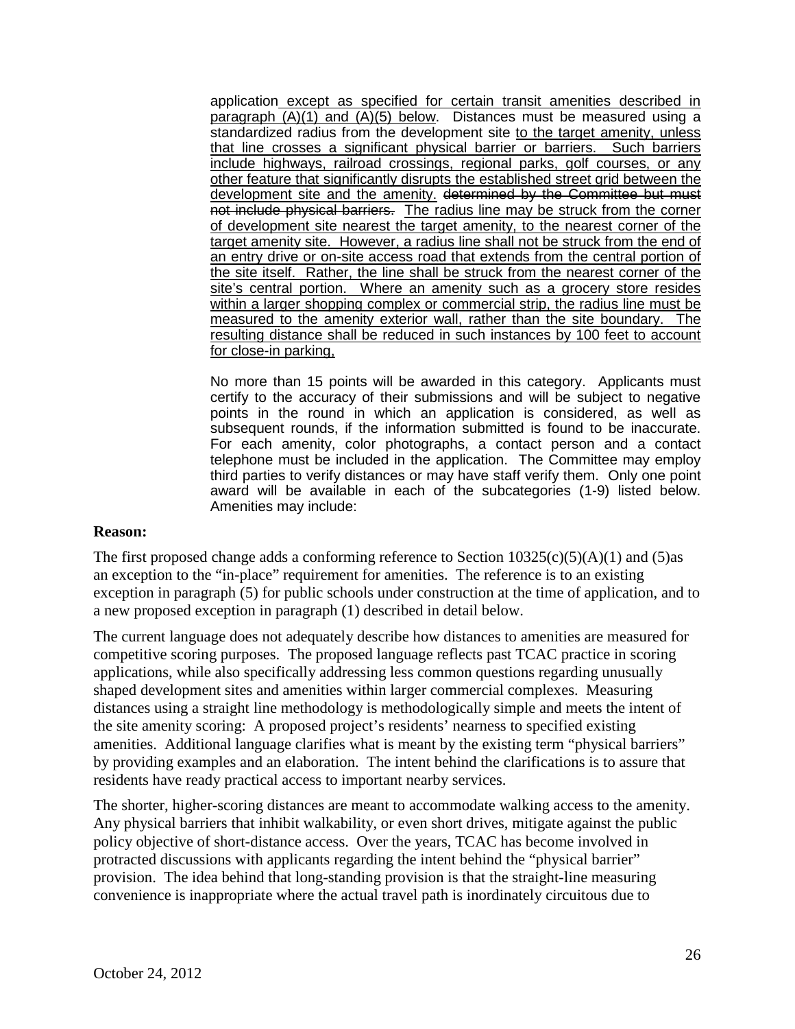application except as specified for certain transit amenities described in paragraph (A)(1) and (A)(5) below. Distances must be measured using a standardized radius from the development site to the target amenity, unless that line crosses a significant physical barrier or barriers. Such barriers include highways, railroad crossings, regional parks, golf courses, or any other feature that significantly disrupts the established street grid between the development site and the amenity. ~~determined by the Committee but must not include physical barriers.~~ The radius line may be struck from the corner of development site nearest the target amenity, to the nearest corner of the target amenity site. However, a radius line shall not be struck from the end of an entry drive or on-site access road that extends from the central portion of the site itself. Rather, the line shall be struck from the nearest corner of the site's central portion. Where an amenity such as a grocery store resides within a larger shopping complex or commercial strip, the radius line must be measured to the amenity exterior wall, rather than the site boundary. The resulting distance shall be reduced in such instances by 100 feet to account for close-in parking.

No more than 15 points will be awarded in this category. Applicants must certify to the accuracy of their submissions and will be subject to negative points in the round in which an application is considered, as well as subsequent rounds, if the information submitted is found to be inaccurate. For each amenity, color photographs, a contact person and a contact telephone must be included in the application. The Committee may employ third parties to verify distances or may have staff verify them. Only one point award will be available in each of the subcategories (1-9) listed below. Amenities may include:

**Reason:**

The first proposed change adds a conforming reference to Section 10325(c)(5)(A)(1) and (5)as an exception to the "in-place" requirement for amenities. The reference is to an existing exception in paragraph (5) for public schools under construction at the time of application, and to a new proposed exception in paragraph (1) described in detail below.

The current language does not adequately describe how distances to amenities are measured for competitive scoring purposes. The proposed language reflects past TCAC practice in scoring applications, while also specifically addressing less common questions regarding unusually shaped development sites and amenities within larger commercial complexes. Measuring distances using a straight line methodology is methodologically simple and meets the intent of the site amenity scoring: A proposed project's residents' nearness to specified existing amenities. Additional language clarifies what is meant by the existing term "physical barriers" by providing examples and an elaboration. The intent behind the clarifications is to assure that residents have ready practical access to important nearby services.

The shorter, higher-scoring distances are meant to accommodate walking access to the amenity. Any physical barriers that inhibit walkability, or even short drives, mitigate against the public policy objective of short-distance access. Over the years, TCAC has become involved in protracted discussions with applicants regarding the intent behind the "physical barrier" provision. The idea behind that long-standing provision is that the straight-line measuring convenience is inappropriate where the actual travel path is inordinately circuitous due to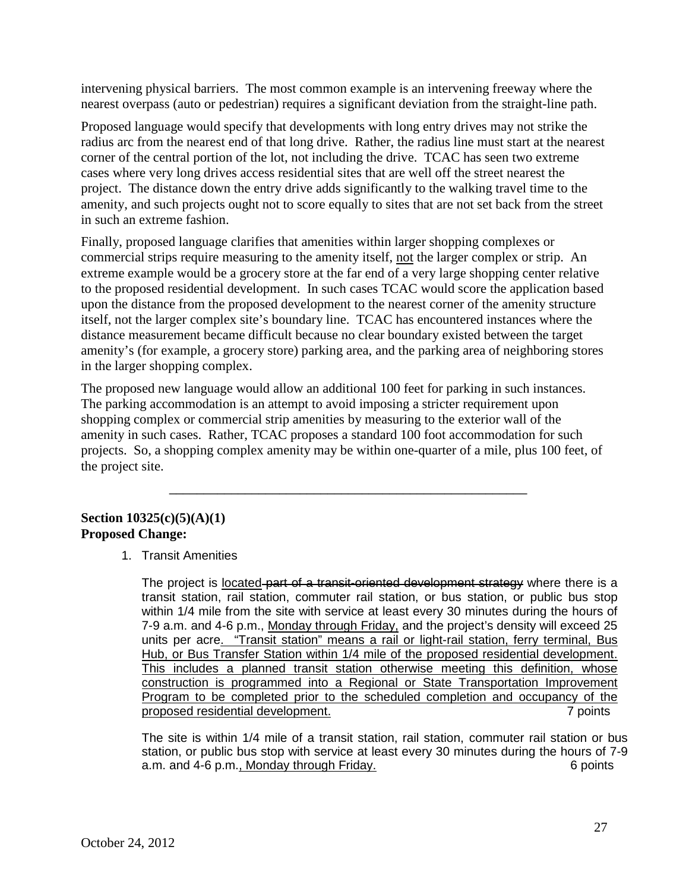intervening physical barriers. The most common example is an intervening freeway where the nearest overpass (auto or pedestrian) requires a significant deviation from the straight-line path.

Proposed language would specify that developments with long entry drives may not strike the radius arc from the nearest end of that long drive. Rather, the radius line must start at the nearest corner of the central portion of the lot, not including the drive. TCAC has seen two extreme cases where very long drives access residential sites that are well off the street nearest the project. The distance down the entry drive adds significantly to the walking travel time to the amenity, and such projects ought not to score equally to sites that are not set back from the street in such an extreme fashion.

Finally, proposed language clarifies that amenities within larger shopping complexes or commercial strips require measuring to the amenity itself, <u>not</u> the larger complex or strip. An extreme example would be a grocery store at the far end of a very large shopping center relative to the proposed residential development. In such cases TCAC would score the application based upon the distance from the proposed development to the nearest corner of the amenity structure itself, not the larger complex site's boundary line. TCAC has encountered instances where the distance measurement became difficult because no clear boundary existed between the target amenity's (for example, a grocery store) parking area, and the parking area of neighboring stores in the larger shopping complex.

The proposed new language would allow an additional 100 feet for parking in such instances. The parking accommodation is an attempt to avoid imposing a stricter requirement upon shopping complex or commercial strip amenities by measuring to the exterior wall of the amenity in such cases. Rather, TCAC proposes a standard 100 foot accommodation for such projects. So, a shopping complex amenity may be within one-quarter of a mile, plus 100 feet, of the project site.

---

**Section 10325(c)(5)(A)(1)**
**Proposed Change:**

1. Transit Amenities

   The project is <u>located</u> ~~part of a transit-oriented development strategy~~ where there is a transit station, rail station, commuter rail station, or bus station, or public bus stop within 1/4 mile from the site with service at least every 30 minutes during the hours of 7-9 a.m. and 4-6 p.m., <u>Monday through Friday,</u> and the project's density will exceed 25 units per acre<u>. "Transit station" means a rail or light-rail station, ferry terminal, Bus Hub, or Bus Transfer Station within 1/4 mile of the proposed residential development. This includes a planned transit station otherwise meeting this definition, whose construction is programmed into a Regional or State Transportation Improvement Program to be completed prior to the scheduled completion and occupancy of the proposed residential development.</u> 7 points

   The site is within 1/4 mile of a transit station, rail station, commuter rail station or bus station, or public bus stop with service at least every 30 minutes during the hours of 7-9 a.m. and 4-6 p.m.<u>, Monday through Friday.</u> 6 points

October 24, 2012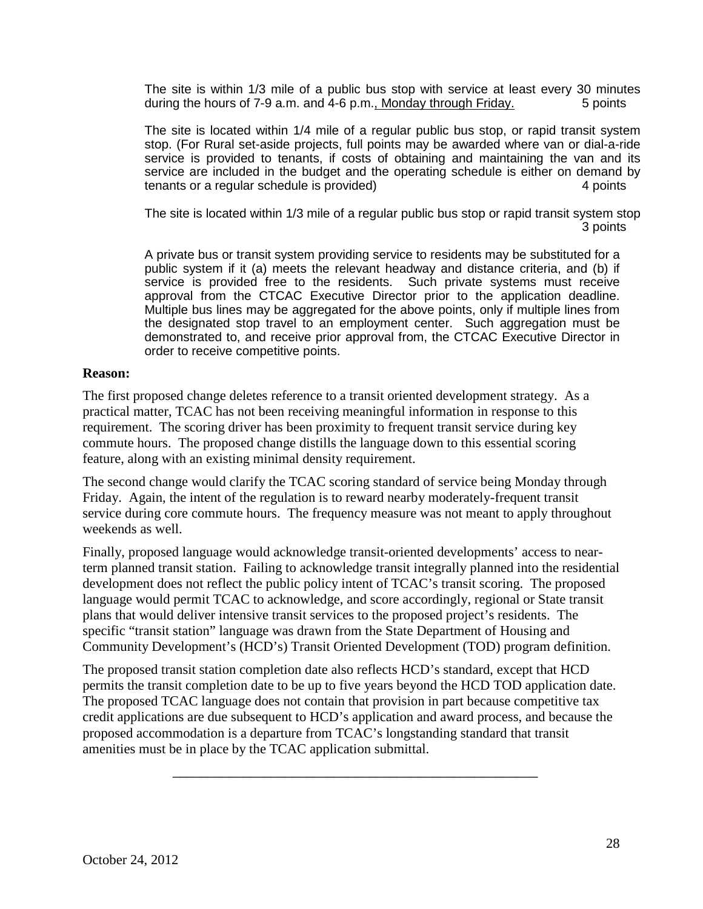The site is within 1/3 mile of a public bus stop with service at least every 30 minutes during the hours of 7-9 a.m. and 4-6 p.m., <u>Monday through Friday.</u> 5 points

The site is located within 1/4 mile of a regular public bus stop, or rapid transit system stop. (For Rural set-aside projects, full points may be awarded where van or dial-a-ride service is provided to tenants, if costs of obtaining and maintaining the van and its service are included in the budget and the operating schedule is either on demand by tenants or a regular schedule is provided) 4 points

The site is located within 1/3 mile of a regular public bus stop or rapid transit system stop 3 points

A private bus or transit system providing service to residents may be substituted for a public system if it (a) meets the relevant headway and distance criteria, and (b) if service is provided free to the residents. Such private systems must receive approval from the CTCAC Executive Director prior to the application deadline. Multiple bus lines may be aggregated for the above points, only if multiple lines from the designated stop travel to an employment center. Such aggregation must be demonstrated to, and receive prior approval from, the CTCAC Executive Director in order to receive competitive points.

**Reason:**

The first proposed change deletes reference to a transit oriented development strategy. As a practical matter, TCAC has not been receiving meaningful information in response to this requirement. The scoring driver has been proximity to frequent transit service during key commute hours. The proposed change distills the language down to this essential scoring feature, along with an existing minimal density requirement.

The second change would clarify the TCAC scoring standard of service being Monday through Friday. Again, the intent of the regulation is to reward nearby moderately-frequent transit service during core commute hours. The frequency measure was not meant to apply throughout weekends as well.

Finally, proposed language would acknowledge transit-oriented developments' access to near-term planned transit station. Failing to acknowledge transit integrally planned into the residential development does not reflect the public policy intent of TCAC's transit scoring. The proposed language would permit TCAC to acknowledge, and score accordingly, regional or State transit plans that would deliver intensive transit services to the proposed project's residents. The specific "transit station" language was drawn from the State Department of Housing and Community Development's (HCD's) Transit Oriented Development (TOD) program definition.

The proposed transit station completion date also reflects HCD's standard, except that HCD permits the transit completion date to be up to five years beyond the HCD TOD application date. The proposed TCAC language does not contain that provision in part because competitive tax credit applications are due subsequent to HCD's application and award process, and because the proposed accommodation is a departure from TCAC's longstanding standard that transit amenities must be in place by the TCAC application submittal.

---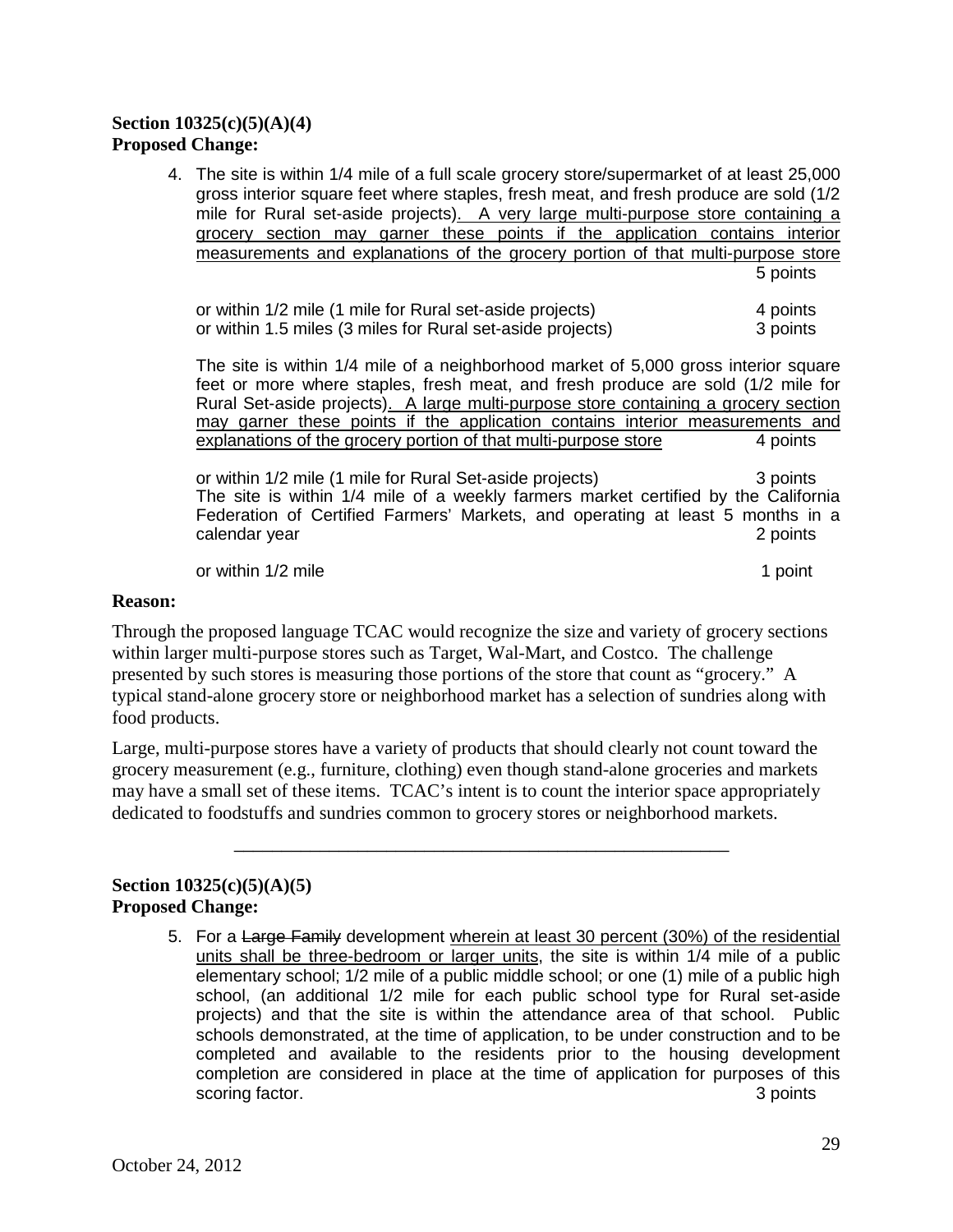**Section 10325(c)(5)(A)(4)**
**Proposed Change:**

4. The site is within 1/4 mile of a full scale grocery store/supermarket of at least 25,000 gross interior square feet where staples, fresh meat, and fresh produce are sold (1/2 mile for Rural set-aside projects). A very large multi-purpose store containing a grocery section may garner these points if the application contains interior measurements and explanations of the grocery portion of that multi-purpose store 5 points

   or within 1/2 mile (1 mile for Rural set-aside projects) 4 points
   or within 1.5 miles (3 miles for Rural set-aside projects) 3 points

   The site is within 1/4 mile of a neighborhood market of 5,000 gross interior square feet or more where staples, fresh meat, and fresh produce are sold (1/2 mile for Rural Set-aside projects). A large multi-purpose store containing a grocery section may garner these points if the application contains interior measurements and explanations of the grocery portion of that multi-purpose store 4 points

   or within 1/2 mile (1 mile for Rural Set-aside projects) 3 points
   The site is within 1/4 mile of a weekly farmers market certified by the California Federation of Certified Farmers' Markets, and operating at least 5 months in a calendar year 2 points

   or within 1/2 mile 1 point

**Reason:**

Through the proposed language TCAC would recognize the size and variety of grocery sections within larger multi-purpose stores such as Target, Wal-Mart, and Costco. The challenge presented by such stores is measuring those portions of the store that count as "grocery." A typical stand-alone grocery store or neighborhood market has a selection of sundries along with food products.

Large, multi-purpose stores have a variety of products that should clearly not count toward the grocery measurement (e.g., furniture, clothing) even though stand-alone groceries and markets may have a small set of these items. TCAC's intent is to count the interior space appropriately dedicated to foodstuffs and sundries common to grocery stores or neighborhood markets.

---

**Section 10325(c)(5)(A)(5)**
**Proposed Change:**

5. For a ~~Large Family~~ development wherein at least 30 percent (30%) of the residential units shall be three-bedroom or larger units, the site is within 1/4 mile of a public elementary school; 1/2 mile of a public middle school; or one (1) mile of a public high school, (an additional 1/2 mile for each public school type for Rural set-aside projects) and that the site is within the attendance area of that school. Public schools demonstrated, at the time of application, to be under construction and to be completed and available to the residents prior to the housing development completion are considered in place at the time of application for purposes of this scoring factor. 3 points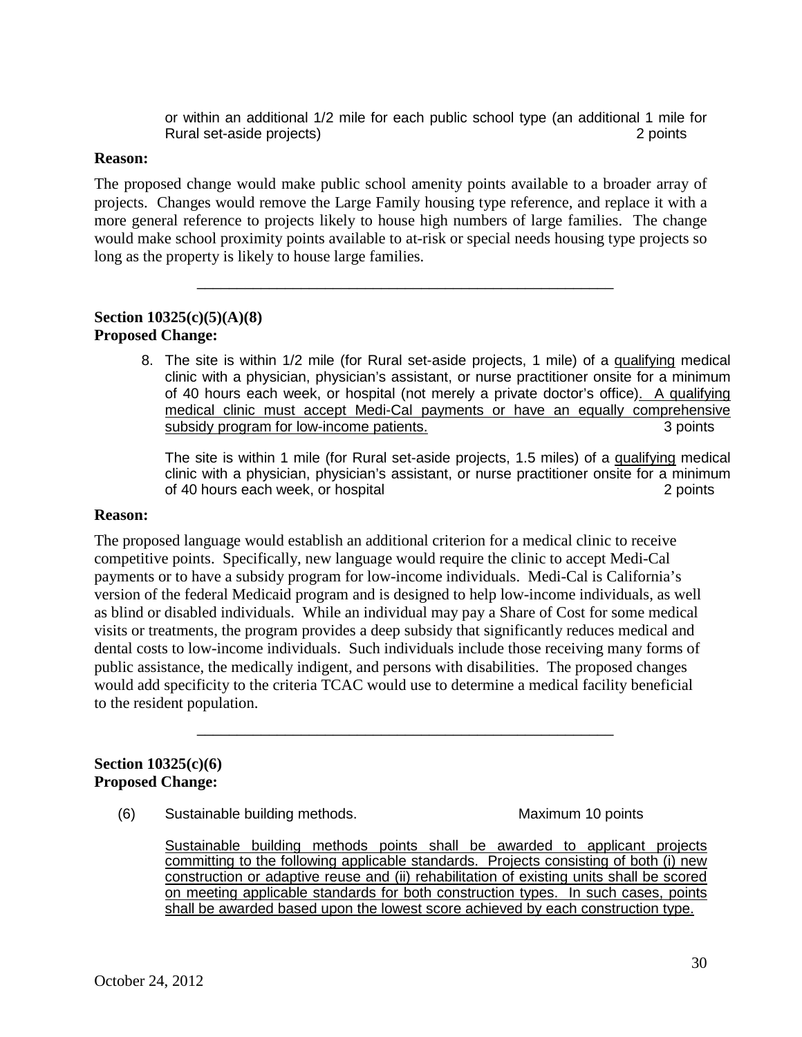or within an additional 1/2 mile for each public school type (an additional 1 mile for Rural set-aside projects) 2 points

**Reason:**

The proposed change would make public school amenity points available to a broader array of projects. Changes would remove the Large Family housing type reference, and replace it with a more general reference to projects likely to house high numbers of large families. The change would make school proximity points available to at-risk or special needs housing type projects so long as the property is likely to house large families.

---

**Section 10325(c)(5)(A)(8)**
**Proposed Change:**

8. The site is within 1/2 mile (for Rural set-aside projects, 1 mile) of a <u>qualifying</u> medical clinic with a physician, physician's assistant, or nurse practitioner onsite for a minimum of 40 hours each week, or hospital (not merely a private doctor's office)<u>. A qualifying medical clinic must accept Medi-Cal payments or have an equally comprehensive subsidy program for low-income patients.</u> 3 points

   The site is within 1 mile (for Rural set-aside projects, 1.5 miles) of a <u>qualifying</u> medical clinic with a physician, physician's assistant, or nurse practitioner onsite for a minimum of 40 hours each week, or hospital 2 points

**Reason:**

The proposed language would establish an additional criterion for a medical clinic to receive competitive points. Specifically, new language would require the clinic to accept Medi-Cal payments or to have a subsidy program for low-income individuals. Medi-Cal is California's version of the federal Medicaid program and is designed to help low-income individuals, as well as blind or disabled individuals. While an individual may pay a Share of Cost for some medical visits or treatments, the program provides a deep subsidy that significantly reduces medical and dental costs to low-income individuals. Such individuals include those receiving many forms of public assistance, the medically indigent, and persons with disabilities. The proposed changes would add specificity to the criteria TCAC would use to determine a medical facility beneficial to the resident population.

---

**Section 10325(c)(6)**
**Proposed Change:**

(6) Sustainable building methods. Maximum 10 points

<u>Sustainable building methods points shall be awarded to applicant projects committing to the following applicable standards. Projects consisting of both (i) new construction or adaptive reuse and (ii) rehabilitation of existing units shall be scored on meeting applicable standards for both construction types. In such cases, points shall be awarded based upon the lowest score achieved by each construction type.</u>

October 24, 2012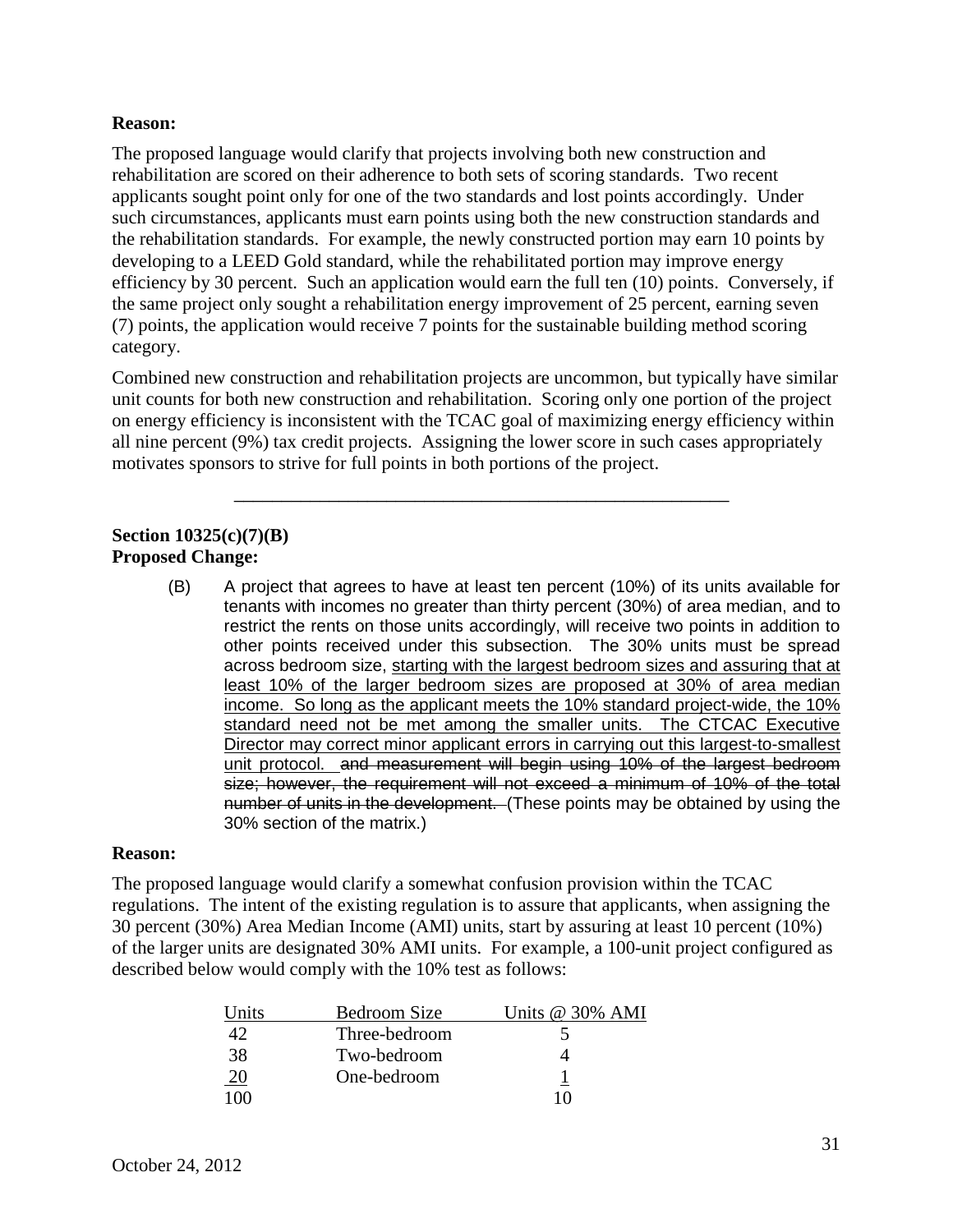**Reason:**

The proposed language would clarify that projects involving both new construction and rehabilitation are scored on their adherence to both sets of scoring standards. Two recent applicants sought point only for one of the two standards and lost points accordingly. Under such circumstances, applicants must earn points using both the new construction standards and the rehabilitation standards. For example, the newly constructed portion may earn 10 points by developing to a LEED Gold standard, while the rehabilitated portion may improve energy efficiency by 30 percent. Such an application would earn the full ten (10) points. Conversely, if the same project only sought a rehabilitation energy improvement of 25 percent, earning seven (7) points, the application would receive 7 points for the sustainable building method scoring category.

Combined new construction and rehabilitation projects are uncommon, but typically have similar unit counts for both new construction and rehabilitation. Scoring only one portion of the project on energy efficiency is inconsistent with the TCAC goal of maximizing energy efficiency within all nine percent (9%) tax credit projects. Assigning the lower score in such cases appropriately motivates sponsors to strive for full points in both portions of the project.

---

**Section 10325(c)(7)(B)**
**Proposed Change:**

(B) A project that agrees to have at least ten percent (10%) of its units available for tenants with incomes no greater than thirty percent (30%) of area median, and to restrict the rents on those units accordingly, will receive two points in addition to other points received under this subsection. The 30% units must be spread across bedroom size, <u>starting with the largest bedroom sizes and assuring that at least 10% of the larger bedroom sizes are proposed at 30% of area median income. So long as the applicant meets the 10% standard project-wide, the 10% standard need not be met among the smaller units. The CTCAC Executive Director may correct minor applicant errors in carrying out this largest-to-smallest unit protocol.</u> ~~and measurement will begin using 10% of the largest bedroom size; however, the requirement will not exceed a minimum of 10% of the total number of units in the development.~~ (These points may be obtained by using the 30% section of the matrix.)

**Reason:**

The proposed language would clarify a somewhat confusion provision within the TCAC regulations. The intent of the existing regulation is to assure that applicants, when assigning the 30 percent (30%) Area Median Income (AMI) units, start by assuring at least 10 percent (10%) of the larger units are designated 30% AMI units. For example, a 100-unit project configured as described below would comply with the 10% test as follows:

| Units | Bedroom Size | Units @ 30% AMI |
|---|---|---|
| 42 | Three-bedroom | 5 |
| 38 | Two-bedroom | 4 |
| 20 | One-bedroom | 1 |
| 100 | | 10 |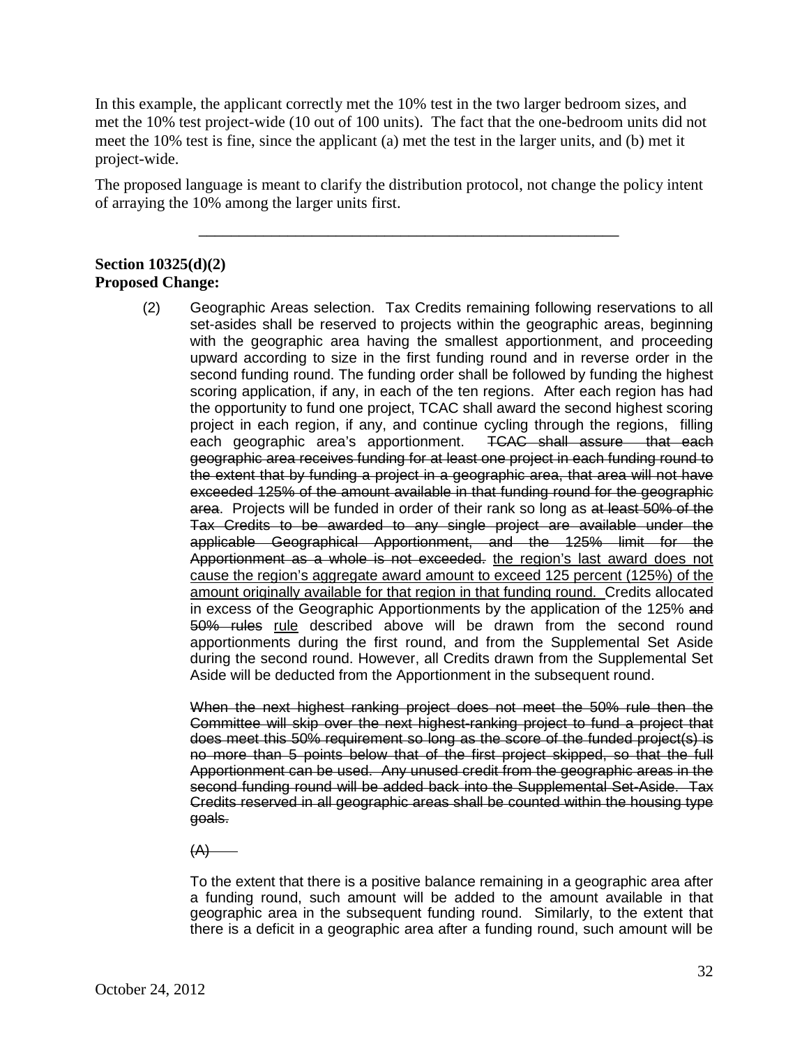In this example, the applicant correctly met the 10% test in the two larger bedroom sizes, and met the 10% test project-wide (10 out of 100 units). The fact that the one-bedroom units did not meet the 10% test is fine, since the applicant (a) met the test in the larger units, and (b) met it project-wide.

The proposed language is meant to clarify the distribution protocol, not change the policy intent of arraying the 10% among the larger units first.

---

**Section 10325(d)(2)**
**Proposed Change:**

(2) Geographic Areas selection. Tax Credits remaining following reservations to all set-asides shall be reserved to projects within the geographic areas, beginning with the geographic area having the smallest apportionment, and proceeding upward according to size in the first funding round and in reverse order in the second funding round. The funding order shall be followed by funding the highest scoring application, if any, in each of the ten regions. After each region has had the opportunity to fund one project, TCAC shall award the second highest scoring project in each region, if any, and continue cycling through the regions, filling each geographic area's apportionment. ~~TCAC shall assure that each geographic area receives funding for at least one project in each funding round to the extent that by funding a project in a geographic area, that area will not have exceeded 125% of the amount available in that funding round for the geographic area~~. Projects will be funded in order of their rank so long as ~~at least 50% of the Tax Credits to be awarded to any single project are available under the applicable Geographical Apportionment, and the 125% limit for the Apportionment as a whole is not exceeded.~~ <u>the region's last award does not cause the region's aggregate award amount to exceed 125 percent (125%) of the amount originally available for that region in that funding round.</u> Credits allocated in excess of the Geographic Apportionments by the application of the 125% ~~and 50% rules~~ <u>rule</u> described above will be drawn from the second round apportionments during the first round, and from the Supplemental Set Aside during the second round. However, all Credits drawn from the Supplemental Set Aside will be deducted from the Apportionment in the subsequent round.

~~When the next highest ranking project does not meet the 50% rule then the Committee will skip over the next highest-ranking project to fund a project that does meet this 50% requirement so long as the score of the funded project(s) is no more than 5 points below that of the first project skipped, so that the full Apportionment can be used. Any unused credit from the geographic areas in the second funding round will be added back into the Supplemental Set-Aside. Tax Credits reserved in all geographic areas shall be counted within the housing type goals.~~

~~(A)~~

To the extent that there is a positive balance remaining in a geographic area after a funding round, such amount will be added to the amount available in that geographic area in the subsequent funding round. Similarly, to the extent that there is a deficit in a geographic area after a funding round, such amount will be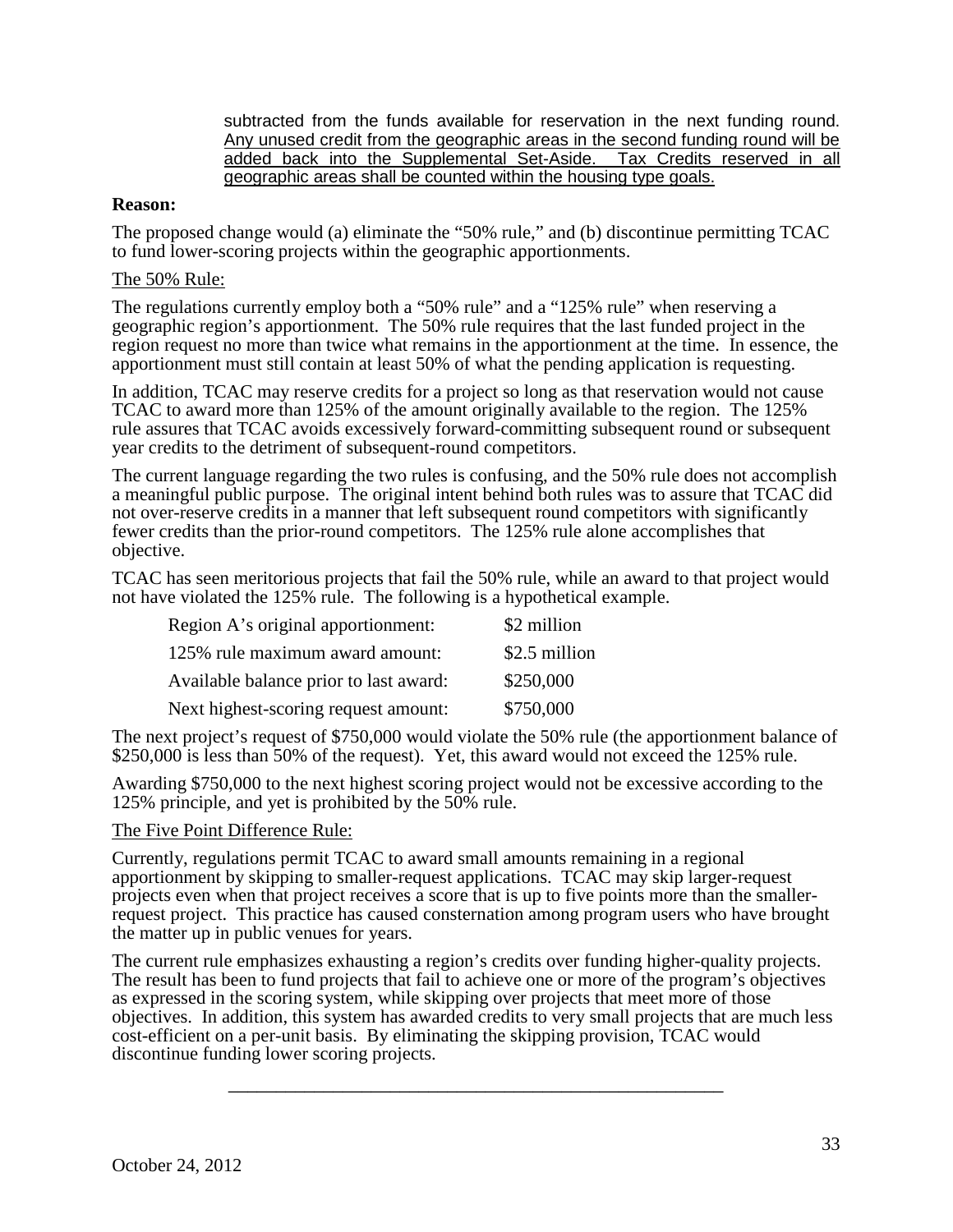subtracted from the funds available for reservation in the next funding round. <u>Any unused credit from the geographic areas in the second funding round will be added back into the Supplemental Set-Aside. Tax Credits reserved in all geographic areas shall be counted within the housing type goals.</u>

**Reason:**

The proposed change would (a) eliminate the "50% rule," and (b) discontinue permitting TCAC to fund lower-scoring projects within the geographic apportionments.

<u>The 50% Rule:</u>

The regulations currently employ both a "50% rule" and a "125% rule" when reserving a geographic region's apportionment. The 50% rule requires that the last funded project in the region request no more than twice what remains in the apportionment at the time. In essence, the apportionment must still contain at least 50% of what the pending application is requesting.

In addition, TCAC may reserve credits for a project so long as that reservation would not cause TCAC to award more than 125% of the amount originally available to the region. The 125% rule assures that TCAC avoids excessively forward-committing subsequent round or subsequent year credits to the detriment of subsequent-round competitors.

The current language regarding the two rules is confusing, and the 50% rule does not accomplish a meaningful public purpose. The original intent behind both rules was to assure that TCAC did not over-reserve credits in a manner that left subsequent round competitors with significantly fewer credits than the prior-round competitors. The 125% rule alone accomplishes that objective.

TCAC has seen meritorious projects that fail the 50% rule, while an award to that project would not have violated the 125% rule. The following is a hypothetical example.

| | |
|---|---|
| Region A's original apportionment: | \$2 million |
| 125% rule maximum award amount: | \$2.5 million |
| Available balance prior to last award: | \$250,000 |
| Next highest-scoring request amount: | \$750,000 |

The next project's request of \$750,000 would violate the 50% rule (the apportionment balance of \$250,000 is less than 50% of the request). Yet, this award would not exceed the 125% rule.

Awarding \$750,000 to the next highest scoring project would not be excessive according to the 125% principle, and yet is prohibited by the 50% rule.

<u>The Five Point Difference Rule:</u>

Currently, regulations permit TCAC to award small amounts remaining in a regional apportionment by skipping to smaller-request applications. TCAC may skip larger-request projects even when that project receives a score that is up to five points more than the smaller-request project. This practice has caused consternation among program users who have brought the matter up in public venues for years.

The current rule emphasizes exhausting a region's credits over funding higher-quality projects. The result has been to fund projects that fail to achieve one or more of the program's objectives as expressed in the scoring system, while skipping over projects that meet more of those objectives. In addition, this system has awarded credits to very small projects that are much less cost-efficient on a per-unit basis. By eliminating the skipping provision, TCAC would discontinue funding lower scoring projects.

---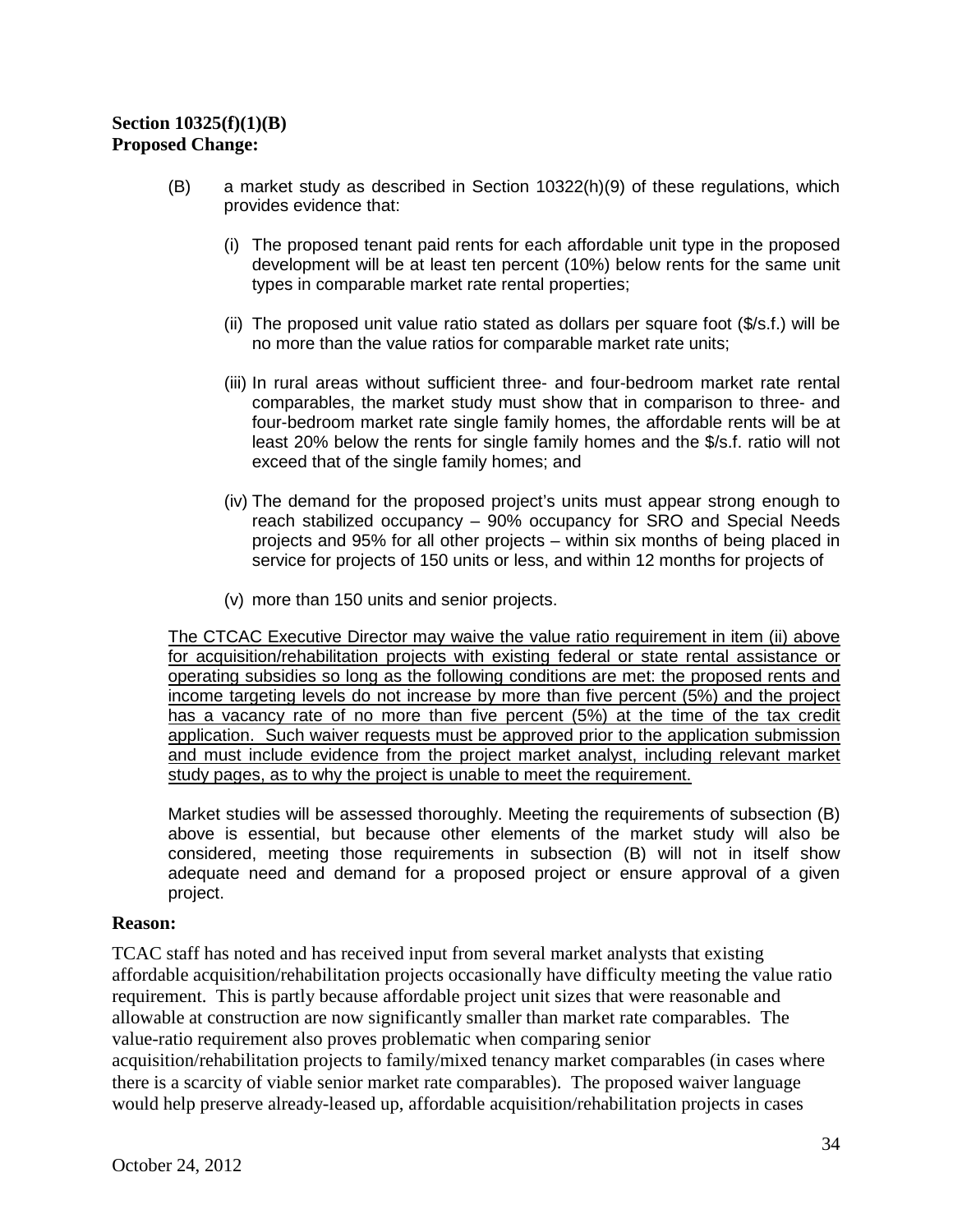**Section 10325(f)(1)(B)**
**Proposed Change:**

(B) a market study as described in Section 10322(h)(9) of these regulations, which provides evidence that:

(i) The proposed tenant paid rents for each affordable unit type in the proposed development will be at least ten percent (10%) below rents for the same unit types in comparable market rate rental properties;

(ii) The proposed unit value ratio stated as dollars per square foot ($/s.f.) will be no more than the value ratios for comparable market rate units;

(iii) In rural areas without sufficient three- and four-bedroom market rate rental comparables, the market study must show that in comparison to three- and four-bedroom market rate single family homes, the affordable rents will be at least 20% below the rents for single family homes and the $/s.f. ratio will not exceed that of the single family homes; and

(iv) The demand for the proposed project's units must appear strong enough to reach stabilized occupancy – 90% occupancy for SRO and Special Needs projects and 95% for all other projects – within six months of being placed in service for projects of 150 units or less, and within 12 months for projects of

(v) more than 150 units and senior projects.

<u>The CTCAC Executive Director may waive the value ratio requirement in item (ii) above for acquisition/rehabilitation projects with existing federal or state rental assistance or operating subsidies so long as the following conditions are met: the proposed rents and income targeting levels do not increase by more than five percent (5%) and the project has a vacancy rate of no more than five percent (5%) at the time of the tax credit application. Such waiver requests must be approved prior to the application submission and must include evidence from the project market analyst, including relevant market study pages, as to why the project is unable to meet the requirement.</u>

Market studies will be assessed thoroughly. Meeting the requirements of subsection (B) above is essential, but because other elements of the market study will also be considered, meeting those requirements in subsection (B) will not in itself show adequate need and demand for a proposed project or ensure approval of a given project.

**Reason:**

TCAC staff has noted and has received input from several market analysts that existing affordable acquisition/rehabilitation projects occasionally have difficulty meeting the value ratio requirement. This is partly because affordable project unit sizes that were reasonable and allowable at construction are now significantly smaller than market rate comparables. The value-ratio requirement also proves problematic when comparing senior acquisition/rehabilitation projects to family/mixed tenancy market comparables (in cases where there is a scarcity of viable senior market rate comparables). The proposed waiver language would help preserve already-leased up, affordable acquisition/rehabilitation projects in cases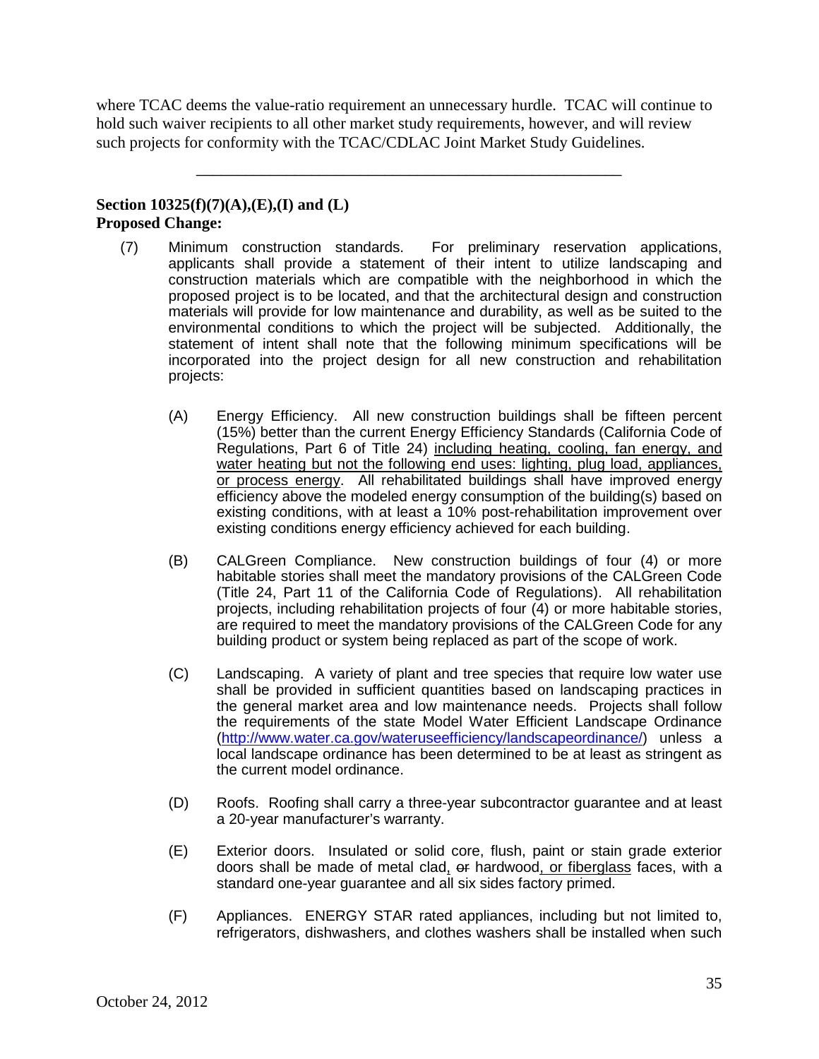where TCAC deems the value-ratio requirement an unnecessary hurdle. TCAC will continue to hold such waiver recipients to all other market study requirements, however, and will review such projects for conformity with the TCAC/CDLAC Joint Market Study Guidelines.

---

**Section 10325(f)(7)(A),(E),(I) and (L)**
**Proposed Change:**

(7) Minimum construction standards. For preliminary reservation applications, applicants shall provide a statement of their intent to utilize landscaping and construction materials which are compatible with the neighborhood in which the proposed project is to be located, and that the architectural design and construction materials will provide for low maintenance and durability, as well as be suited to the environmental conditions to which the project will be subjected. Additionally, the statement of intent shall note that the following minimum specifications will be incorporated into the project design for all new construction and rehabilitation projects:

(A) Energy Efficiency. All new construction buildings shall be fifteen percent (15%) better than the current Energy Efficiency Standards (California Code of Regulations, Part 6 of Title 24) <u>including heating, cooling, fan energy, and water heating but not the following end uses: lighting, plug load, appliances, or process energy</u>. All rehabilitated buildings shall have improved energy efficiency above the modeled energy consumption of the building(s) based on existing conditions, with at least a 10% post-rehabilitation improvement over existing conditions energy efficiency achieved for each building.

(B) CALGreen Compliance. New construction buildings of four (4) or more habitable stories shall meet the mandatory provisions of the CALGreen Code (Title 24, Part 11 of the California Code of Regulations). All rehabilitation projects, including rehabilitation projects of four (4) or more habitable stories, are required to meet the mandatory provisions of the CALGreen Code for any building product or system being replaced as part of the scope of work.

(C) Landscaping. A variety of plant and tree species that require low water use shall be provided in sufficient quantities based on landscaping practices in the general market area and low maintenance needs. Projects shall follow the requirements of the state Model Water Efficient Landscape Ordinance (http://www.water.ca.gov/wateruseefficiency/landscapeordinance/) unless a local landscape ordinance has been determined to be at least as stringent as the current model ordinance.

(D) Roofs. Roofing shall carry a three-year subcontractor guarantee and at least a 20-year manufacturer's warranty.

(E) Exterior doors. Insulated or solid core, flush, paint or stain grade exterior doors shall be made of metal clad<u>,</u> ~~or~~ hardwood<u>, or fiberglass</u> faces, with a standard one-year guarantee and all six sides factory primed.

(F) Appliances. ENERGY STAR rated appliances, including but not limited to, refrigerators, dishwashers, and clothes washers shall be installed when such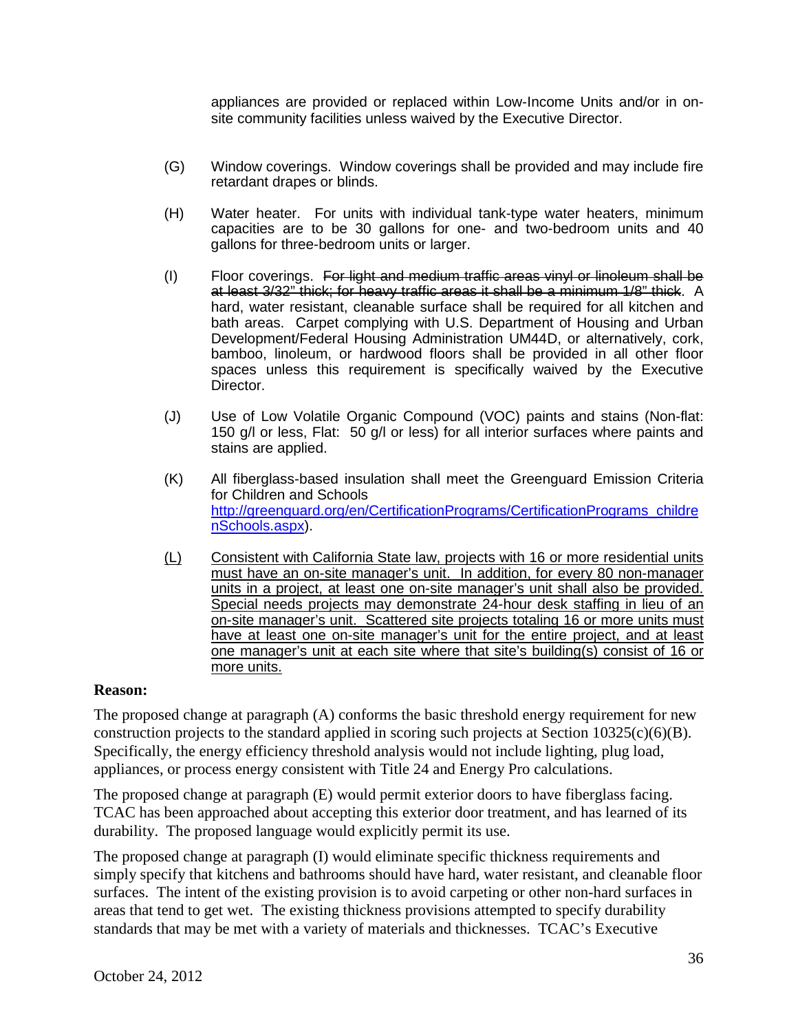appliances are provided or replaced within Low-Income Units and/or in on-site community facilities unless waived by the Executive Director.

(G) Window coverings. Window coverings shall be provided and may include fire retardant drapes or blinds.

(H) Water heater. For units with individual tank-type water heaters, minimum capacities are to be 30 gallons for one- and two-bedroom units and 40 gallons for three-bedroom units or larger.

(I) Floor coverings. ~~For light and medium traffic areas vinyl or linoleum shall be at least 3/32" thick; for heavy traffic areas it shall be a minimum 1/8" thick.~~ A hard, water resistant, cleanable surface shall be required for all kitchen and bath areas. Carpet complying with U.S. Department of Housing and Urban Development/Federal Housing Administration UM44D, or alternatively, cork, bamboo, linoleum, or hardwood floors shall be provided in all other floor spaces unless this requirement is specifically waived by the Executive Director.

(J) Use of Low Volatile Organic Compound (VOC) paints and stains (Non-flat: 150 g/l or less, Flat: 50 g/l or less) for all interior surfaces where paints and stains are applied.

(K) All fiberglass-based insulation shall meet the Greenguard Emission Criteria for Children and Schools http://greenguard.org/en/CertificationPrograms/CertificationPrograms_childrenSchools.aspx).

<u>(L) Consistent with California State law, projects with 16 or more residential units must have an on-site manager's unit. In addition, for every 80 non-manager units in a project, at least one on-site manager's unit shall also be provided. Special needs projects may demonstrate 24-hour desk staffing in lieu of an on-site manager's unit. Scattered site projects totaling 16 or more units must have at least one on-site manager's unit for the entire project, and at least one manager's unit at each site where that site's building(s) consist of 16 or more units.</u>

**Reason:**

The proposed change at paragraph (A) conforms the basic threshold energy requirement for new construction projects to the standard applied in scoring such projects at Section 10325(c)(6)(B). Specifically, the energy efficiency threshold analysis would not include lighting, plug load, appliances, or process energy consistent with Title 24 and Energy Pro calculations.

The proposed change at paragraph (E) would permit exterior doors to have fiberglass facing. TCAC has been approached about accepting this exterior door treatment, and has learned of its durability. The proposed language would explicitly permit its use.

The proposed change at paragraph (I) would eliminate specific thickness requirements and simply specify that kitchens and bathrooms should have hard, water resistant, and cleanable floor surfaces. The intent of the existing provision is to avoid carpeting or other non-hard surfaces in areas that tend to get wet. The existing thickness provisions attempted to specify durability standards that may be met with a variety of materials and thicknesses. TCAC's Executive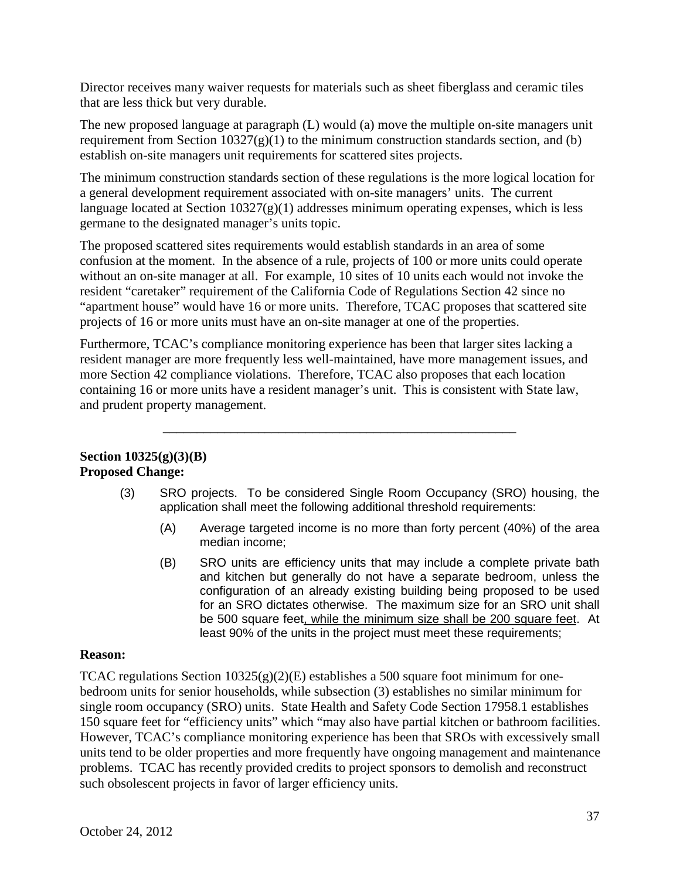Director receives many waiver requests for materials such as sheet fiberglass and ceramic tiles that are less thick but very durable.

The new proposed language at paragraph (L) would (a) move the multiple on-site managers unit requirement from Section 10327(g)(1) to the minimum construction standards section, and (b) establish on-site managers unit requirements for scattered sites projects.

The minimum construction standards section of these regulations is the more logical location for a general development requirement associated with on-site managers' units. The current language located at Section 10327(g)(1) addresses minimum operating expenses, which is less germane to the designated manager's units topic.

The proposed scattered sites requirements would establish standards in an area of some confusion at the moment. In the absence of a rule, projects of 100 or more units could operate without an on-site manager at all. For example, 10 sites of 10 units each would not invoke the resident "caretaker" requirement of the California Code of Regulations Section 42 since no "apartment house" would have 16 or more units. Therefore, TCAC proposes that scattered site projects of 16 or more units must have an on-site manager at one of the properties.

Furthermore, TCAC's compliance monitoring experience has been that larger sites lacking a resident manager are more frequently less well-maintained, have more management issues, and more Section 42 compliance violations. Therefore, TCAC also proposes that each location containing 16 or more units have a resident manager's unit. This is consistent with State law, and prudent property management.

---

**Section 10325(g)(3)(B)**
**Proposed Change:**

(3) SRO projects. To be considered Single Room Occupancy (SRO) housing, the application shall meet the following additional threshold requirements:

(A) Average targeted income is no more than forty percent (40%) of the area median income;

(B) SRO units are efficiency units that may include a complete private bath and kitchen but generally do not have a separate bedroom, unless the configuration of an already existing building being proposed to be used for an SRO dictates otherwise. The maximum size for an SRO unit shall be 500 square feet<u>, while the minimum size shall be 200 square feet</u>. At least 90% of the units in the project must meet these requirements;

**Reason:**

TCAC regulations Section 10325(g)(2)(E) establishes a 500 square foot minimum for one-bedroom units for senior households, while subsection (3) establishes no similar minimum for single room occupancy (SRO) units. State Health and Safety Code Section 17958.1 establishes 150 square feet for "efficiency units" which "may also have partial kitchen or bathroom facilities. However, TCAC's compliance monitoring experience has been that SROs with excessively small units tend to be older properties and more frequently have ongoing management and maintenance problems. TCAC has recently provided credits to project sponsors to demolish and reconstruct such obsolescent projects in favor of larger efficiency units.

October 24, 2012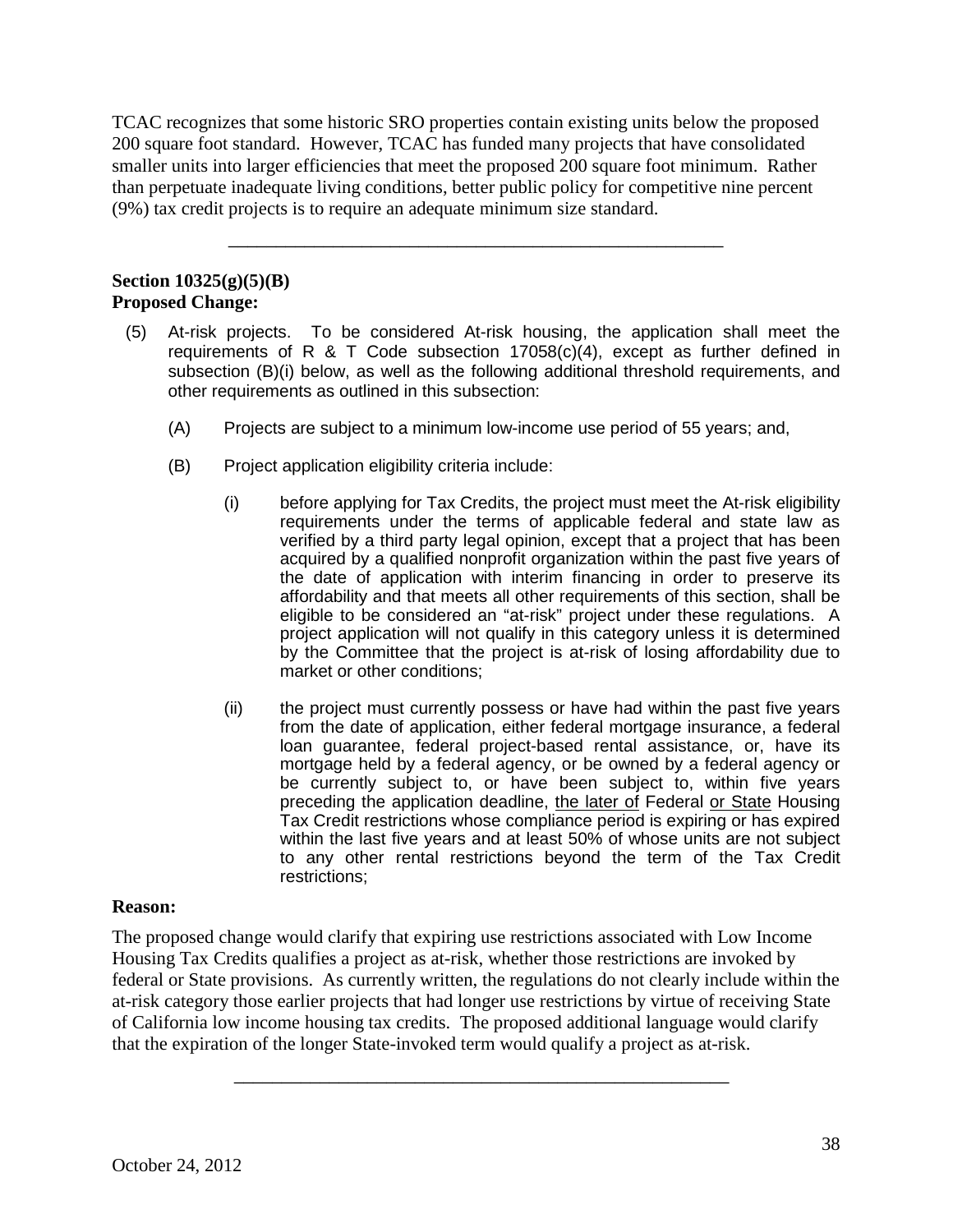TCAC recognizes that some historic SRO properties contain existing units below the proposed 200 square foot standard. However, TCAC has funded many projects that have consolidated smaller units into larger efficiencies that meet the proposed 200 square foot minimum. Rather than perpetuate inadequate living conditions, better public policy for competitive nine percent (9%) tax credit projects is to require an adequate minimum size standard.

---

**Section 10325(g)(5)(B)**
**Proposed Change:**

(5) At-risk projects. To be considered At-risk housing, the application shall meet the requirements of R & T Code subsection 17058(c)(4), except as further defined in subsection (B)(i) below, as well as the following additional threshold requirements, and other requirements as outlined in this subsection:

(A) Projects are subject to a minimum low-income use period of 55 years; and,

(B) Project application eligibility criteria include:

(i) before applying for Tax Credits, the project must meet the At-risk eligibility requirements under the terms of applicable federal and state law as verified by a third party legal opinion, except that a project that has been acquired by a qualified nonprofit organization within the past five years of the date of application with interim financing in order to preserve its affordability and that meets all other requirements of this section, shall be eligible to be considered an "at-risk" project under these regulations. A project application will not qualify in this category unless it is determined by the Committee that the project is at-risk of losing affordability due to market or other conditions;

(ii) the project must currently possess or have had within the past five years from the date of application, either federal mortgage insurance, a federal loan guarantee, federal project-based rental assistance, or, have its mortgage held by a federal agency, or be owned by a federal agency or be currently subject to, or have been subject to, within five years preceding the application deadline, <u>the later of</u> Federal <u>or State</u> Housing Tax Credit restrictions whose compliance period is expiring or has expired within the last five years and at least 50% of whose units are not subject to any other rental restrictions beyond the term of the Tax Credit restrictions;

**Reason:**

The proposed change would clarify that expiring use restrictions associated with Low Income Housing Tax Credits qualifies a project as at-risk, whether those restrictions are invoked by federal or State provisions. As currently written, the regulations do not clearly include within the at-risk category those earlier projects that had longer use restrictions by virtue of receiving State of California low income housing tax credits. The proposed additional language would clarify that the expiration of the longer State-invoked term would qualify a project as at-risk.

---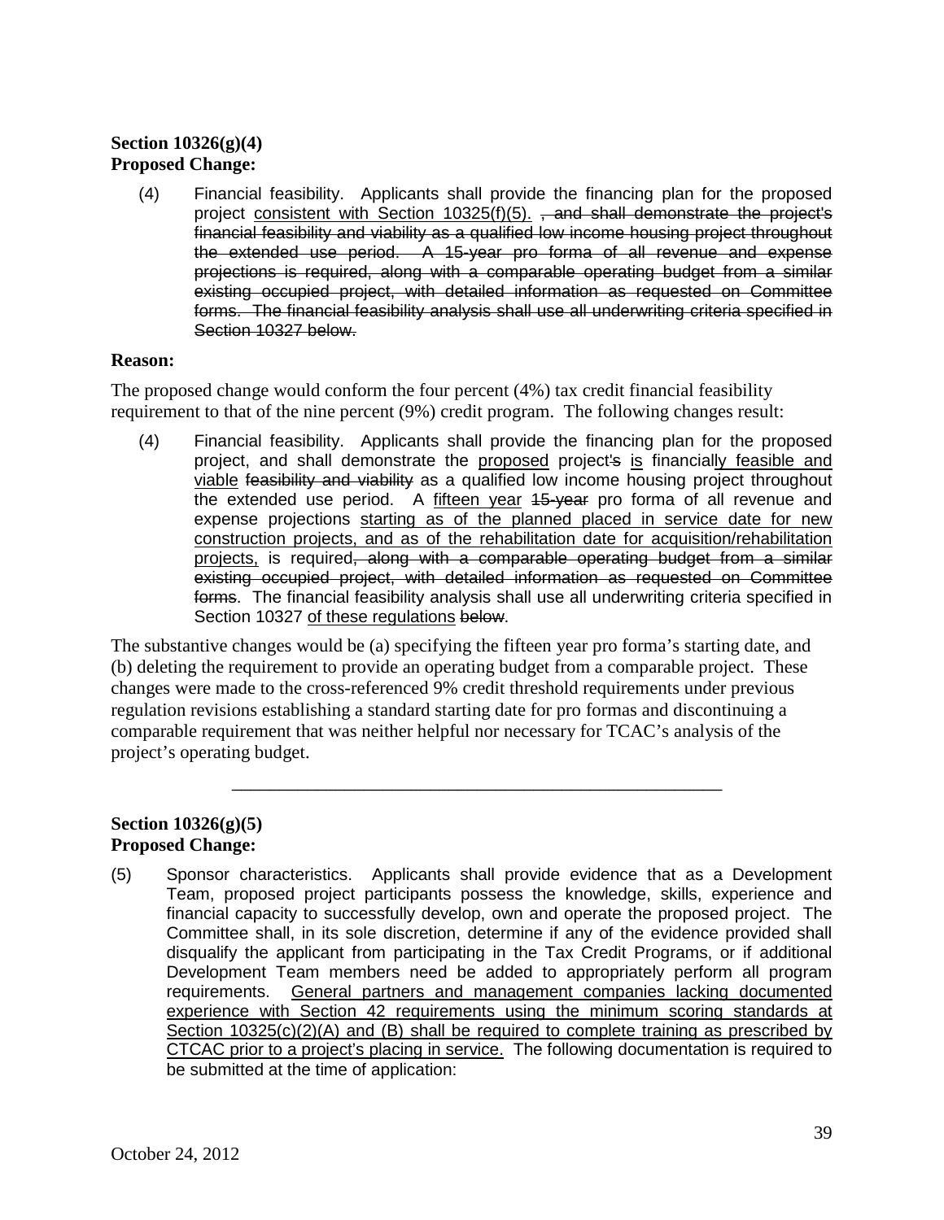**Section 10326(g)(4)**
**Proposed Change:**

(4) Financial feasibility. Applicants shall provide the financing plan for the proposed project <u>consistent with Section 10325(f)(5).</u> ~~, and shall demonstrate the project's financial feasibility and viability as a qualified low income housing project throughout the extended use period. A 15-year pro forma of all revenue and expense projections is required, along with a comparable operating budget from a similar existing occupied project, with detailed information as requested on Committee forms. The financial feasibility analysis shall use all underwriting criteria specified in Section 10327 below.~~

**Reason:**

The proposed change would conform the four percent (4%) tax credit financial feasibility requirement to that of the nine percent (9%) credit program. The following changes result:

(4) Financial feasibility. Applicants shall provide the financing plan for the proposed project, and shall demonstrate the <u>proposed</u> project~~'s~~ <u>is</u> financial<u>ly feasible and viable</u> ~~feasibility and viability~~ as a qualified low income housing project throughout the extended use period. A <u>fifteen year</u> ~~15-year~~ pro forma of all revenue and expense projections <u>starting as of the planned placed in service date for new construction projects, and as of the rehabilitation date for acquisition/rehabilitation projects,</u> is required~~, along with a comparable operating budget from a similar existing occupied project, with detailed information as requested on Committee forms~~. The financial feasibility analysis shall use all underwriting criteria specified in Section 10327 <u>of these regulations</u> ~~below~~.

The substantive changes would be (a) specifying the fifteen year pro forma's starting date, and (b) deleting the requirement to provide an operating budget from a comparable project. These changes were made to the cross-referenced 9% credit threshold requirements under previous regulation revisions establishing a standard starting date for pro formas and discontinuing a comparable requirement that was neither helpful nor necessary for TCAC's analysis of the project's operating budget.

---

**Section 10326(g)(5)**
**Proposed Change:**

(5) Sponsor characteristics. Applicants shall provide evidence that as a Development Team, proposed project participants possess the knowledge, skills, experience and financial capacity to successfully develop, own and operate the proposed project. The Committee shall, in its sole discretion, determine if any of the evidence provided shall disqualify the applicant from participating in the Tax Credit Programs, or if additional Development Team members need be added to appropriately perform all program requirements. <u>General partners and management companies lacking documented experience with Section 42 requirements using the minimum scoring standards at Section 10325(c)(2)(A) and (B) shall be required to complete training as prescribed by CTCAC prior to a project's placing in service.</u> The following documentation is required to be submitted at the time of application: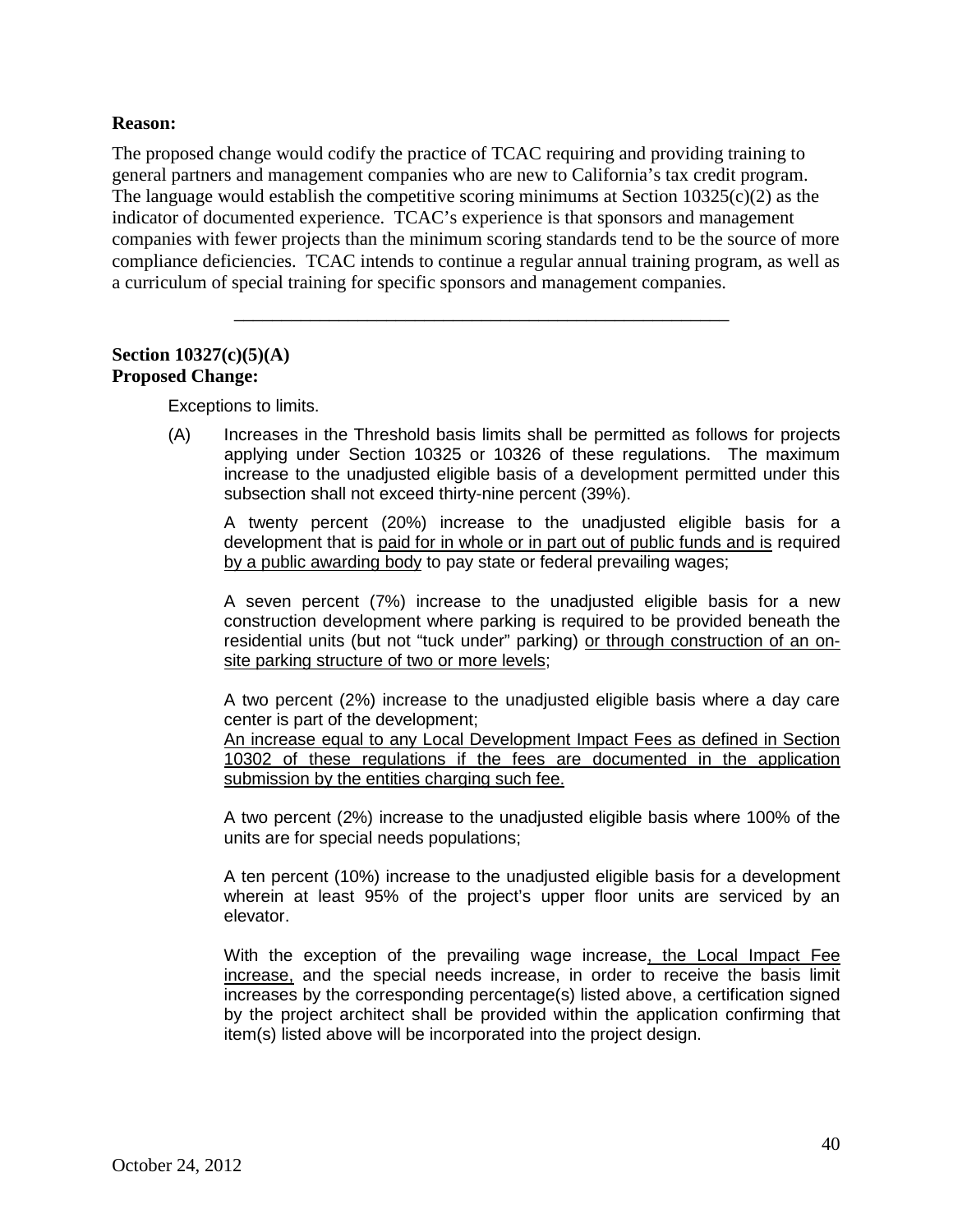**Reason:**

The proposed change would codify the practice of TCAC requiring and providing training to general partners and management companies who are new to California's tax credit program. The language would establish the competitive scoring minimums at Section 10325(c)(2) as the indicator of documented experience. TCAC's experience is that sponsors and management companies with fewer projects than the minimum scoring standards tend to be the source of more compliance deficiencies. TCAC intends to continue a regular annual training program, as well as a curriculum of special training for specific sponsors and management companies.

---

**Section 10327(c)(5)(A)**
**Proposed Change:**

Exceptions to limits.

(A) Increases in the Threshold basis limits shall be permitted as follows for projects applying under Section 10325 or 10326 of these regulations. The maximum increase to the unadjusted eligible basis of a development permitted under this subsection shall not exceed thirty-nine percent (39%).

A twenty percent (20%) increase to the unadjusted eligible basis for a development that is <u>paid for in whole or in part out of public funds and is</u> required <u>by a public awarding body</u> to pay state or federal prevailing wages;

A seven percent (7%) increase to the unadjusted eligible basis for a new construction development where parking is required to be provided beneath the residential units (but not "tuck under" parking) <u>or through construction of an on-site parking structure of two or more levels</u>;

A two percent (2%) increase to the unadjusted eligible basis where a day care center is part of the development;
<u>An increase equal to any Local Development Impact Fees as defined in Section 10302 of these regulations if the fees are documented in the application submission by the entities charging such fee.</u>

A two percent (2%) increase to the unadjusted eligible basis where 100% of the units are for special needs populations;

A ten percent (10%) increase to the unadjusted eligible basis for a development wherein at least 95% of the project's upper floor units are serviced by an elevator.

With the exception of the prevailing wage increase<u>, the Local Impact Fee increase,</u> and the special needs increase, in order to receive the basis limit increases by the corresponding percentage(s) listed above, a certification signed by the project architect shall be provided within the application confirming that item(s) listed above will be incorporated into the project design.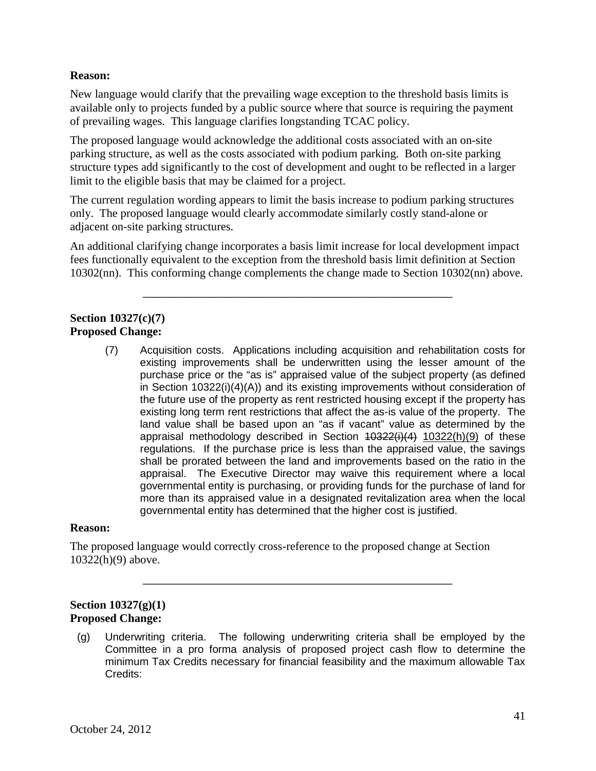**Reason:**

New language would clarify that the prevailing wage exception to the threshold basis limits is available only to projects funded by a public source where that source is requiring the payment of prevailing wages. This language clarifies longstanding TCAC policy.

The proposed language would acknowledge the additional costs associated with an on-site parking structure, as well as the costs associated with podium parking. Both on-site parking structure types add significantly to the cost of development and ought to be reflected in a larger limit to the eligible basis that may be claimed for a project.

The current regulation wording appears to limit the basis increase to podium parking structures only. The proposed language would clearly accommodate similarly costly stand-alone or adjacent on-site parking structures.

An additional clarifying change incorporates a basis limit increase for local development impact fees functionally equivalent to the exception from the threshold basis limit definition at Section 10302(nn). This conforming change complements the change made to Section 10302(nn) above.

---

**Section 10327(c)(7)**
**Proposed Change:**

(7) Acquisition costs. Applications including acquisition and rehabilitation costs for existing improvements shall be underwritten using the lesser amount of the purchase price or the "as is" appraised value of the subject property (as defined in Section 10322(i)(4)(A)) and its existing improvements without consideration of the future use of the property as rent restricted housing except if the property has existing long term rent restrictions that affect the as-is value of the property. The land value shall be based upon an "as if vacant" value as determined by the appraisal methodology described in Section ~~10322(i)(4)~~ <u>10322(h)(9)</u> of these regulations. If the purchase price is less than the appraised value, the savings shall be prorated between the land and improvements based on the ratio in the appraisal. The Executive Director may waive this requirement where a local governmental entity is purchasing, or providing funds for the purchase of land for more than its appraised value in a designated revitalization area when the local governmental entity has determined that the higher cost is justified.

**Reason:**

The proposed language would correctly cross-reference to the proposed change at Section 10322(h)(9) above.

---

**Section 10327(g)(1)**
**Proposed Change:**

(g) Underwriting criteria. The following underwriting criteria shall be employed by the Committee in a pro forma analysis of proposed project cash flow to determine the minimum Tax Credits necessary for financial feasibility and the maximum allowable Tax Credits: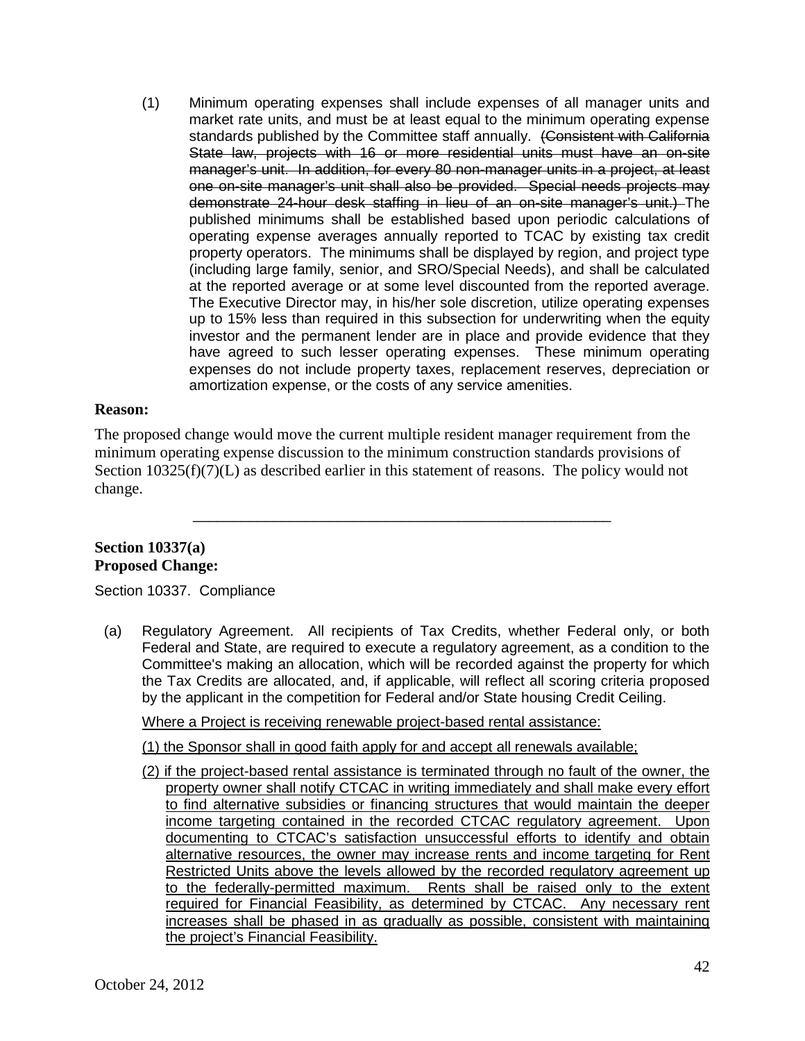(1) Minimum operating expenses shall include expenses of all manager units and market rate units, and must be at least equal to the minimum operating expense standards published by the Committee staff annually. ~~(Consistent with California State law, projects with 16 or more residential units must have an on-site manager's unit. In addition, for every 80 non-manager units in a project, at least one on-site manager's unit shall also be provided. Special needs projects may demonstrate 24-hour desk staffing in lieu of an on-site manager's unit.)~~ The published minimums shall be established based upon periodic calculations of operating expense averages annually reported to TCAC by existing tax credit property operators. The minimums shall be displayed by region, and project type (including large family, senior, and SRO/Special Needs), and shall be calculated at the reported average or at some level discounted from the reported average. The Executive Director may, in his/her sole discretion, utilize operating expenses up to 15% less than required in this subsection for underwriting when the equity investor and the permanent lender are in place and provide evidence that they have agreed to such lesser operating expenses. These minimum operating expenses do not include property taxes, replacement reserves, depreciation or amortization expense, or the costs of any service amenities.

**Reason:**

The proposed change would move the current multiple resident manager requirement from the minimum operating expense discussion to the minimum construction standards provisions of Section 10325(f)(7)(L) as described earlier in this statement of reasons. The policy would not change.

---

**Section 10337(a)**
**Proposed Change:**

Section 10337. Compliance

(a) Regulatory Agreement. All recipients of Tax Credits, whether Federal only, or both Federal and State, are required to execute a regulatory agreement, as a condition to the Committee's making an allocation, which will be recorded against the property for which the Tax Credits are allocated, and, if applicable, will reflect all scoring criteria proposed by the applicant in the competition for Federal and/or State housing Credit Ceiling.

<u>Where a Project is receiving renewable project-based rental assistance:</u>

<u>(1) the Sponsor shall in good faith apply for and accept all renewals available;</u>

<u>(2) if the project-based rental assistance is terminated through no fault of the owner, the property owner shall notify CTCAC in writing immediately and shall make every effort to find alternative subsidies or financing structures that would maintain the deeper income targeting contained in the recorded CTCAC regulatory agreement. Upon documenting to CTCAC's satisfaction unsuccessful efforts to identify and obtain alternative resources, the owner may increase rents and income targeting for Rent Restricted Units above the levels allowed by the recorded regulatory agreement up to the federally-permitted maximum. Rents shall be raised only to the extent required for Financial Feasibility, as determined by CTCAC. Any necessary rent increases shall be phased in as gradually as possible, consistent with maintaining the project's Financial Feasibility.</u>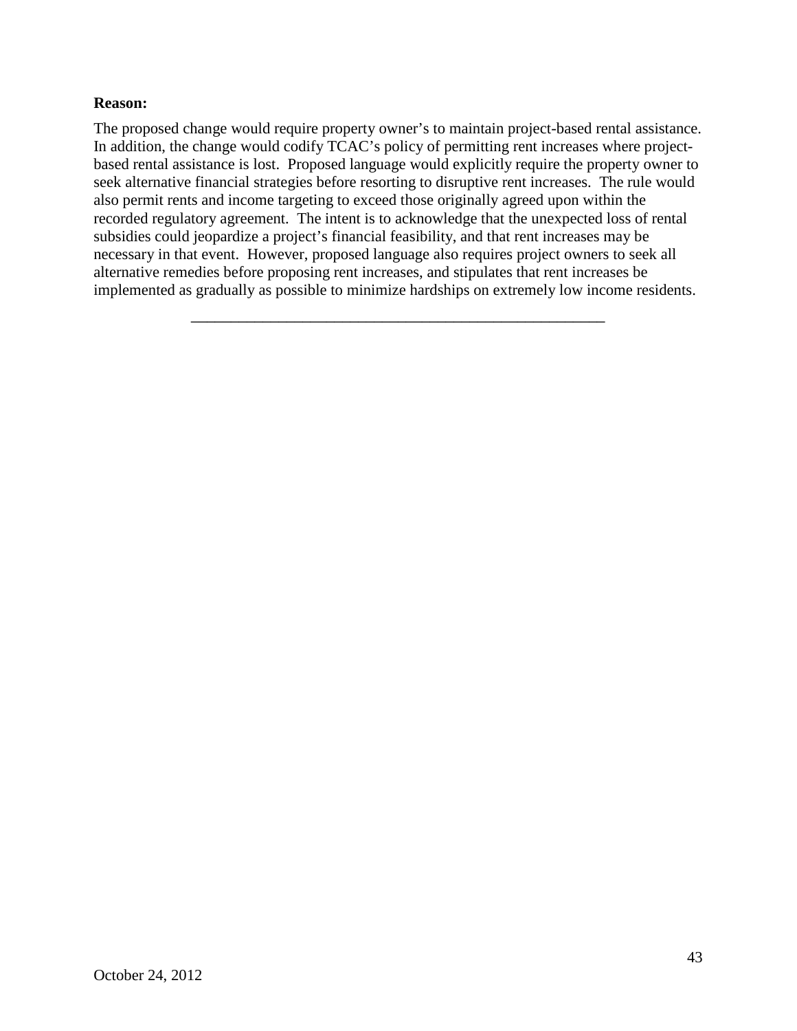**Reason:**

The proposed change would require property owner's to maintain project-based rental assistance. In addition, the change would codify TCAC's policy of permitting rent increases where project-based rental assistance is lost. Proposed language would explicitly require the property owner to seek alternative financial strategies before resorting to disruptive rent increases. The rule would also permit rents and income targeting to exceed those originally agreed upon within the recorded regulatory agreement. The intent is to acknowledge that the unexpected loss of rental subsidies could jeopardize a project's financial feasibility, and that rent increases may be necessary in that event. However, proposed language also requires project owners to seek all alternative remedies before proposing rent increases, and stipulates that rent increases be implemented as gradually as possible to minimize hardships on extremely low income residents.

---